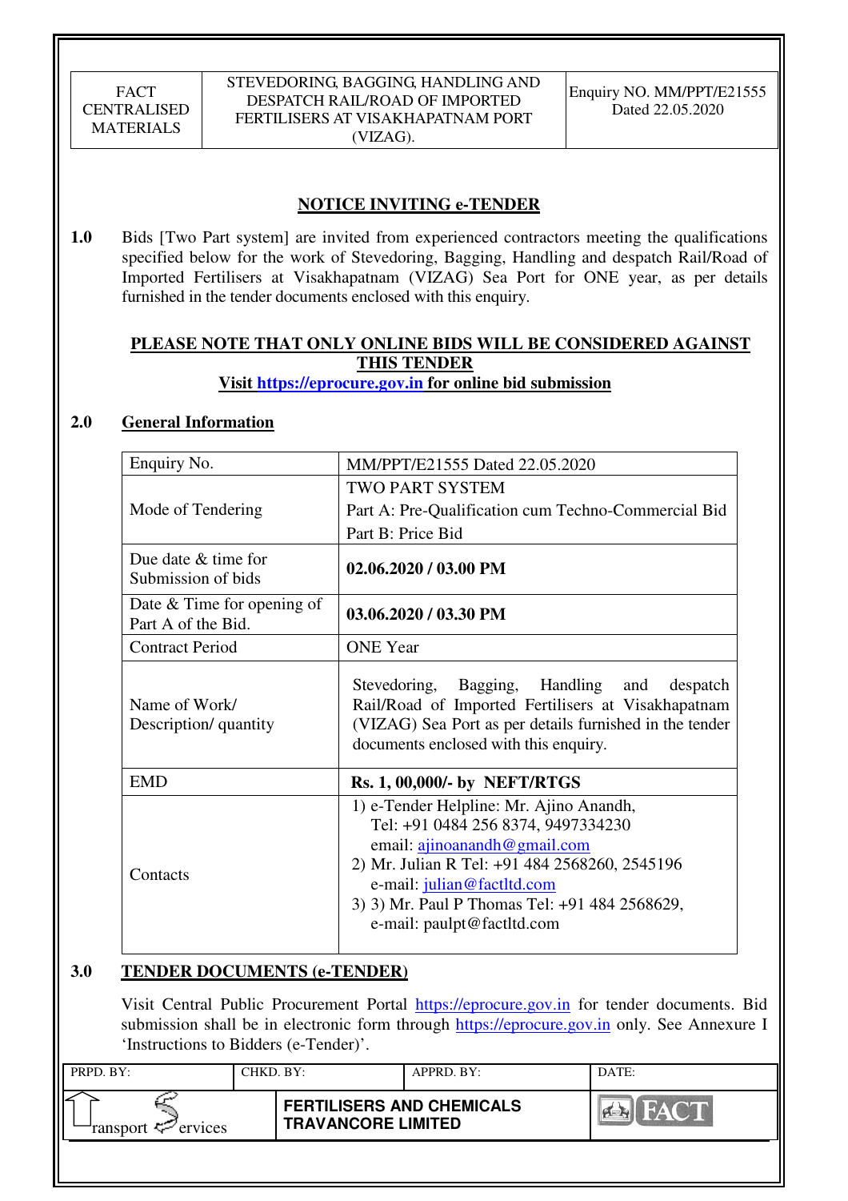| FACT CENTRALISED MATERIALS | STEVEDORING, BAGGING, HANDLING AND DESPATCH RAIL/ROAD OF IMPORTED FERTILISERS AT VISAKHAPATNAM PORT (VIZAG). | Enquiry NO. MM/PPT/E21555 Dated 22.05.2020 |
|---|---|---|

## NOTICE INVITING e-TENDER

**1.0** Bids [Two Part system] are invited from experienced contractors meeting the qualifications specified below for the work of Stevedoring, Bagging, Handling and despatch Rail/Road of Imported Fertilisers at Visakhapatnam (VIZAG) Sea Port for ONE year, as per details furnished in the tender documents enclosed with this enquiry.

**PLEASE NOTE THAT ONLY ONLINE BIDS WILL BE CONSIDERED AGAINST THIS TENDER**

**Visit https://eprocure.gov.in for online bid submission**

### 2.0 General Information

| Enquiry No. | MM/PPT/E21555 Dated 22.05.2020 |
|---|---|
| Mode of Tendering | TWO PART SYSTEM<br>Part A: Pre-Qualification cum Techno-Commercial Bid<br>Part B: Price Bid |
| Due date & time for Submission of bids | **02.06.2020 / 03.00 PM** |
| Date & Time for opening of Part A of the Bid. | **03.06.2020 / 03.30 PM** |
| Contract Period | ONE Year |
| Name of Work/ Description/ quantity | Stevedoring, Bagging, Handling and despatch Rail/Road of Imported Fertilisers at Visakhapatnam (VIZAG) Sea Port as per details furnished in the tender documents enclosed with this enquiry. |
| EMD | **Rs. 1, 00,000/- by NEFT/RTGS** |
| Contacts | 1) e-Tender Helpline: Mr. Ajino Anandh, Tel: +91 0484 256 8374, 9497334230 email: ajinoanandh@gmail.com<br>2) Mr. Julian R Tel: +91 484 2568260, 2545196 e-mail: julian@factltd.com<br>3) 3) Mr. Paul P Thomas Tel: +91 484 2568629, e-mail: paulpt@factltd.com |

### 3.0 TENDER DOCUMENTS (e-TENDER)

Visit Central Public Procurement Portal https://eprocure.gov.in for tender documents. Bid submission shall be in electronic form through https://eprocure.gov.in only. See Annexure I 'Instructions to Bidders (e-Tender)'.

| PRPD. BY: | CHKD. BY: | APPRD. BY: | DATE: |
|---|---|---|---|
| Transport Services | FERTILISERS AND CHEMICALS TRAVANCORE LIMITED | | FACT |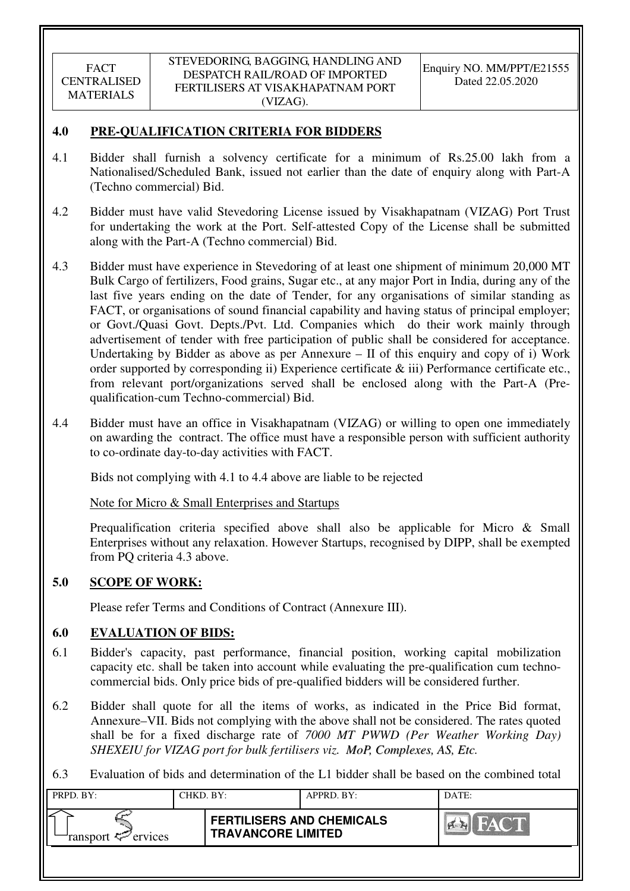## 4.0 PRE-QUALIFICATION CRITERIA FOR BIDDERS

4.1 Bidder shall furnish a solvency certificate for a minimum of Rs.25.00 lakh from a Nationalised/Scheduled Bank, issued not earlier than the date of enquiry along with Part-A (Techno commercial) Bid.

4.2 Bidder must have valid Stevedoring License issued by Visakhapatnam (VIZAG) Port Trust for undertaking the work at the Port. Self-attested Copy of the License shall be submitted along with the Part-A (Techno commercial) Bid.

4.3 Bidder must have experience in Stevedoring of at least one shipment of minimum 20,000 MT Bulk Cargo of fertilizers, Food grains, Sugar etc., at any major Port in India, during any of the last five years ending on the date of Tender, for any organisations of similar standing as FACT, or organisations of sound financial capability and having status of principal employer; or Govt./Quasi Govt. Depts./Pvt. Ltd. Companies which do their work mainly through advertisement of tender with free participation of public shall be considered for acceptance. Undertaking by Bidder as above as per Annexure – II of this enquiry and copy of i) Work order supported by corresponding ii) Experience certificate & iii) Performance certificate etc., from relevant port/organizations served shall be enclosed along with the Part-A (Pre-qualification-cum Techno-commercial) Bid.

4.4 Bidder must have an office in Visakhapatnam (VIZAG) or willing to open one immediately on awarding the contract. The office must have a responsible person with sufficient authority to co-ordinate day-to-day activities with FACT.

Bids not complying with 4.1 to 4.4 above are liable to be rejected

Note for Micro & Small Enterprises and Startups

Prequalification criteria specified above shall also be applicable for Micro & Small Enterprises without any relaxation. However Startups, recognised by DIPP, shall be exempted from PQ criteria 4.3 above.

## 5.0 SCOPE OF WORK:

Please refer Terms and Conditions of Contract (Annexure III).

## 6.0 EVALUATION OF BIDS:

6.1 Bidder's capacity, past performance, financial position, working capital mobilization capacity etc. shall be taken into account while evaluating the pre-qualification cum techno-commercial bids. Only price bids of pre-qualified bidders will be considered further.

6.2 Bidder shall quote for all the items of works, as indicated in the Price Bid format, Annexure–VII. Bids not complying with the above shall not be considered. The rates quoted shall be for a fixed discharge rate of *7000 MT PWWD (Per Weather Working Day) SHEXEIU for VIZAG port for bulk fertilisers viz. MoP, Complexes, AS, Etc.*

6.3 Evaluation of bids and determination of the L1 bidder shall be based on the combined total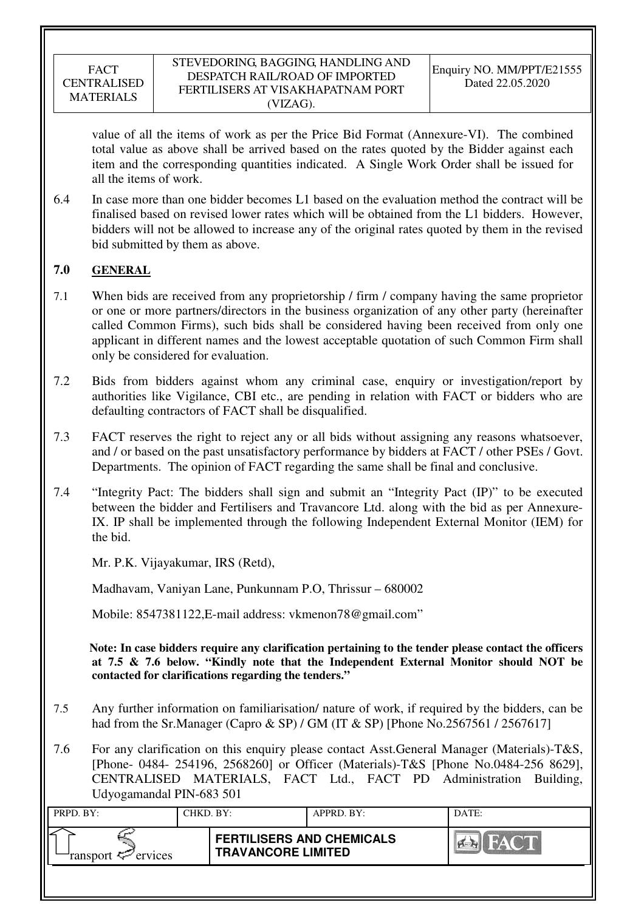value of all the items of work as per the Price Bid Format (Annexure-VI). The combined total value as above shall be arrived based on the rates quoted by the Bidder against each item and the corresponding quantities indicated. A Single Work Order shall be issued for all the items of work.

6.4 In case more than one bidder becomes L1 based on the evaluation method the contract will be finalised based on revised lower rates which will be obtained from the L1 bidders. However, bidders will not be allowed to increase any of the original rates quoted by them in the revised bid submitted by them as above.

## 7.0 GENERAL

7.1 When bids are received from any proprietorship / firm / company having the same proprietor or one or more partners/directors in the business organization of any other party (hereinafter called Common Firms), such bids shall be considered having been received from only one applicant in different names and the lowest acceptable quotation of such Common Firm shall only be considered for evaluation.

7.2 Bids from bidders against whom any criminal case, enquiry or investigation/report by authorities like Vigilance, CBI etc., are pending in relation with FACT or bidders who are defaulting contractors of FACT shall be disqualified.

7.3 FACT reserves the right to reject any or all bids without assigning any reasons whatsoever, and / or based on the past unsatisfactory performance by bidders at FACT / other PSEs / Govt. Departments. The opinion of FACT regarding the same shall be final and conclusive.

7.4 "Integrity Pact: The bidders shall sign and submit an "Integrity Pact (IP)" to be executed between the bidder and Fertilisers and Travancore Ltd. along with the bid as per Annexure-IX. IP shall be implemented through the following Independent External Monitor (IEM) for the bid.

Mr. P.K. Vijayakumar, IRS (Retd),

Madhavam, Vaniyan Lane, Punkunnam P.O, Thrissur – 680002

Mobile: 8547381122,E-mail address: vkmenon78@gmail.com"

**Note: In case bidders require any clarification pertaining to the tender please contact the officers at 7.5 & 7.6 below. "Kindly note that the Independent External Monitor should NOT be contacted for clarifications regarding the tenders."**

7.5 Any further information on familiarisation/ nature of work, if required by the bidders, can be had from the Sr.Manager (Capro & SP) / GM (IT & SP) [Phone No.2567561 / 2567617]

7.6 For any clarification on this enquiry please contact Asst.General Manager (Materials)-T&S, [Phone- 0484- 254196, 2568260] or Officer (Materials)-T&S [Phone No.0484-256 8629], CENTRALISED MATERIALS, FACT Ltd., FACT PD Administration Building, Udyogamandal PIN-683 501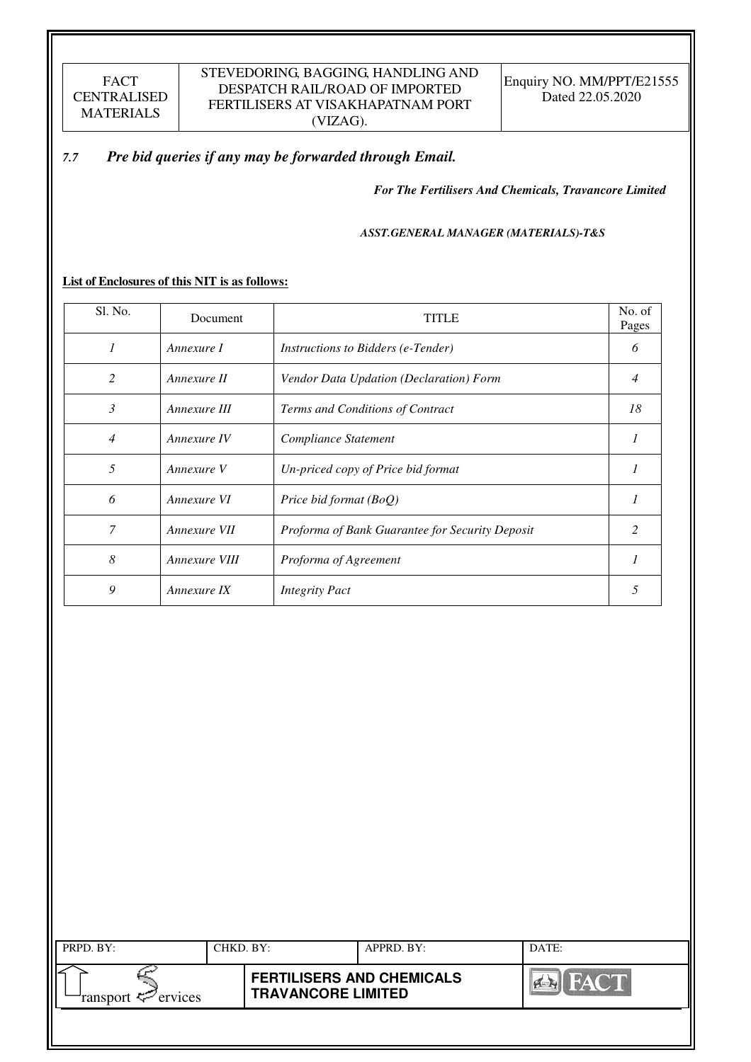### *7.7 Pre bid queries if any may be forwarded through Email.*

***For The Fertilisers And Chemicals, Travancore Limited***

***ASST.GENERAL MANAGER (MATERIALS)-T&S***

**List of Enclosures of this NIT is as follows:**

| Sl. No. | Document | TITLE | No. of Pages |
|---|---|---|---|
| *1* | *Annexure I* | *Instructions to Bidders (e-Tender)* | *6* |
| *2* | *Annexure II* | *Vendor Data Updation (Declaration) Form* | *4* |
| *3* | *Annexure III* | *Terms and Conditions of Contract* | *18* |
| *4* | *Annexure IV* | *Compliance Statement* | *1* |
| *5* | *Annexure V* | *Un-priced copy of Price bid format* | *1* |
| *6* | *Annexure VI* | *Price bid format (BoQ)* | *1* |
| *7* | *Annexure VII* | *Proforma of Bank Guarantee for Security Deposit* | *2* |
| *8* | *Annexure VIII* | *Proforma of Agreement* | *1* |
| *9* | *Annexure IX* | *Integrity Pact* | *5* |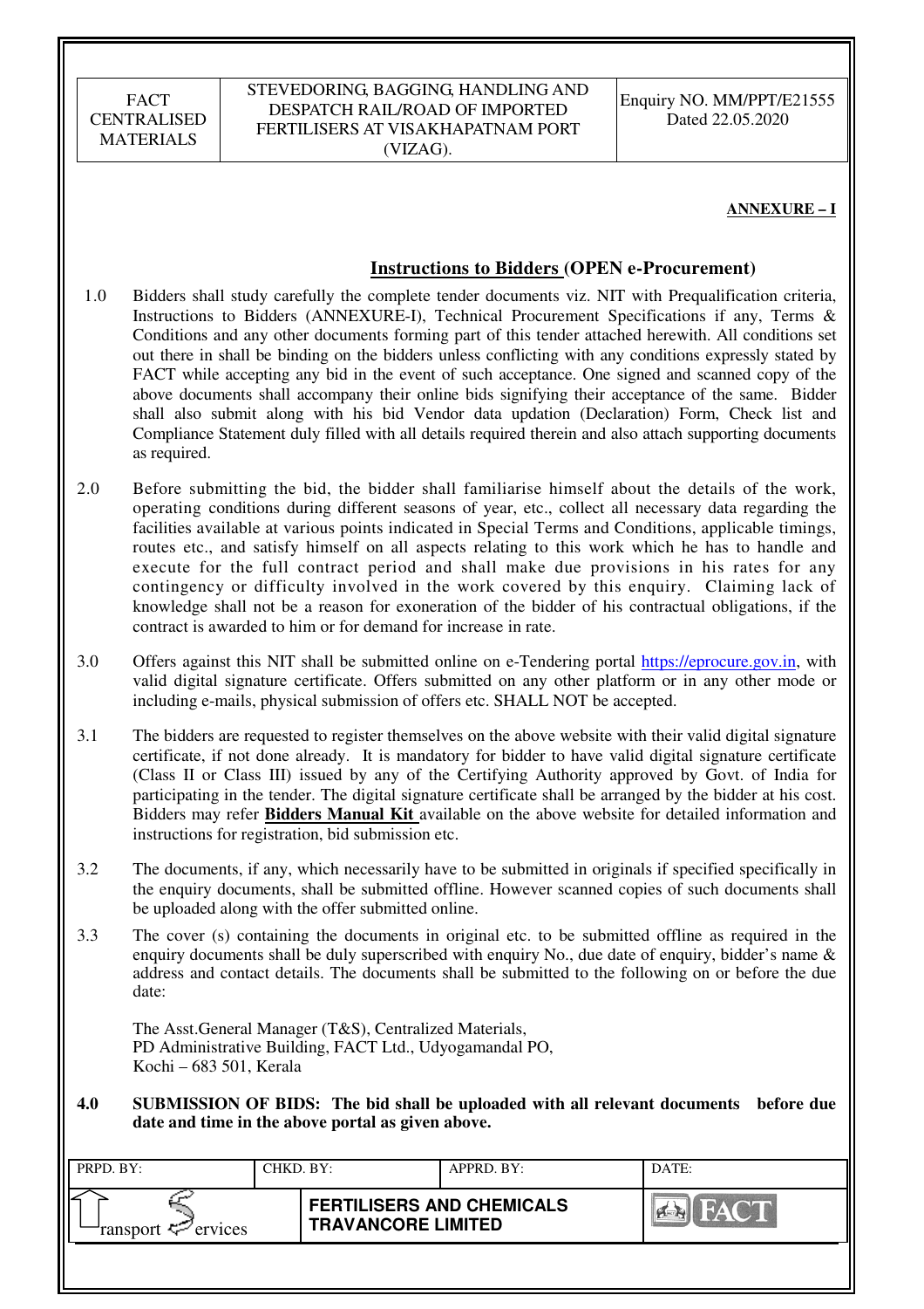**ANNEXURE – I**

## Instructions to Bidders (OPEN e-Procurement)

1.0 Bidders shall study carefully the complete tender documents viz. NIT with Prequalification criteria, Instructions to Bidders (ANNEXURE-I), Technical Procurement Specifications if any, Terms & Conditions and any other documents forming part of this tender attached herewith. All conditions set out there in shall be binding on the bidders unless conflicting with any conditions expressly stated by FACT while accepting any bid in the event of such acceptance. One signed and scanned copy of the above documents shall accompany their online bids signifying their acceptance of the same. Bidder shall also submit along with his bid Vendor data updation (Declaration) Form, Check list and Compliance Statement duly filled with all details required therein and also attach supporting documents as required.

2.0 Before submitting the bid, the bidder shall familiarise himself about the details of the work, operating conditions during different seasons of year, etc., collect all necessary data regarding the facilities available at various points indicated in Special Terms and Conditions, applicable timings, routes etc., and satisfy himself on all aspects relating to this work which he has to handle and execute for the full contract period and shall make due provisions in his rates for any contingency or difficulty involved in the work covered by this enquiry. Claiming lack of knowledge shall not be a reason for exoneration of the bidder of his contractual obligations, if the contract is awarded to him or for demand for increase in rate.

3.0 Offers against this NIT shall be submitted online on e-Tendering portal https://eprocure.gov.in, with valid digital signature certificate. Offers submitted on any other platform or in any other mode or including e-mails, physical submission of offers etc. SHALL NOT be accepted.

3.1 The bidders are requested to register themselves on the above website with their valid digital signature certificate, if not done already. It is mandatory for bidder to have valid digital signature certificate (Class II or Class III) issued by any of the Certifying Authority approved by Govt. of India for participating in the tender. The digital signature certificate shall be arranged by the bidder at his cost. Bidders may refer **Bidders Manual Kit** available on the above website for detailed information and instructions for registration, bid submission etc.

3.2 The documents, if any, which necessarily have to be submitted in originals if specified specifically in the enquiry documents, shall be submitted offline. However scanned copies of such documents shall be uploaded along with the offer submitted online.

3.3 The cover (s) containing the documents in original etc. to be submitted offline as required in the enquiry documents shall be duly superscribed with enquiry No., due date of enquiry, bidder's name & address and contact details. The documents shall be submitted to the following on or before the due date:

The Asst.General Manager (T&S), Centralized Materials,
PD Administrative Building, FACT Ltd., Udyogamandal PO,
Kochi – 683 501, Kerala

**4.0 SUBMISSION OF BIDS: The bid shall be uploaded with all relevant documents before due date and time in the above portal as given above.**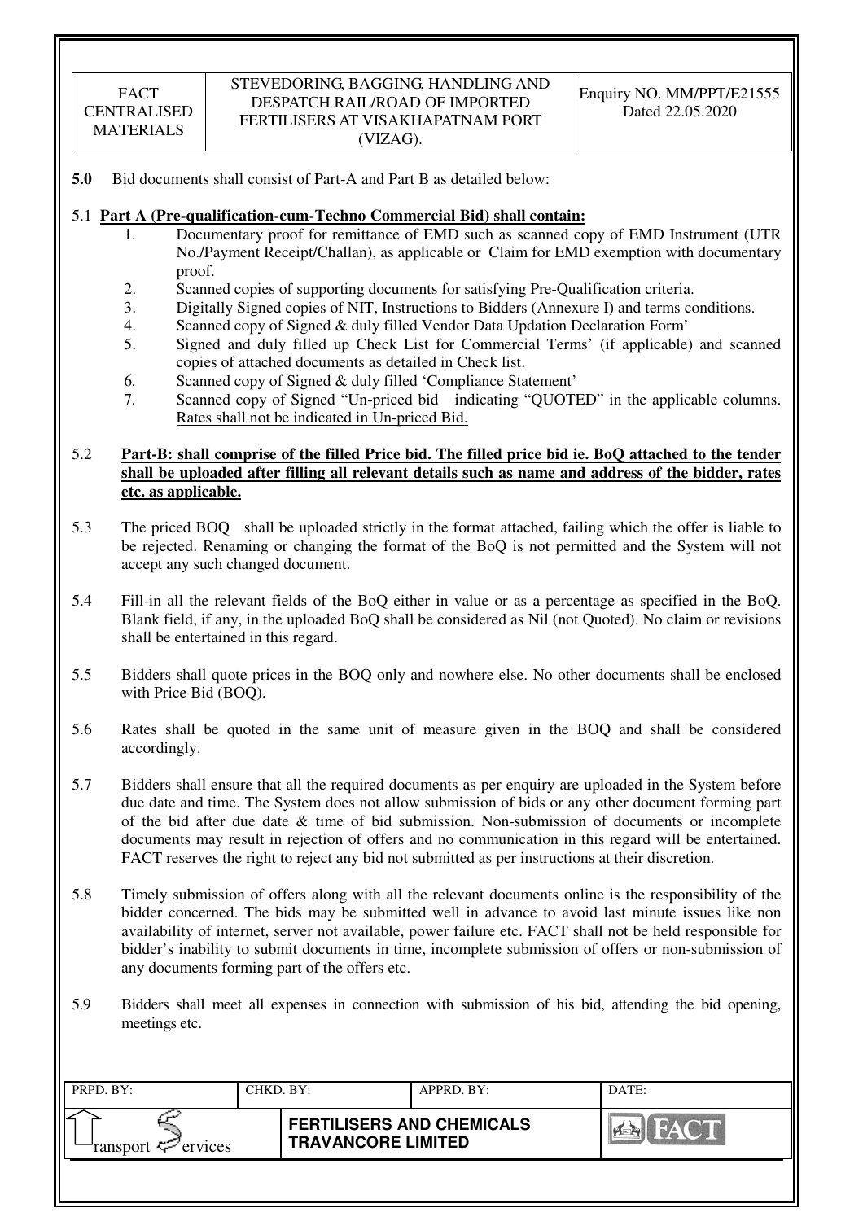**5.0** Bid documents shall consist of Part-A and Part B as detailed below:

5.1 **Part A (Pre-qualification-cum-Techno Commercial Bid) shall contain:**

1. Documentary proof for remittance of EMD such as scanned copy of EMD Instrument (UTR No./Payment Receipt/Challan), as applicable or Claim for EMD exemption with documentary proof.
2. Scanned copies of supporting documents for satisfying Pre-Qualification criteria.
3. Digitally Signed copies of NIT, Instructions to Bidders (Annexure I) and terms conditions.
4. Scanned copy of Signed & duly filled Vendor Data Updation Declaration Form'
5. Signed and duly filled up Check List for Commercial Terms' (if applicable) and scanned copies of attached documents as detailed in Check list.
6. Scanned copy of Signed & duly filled 'Compliance Statement'
7. Scanned copy of Signed "Un-priced bid indicating "QUOTED" in the applicable columns. Rates shall not be indicated in Un-priced Bid.

5.2 **Part-B: shall comprise of the filled Price bid. The filled price bid ie. BoQ attached to the tender shall be uploaded after filling all relevant details such as name and address of the bidder, rates etc. as applicable.**

5.3 The priced BOQ shall be uploaded strictly in the format attached, failing which the offer is liable to be rejected. Renaming or changing the format of the BoQ is not permitted and the System will not accept any such changed document.

5.4 Fill-in all the relevant fields of the BoQ either in value or as a percentage as specified in the BoQ. Blank field, if any, in the uploaded BoQ shall be considered as Nil (not Quoted). No claim or revisions shall be entertained in this regard.

5.5 Bidders shall quote prices in the BOQ only and nowhere else. No other documents shall be enclosed with Price Bid (BOQ).

5.6 Rates shall be quoted in the same unit of measure given in the BOQ and shall be considered accordingly.

5.7 Bidders shall ensure that all the required documents as per enquiry are uploaded in the System before due date and time. The System does not allow submission of bids or any other document forming part of the bid after due date & time of bid submission. Non-submission of documents or incomplete documents may result in rejection of offers and no communication in this regard will be entertained. FACT reserves the right to reject any bid not submitted as per instructions at their discretion.

5.8 Timely submission of offers along with all the relevant documents online is the responsibility of the bidder concerned. The bids may be submitted well in advance to avoid last minute issues like non availability of internet, server not available, power failure etc. FACT shall not be held responsible for bidder's inability to submit documents in time, incomplete submission of offers or non-submission of any documents forming part of the offers etc.

5.9 Bidders shall meet all expenses in connection with submission of his bid, attending the bid opening, meetings etc.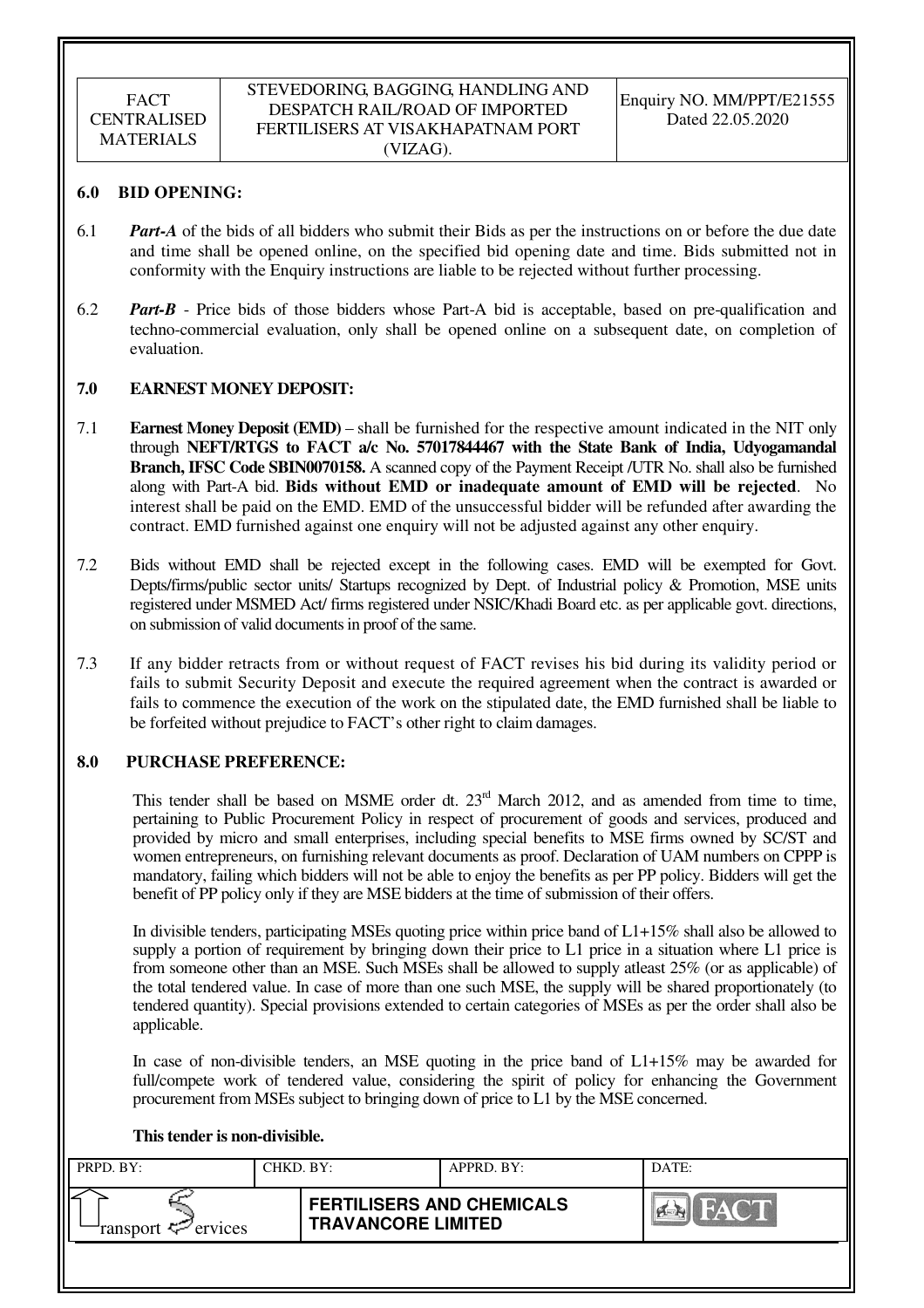## 6.0 BID OPENING:

6.1 ***Part-A*** of the bids of all bidders who submit their Bids as per the instructions on or before the due date and time shall be opened online, on the specified bid opening date and time. Bids submitted not in conformity with the Enquiry instructions are liable to be rejected without further processing.

6.2 ***Part-B*** - Price bids of those bidders whose Part-A bid is acceptable, based on pre-qualification and techno-commercial evaluation, only shall be opened online on a subsequent date, on completion of evaluation.

## 7.0 EARNEST MONEY DEPOSIT:

7.1 **Earnest Money Deposit (EMD)** – shall be furnished for the respective amount indicated in the NIT only through **NEFT/RTGS to FACT a/c No. 57017844467 with the State Bank of India, Udyogamandal Branch, IFSC Code SBIN0070158.** A scanned copy of the Payment Receipt /UTR No. shall also be furnished along with Part-A bid. **Bids without EMD or inadequate amount of EMD will be rejected**. No interest shall be paid on the EMD. EMD of the unsuccessful bidder will be refunded after awarding the contract. EMD furnished against one enquiry will not be adjusted against any other enquiry.

7.2 Bids without EMD shall be rejected except in the following cases. EMD will be exempted for Govt. Depts/firms/public sector units/ Startups recognized by Dept. of Industrial policy & Promotion, MSE units registered under MSMED Act/ firms registered under NSIC/Khadi Board etc. as per applicable govt. directions, on submission of valid documents in proof of the same.

7.3 If any bidder retracts from or without request of FACT revises his bid during its validity period or fails to submit Security Deposit and execute the required agreement when the contract is awarded or fails to commence the execution of the work on the stipulated date, the EMD furnished shall be liable to be forfeited without prejudice to FACT's other right to claim damages.

## 8.0 PURCHASE PREFERENCE:

This tender shall be based on MSME order dt. 23rd March 2012, and as amended from time to time, pertaining to Public Procurement Policy in respect of procurement of goods and services, produced and provided by micro and small enterprises, including special benefits to MSE firms owned by SC/ST and women entrepreneurs, on furnishing relevant documents as proof. Declaration of UAM numbers on CPPP is mandatory, failing which bidders will not be able to enjoy the benefits as per PP policy. Bidders will get the benefit of PP policy only if they are MSE bidders at the time of submission of their offers.

In divisible tenders, participating MSEs quoting price within price band of L1+15% shall also be allowed to supply a portion of requirement by bringing down their price to L1 price in a situation where L1 price is from someone other than an MSE. Such MSEs shall be allowed to supply atleast 25% (or as applicable) of the total tendered value. In case of more than one such MSE, the supply will be shared proportionately (to tendered quantity). Special provisions extended to certain categories of MSEs as per the order shall also be applicable.

In case of non-divisible tenders, an MSE quoting in the price band of L1+15% may be awarded for full/compete work of tendered value, considering the spirit of policy for enhancing the Government procurement from MSEs subject to bringing down of price to L1 by the MSE concerned.

**This tender is non-divisible.**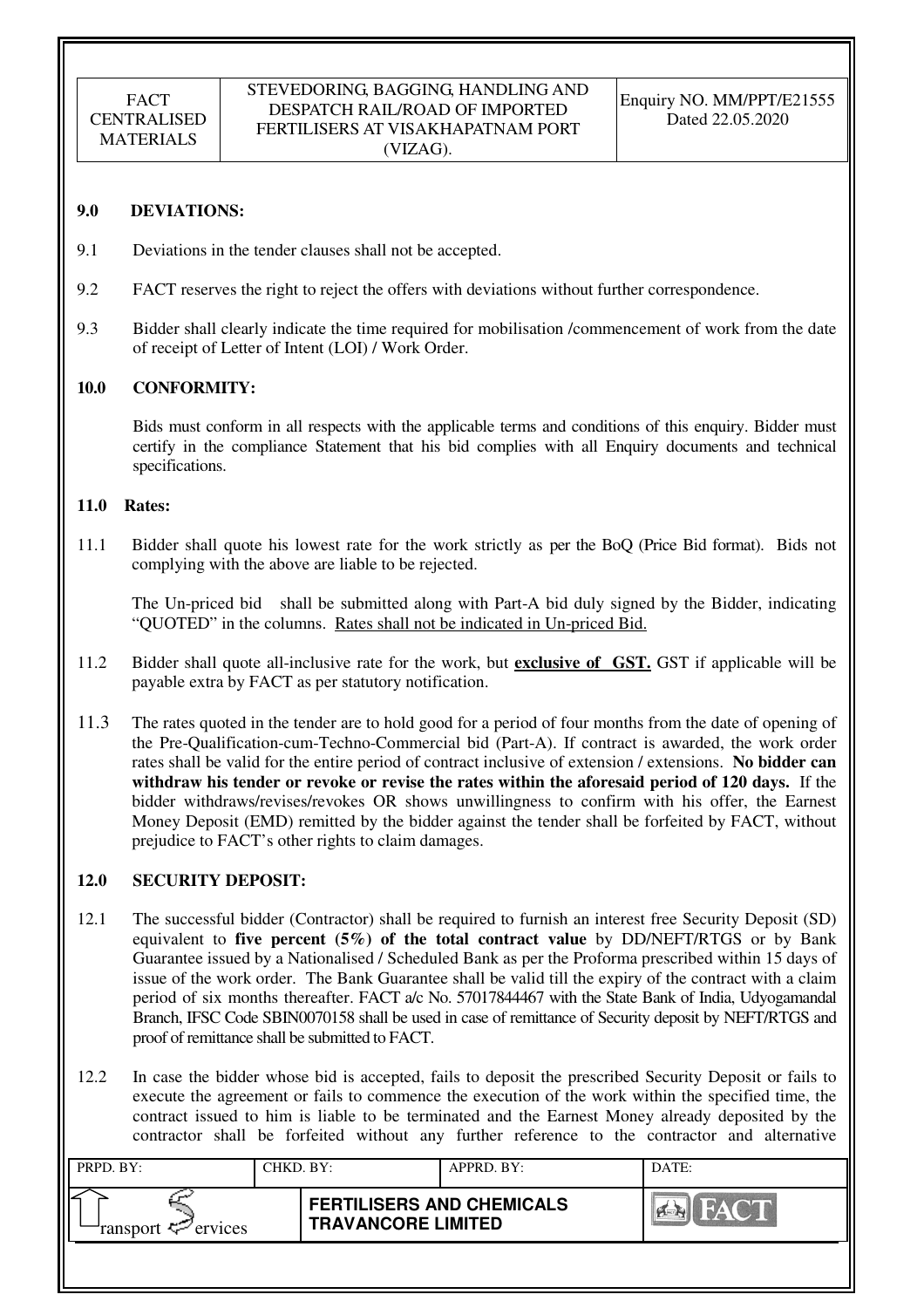## 9.0 DEVIATIONS:

9.1 Deviations in the tender clauses shall not be accepted.

9.2 FACT reserves the right to reject the offers with deviations without further correspondence.

9.3 Bidder shall clearly indicate the time required for mobilisation /commencement of work from the date of receipt of Letter of Intent (LOI) / Work Order.

## 10.0 CONFORMITY:

Bids must conform in all respects with the applicable terms and conditions of this enquiry. Bidder must certify in the compliance Statement that his bid complies with all Enquiry documents and technical specifications.

## 11.0 Rates:

11.1 Bidder shall quote his lowest rate for the work strictly as per the BoQ (Price Bid format). Bids not complying with the above are liable to be rejected.

The Un-priced bid shall be submitted along with Part-A bid duly signed by the Bidder, indicating "QUOTED" in the columns. Rates shall not be indicated in Un-priced Bid.

11.2 Bidder shall quote all-inclusive rate for the work, but **exclusive of GST.** GST if applicable will be payable extra by FACT as per statutory notification.

11.3 The rates quoted in the tender are to hold good for a period of four months from the date of opening of the Pre-Qualification-cum-Techno-Commercial bid (Part-A). If contract is awarded, the work order rates shall be valid for the entire period of contract inclusive of extension / extensions. **No bidder can withdraw his tender or revoke or revise the rates within the aforesaid period of 120 days.** If the bidder withdraws/revises/revokes OR shows unwillingness to confirm with his offer, the Earnest Money Deposit (EMD) remitted by the bidder against the tender shall be forfeited by FACT, without prejudice to FACT's other rights to claim damages.

## 12.0 SECURITY DEPOSIT:

12.1 The successful bidder (Contractor) shall be required to furnish an interest free Security Deposit (SD) equivalent to **five percent (5%) of the total contract value** by DD/NEFT/RTGS or by Bank Guarantee issued by a Nationalised / Scheduled Bank as per the Proforma prescribed within 15 days of issue of the work order. The Bank Guarantee shall be valid till the expiry of the contract with a claim period of six months thereafter. FACT a/c No. 57017844467 with the State Bank of India, Udyogamandal Branch, IFSC Code SBIN0070158 shall be used in case of remittance of Security deposit by NEFT/RTGS and proof of remittance shall be submitted to FACT.

12.2 In case the bidder whose bid is accepted, fails to deposit the prescribed Security Deposit or fails to execute the agreement or fails to commence the execution of the work within the specified time, the contract issued to him is liable to be terminated and the Earnest Money already deposited by the contractor shall be forfeited without any further reference to the contractor and alternative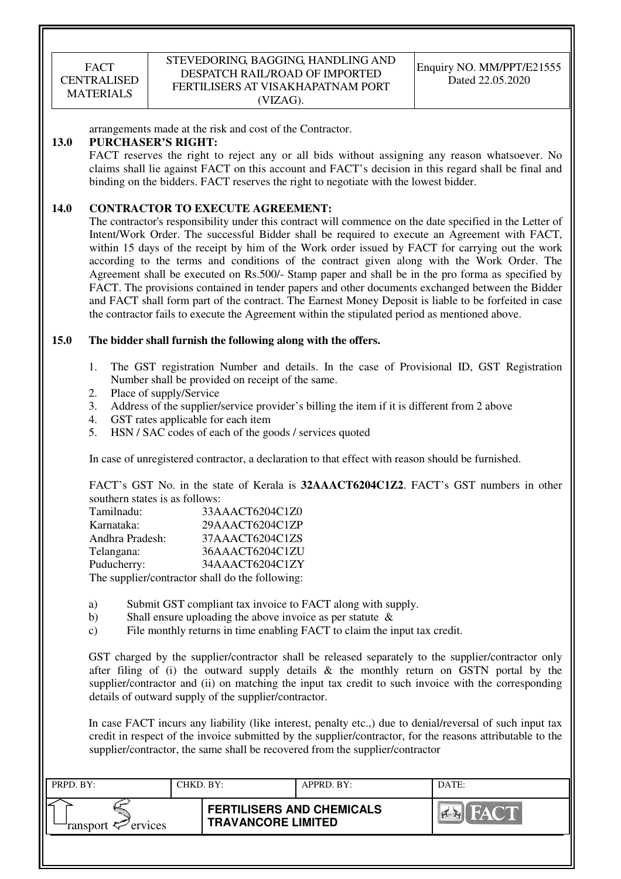arrangements made at the risk and cost of the Contractor.

## 13.0 PURCHASER'S RIGHT:

FACT reserves the right to reject any or all bids without assigning any reason whatsoever. No claims shall lie against FACT on this account and FACT's decision in this regard shall be final and binding on the bidders. FACT reserves the right to negotiate with the lowest bidder.

## 14.0 CONTRACTOR TO EXECUTE AGREEMENT:

The contractor's responsibility under this contract will commence on the date specified in the Letter of Intent/Work Order. The successful Bidder shall be required to execute an Agreement with FACT, within 15 days of the receipt by him of the Work order issued by FACT for carrying out the work according to the terms and conditions of the contract given along with the Work Order. The Agreement shall be executed on Rs.500/- Stamp paper and shall be in the pro forma as specified by FACT. The provisions contained in tender papers and other documents exchanged between the Bidder and FACT shall form part of the contract. The Earnest Money Deposit is liable to be forfeited in case the contractor fails to execute the Agreement within the stipulated period as mentioned above.

## 15.0 The bidder shall furnish the following along with the offers.

1. The GST registration Number and details. In the case of Provisional ID, GST Registration Number shall be provided on receipt of the same.
2. Place of supply/Service
3. Address of the supplier/service provider's billing the item if it is different from 2 above
4. GST rates applicable for each item
5. HSN / SAC codes of each of the goods / services quoted

In case of unregistered contractor, a declaration to that effect with reason should be furnished.

FACT's GST No. in the state of Kerala is **32AAACT6204C1Z2**. FACT's GST numbers in other southern states is as follows:

Tamilnadu: 33AAACT6204C1Z0
Karnataka: 29AAACT6204C1ZP
Andhra Pradesh: 37AAACT6204C1ZS
Telangana: 36AAACT6204C1ZU
Puducherry: 34AAACT6204C1ZY

The supplier/contractor shall do the following:

a) Submit GST compliant tax invoice to FACT along with supply.
b) Shall ensure uploading the above invoice as per statute &
c) File monthly returns in time enabling FACT to claim the input tax credit.

GST charged by the supplier/contractor shall be released separately to the supplier/contractor only after filing of (i) the outward supply details & the monthly return on GSTN portal by the supplier/contractor and (ii) on matching the input tax credit to such invoice with the corresponding details of outward supply of the supplier/contractor.

In case FACT incurs any liability (like interest, penalty etc.,) due to denial/reversal of such input tax credit in respect of the invoice submitted by the supplier/contractor, for the reasons attributable to the supplier/contractor, the same shall be recovered from the supplier/contractor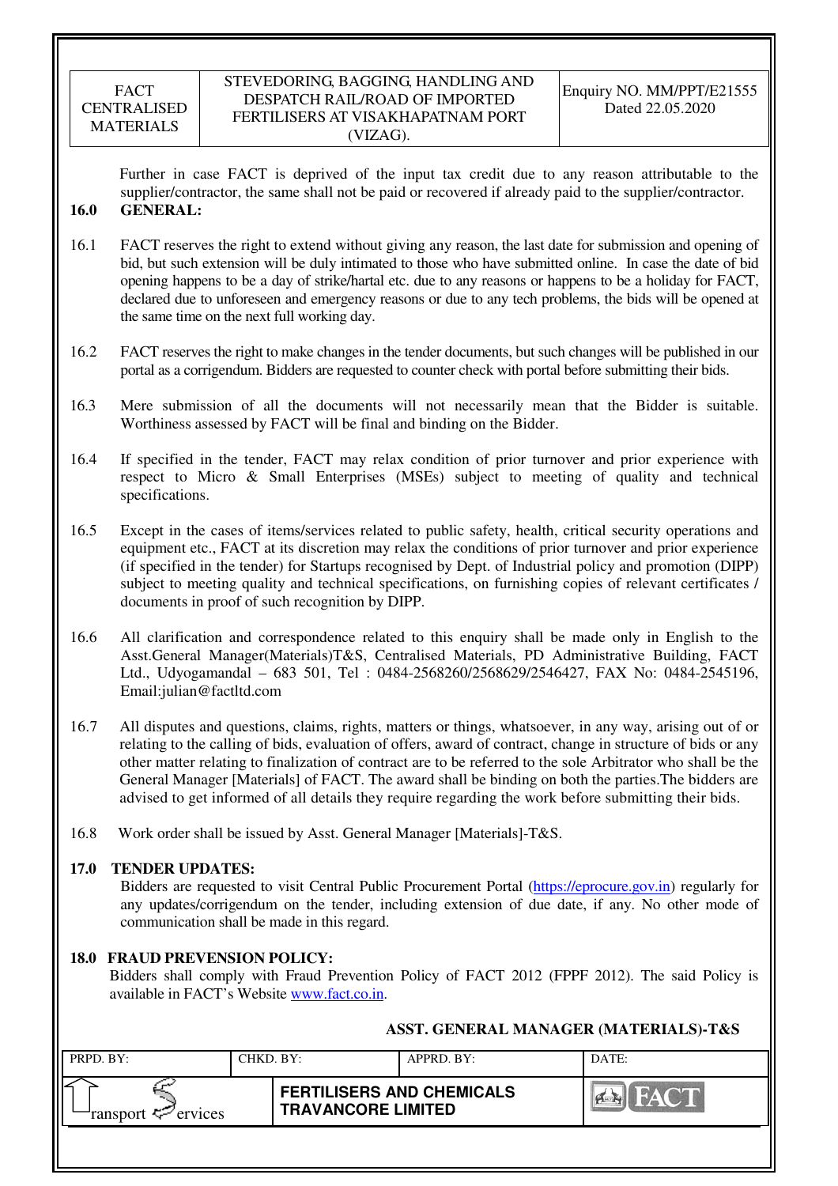Further in case FACT is deprived of the input tax credit due to any reason attributable to the supplier/contractor, the same shall not be paid or recovered if already paid to the supplier/contractor.

## 16.0 GENERAL:

16.1 FACT reserves the right to extend without giving any reason, the last date for submission and opening of bid, but such extension will be duly intimated to those who have submitted online. In case the date of bid opening happens to be a day of strike/hartal etc. due to any reasons or happens to be a holiday for FACT, declared due to unforeseen and emergency reasons or due to any tech problems, the bids will be opened at the same time on the next full working day.

16.2 FACT reserves the right to make changes in the tender documents, but such changes will be published in our portal as a corrigendum. Bidders are requested to counter check with portal before submitting their bids.

16.3 Mere submission of all the documents will not necessarily mean that the Bidder is suitable. Worthiness assessed by FACT will be final and binding on the Bidder.

16.4 If specified in the tender, FACT may relax condition of prior turnover and prior experience with respect to Micro & Small Enterprises (MSEs) subject to meeting of quality and technical specifications.

16.5 Except in the cases of items/services related to public safety, health, critical security operations and equipment etc., FACT at its discretion may relax the conditions of prior turnover and prior experience (if specified in the tender) for Startups recognised by Dept. of Industrial policy and promotion (DIPP) subject to meeting quality and technical specifications, on furnishing copies of relevant certificates / documents in proof of such recognition by DIPP.

16.6 All clarification and correspondence related to this enquiry shall be made only in English to the Asst.General Manager(Materials)T&S, Centralised Materials, PD Administrative Building, FACT Ltd., Udyogamandal – 683 501, Tel : 0484-2568260/2568629/2546427, FAX No: 0484-2545196, Email:julian@factltd.com

16.7 All disputes and questions, claims, rights, matters or things, whatsoever, in any way, arising out of or relating to the calling of bids, evaluation of offers, award of contract, change in structure of bids or any other matter relating to finalization of contract are to be referred to the sole Arbitrator who shall be the General Manager [Materials] of FACT. The award shall be binding on both the parties.The bidders are advised to get informed of all details they require regarding the work before submitting their bids.

16.8 Work order shall be issued by Asst. General Manager [Materials]-T&S.

## 17.0 TENDER UPDATES:

Bidders are requested to visit Central Public Procurement Portal (https://eprocure.gov.in) regularly for any updates/corrigendum on the tender, including extension of due date, if any. No other mode of communication shall be made in this regard.

## 18.0 FRAUD PREVENSION POLICY:

Bidders shall comply with Fraud Prevention Policy of FACT 2012 (FPPF 2012). The said Policy is available in FACT's Website www.fact.co.in.

**ASST. GENERAL MANAGER (MATERIALS)-T&S**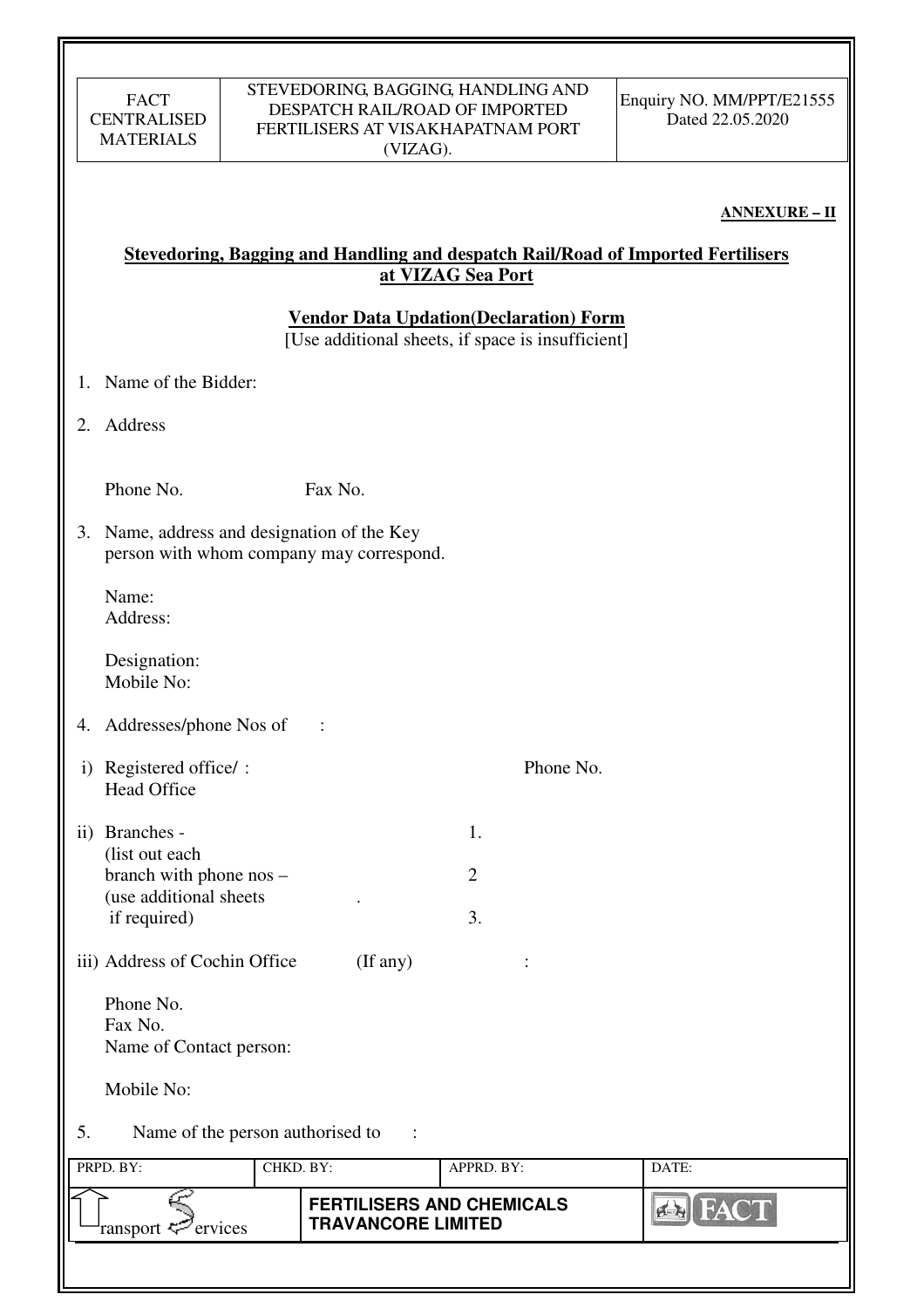**ANNEXURE – II**

## Stevedoring, Bagging and Handling and despatch Rail/Road of Imported Fertilisers at VIZAG Sea Port

### Vendor Data Updation(Declaration) Form

[Use additional sheets, if space is insufficient]

1. Name of the Bidder:
2. Address

   Phone No. Fax No.

3. Name, address and designation of the Key person with whom company may correspond.

   Name:
   Address:

   Designation:
   Mobile No:

4. Addresses/phone Nos of :

i) Registered office/ : Head Office Phone No.

ii) Branches - (list out each branch with phone nos – (use additional sheets if required) .
   1.
   2
   3.

iii) Address of Cochin Office (If any) :

   Phone No.
   Fax No.
   Name of Contact person:

   Mobile No:

5. Name of the person authorised to :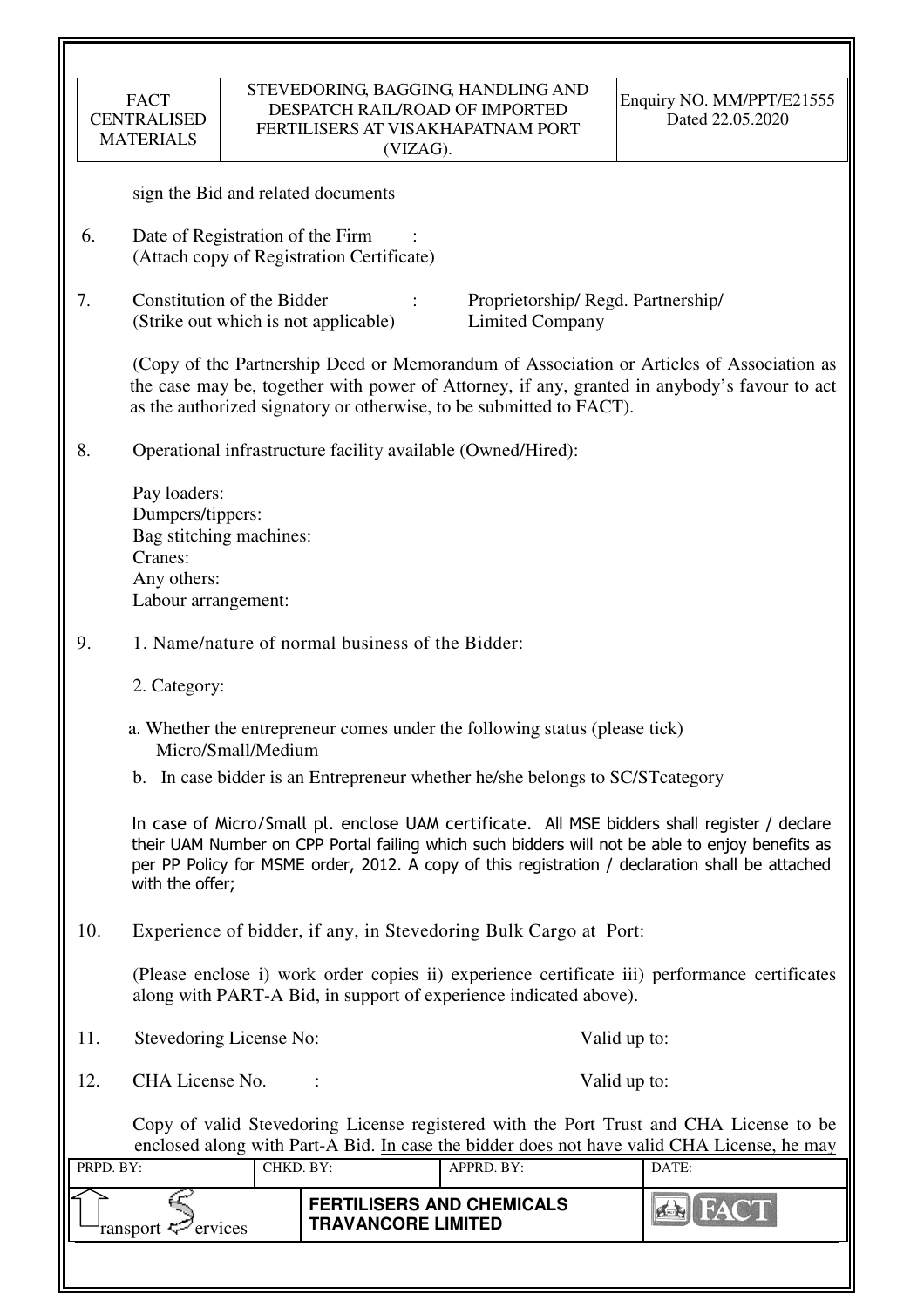sign the Bid and related documents

6. Date of Registration of the Firm : 
   (Attach copy of Registration Certificate)

7. Constitution of the Bidder : Proprietorship/ Regd. Partnership/ Limited Company
   (Strike out which is not applicable)

   (Copy of the Partnership Deed or Memorandum of Association or Articles of Association as the case may be, together with power of Attorney, if any, granted in anybody's favour to act as the authorized signatory or otherwise, to be submitted to FACT).

8. Operational infrastructure facility available (Owned/Hired):

   Pay loaders:
   Dumpers/tippers:
   Bag stitching machines:
   Cranes:
   Any others:
   Labour arrangement:

9. 1. Name/nature of normal business of the Bidder:

   2. Category:

   a. Whether the entrepreneur comes under the following status (please tick)
      Micro/Small/Medium

   b. In case bidder is an Entrepreneur whether he/she belongs to SC/STcategory

   In case of Micro/Small pl. enclose UAM certificate. All MSE bidders shall register / declare their UAM Number on CPP Portal failing which such bidders will not be able to enjoy benefits as per PP Policy for MSME order, 2012. A copy of this registration / declaration shall be attached with the offer;

10. Experience of bidder, if any, in Stevedoring Bulk Cargo at Port:

    (Please enclose i) work order copies ii) experience certificate iii) performance certificates along with PART-A Bid, in support of experience indicated above).

11. Stevedoring License No: Valid up to:

12. CHA License No. : Valid up to:

    Copy of valid Stevedoring License registered with the Port Trust and CHA License to be enclosed along with Part-A Bid. In case the bidder does not have valid CHA License, he may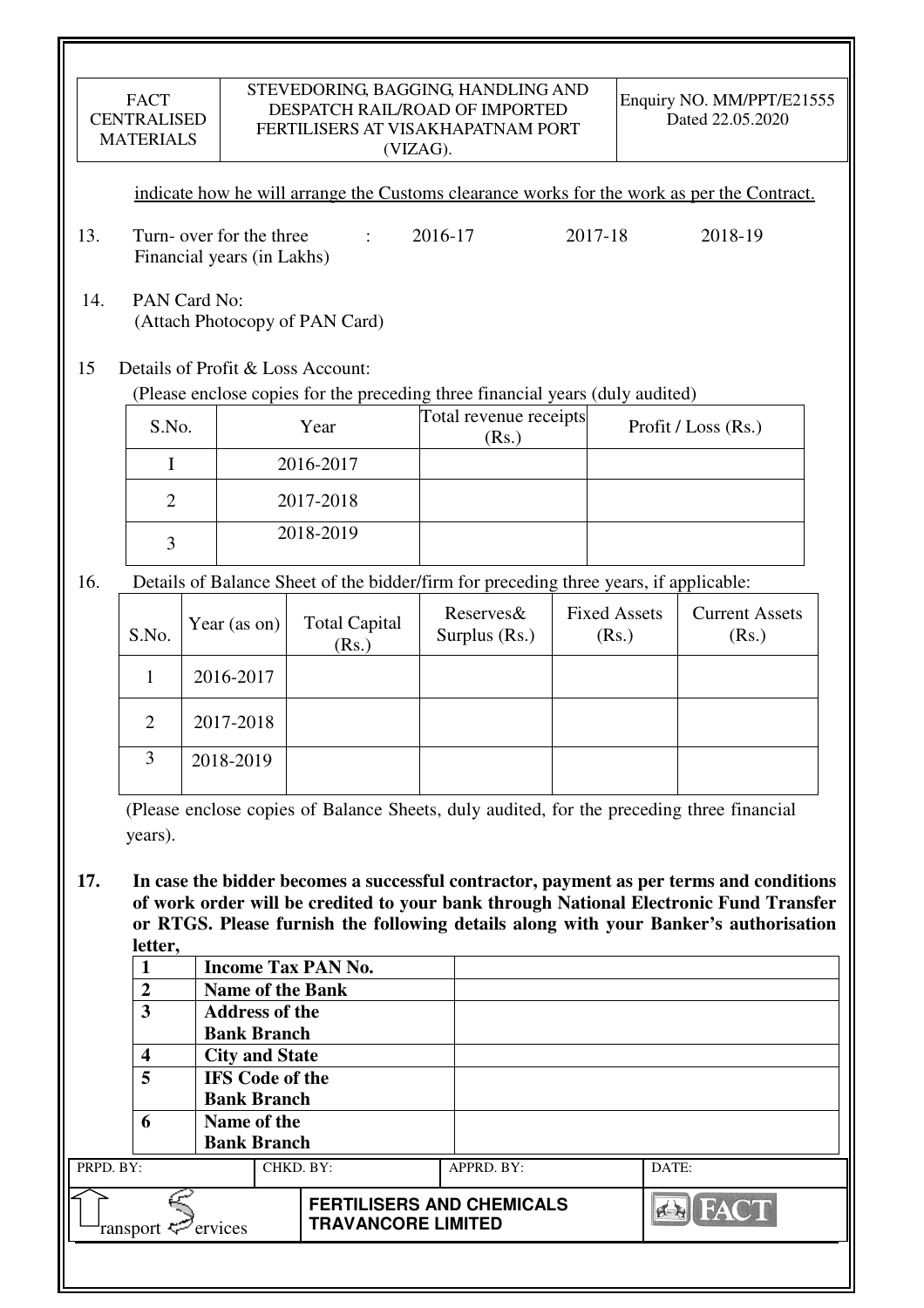indicate how he will arrange the Customs clearance works for the work as per the Contract.

13. Turn- over for the three Financial years (in Lakhs) : 2016-17 2017-18 2018-19

14. PAN Card No:
(Attach Photocopy of PAN Card)

15 Details of Profit & Loss Account:
(Please enclose copies for the preceding three financial years (duly audited)

| S.No. | Year | Total revenue receipts (Rs.) | Profit / Loss (Rs.) |
|---|---|---|---|
| I | 2016-2017 | | |
| 2 | 2017-2018 | | |
| 3 | 2018-2019 | | |

16. Details of Balance Sheet of the bidder/firm for preceding three years, if applicable:

| S.No. | Year (as on) | Total Capital (Rs.) | Reserves& Surplus (Rs.) | Fixed Assets (Rs.) | Current Assets (Rs.) |
|---|---|---|---|---|---|
| 1 | 2016-2017 | | | | |
| 2 | 2017-2018 | | | | |
| 3 | 2018-2019 | | | | |

(Please enclose copies of Balance Sheets, duly audited, for the preceding three financial years).

**17. In case the bidder becomes a successful contractor, payment as per terms and conditions of work order will be credited to your bank through National Electronic Fund Transfer or RTGS. Please furnish the following details along with your Banker's authorisation letter,**

| | | |
|---|---|---|
| **1** | **Income Tax PAN No.** | |
| **2** | **Name of the Bank** | |
| **3** | **Address of the Bank Branch** | |
| **4** | **City and State** | |
| **5** | **IFS Code of the Bank Branch** | |
| **6** | **Name of the Bank Branch** | |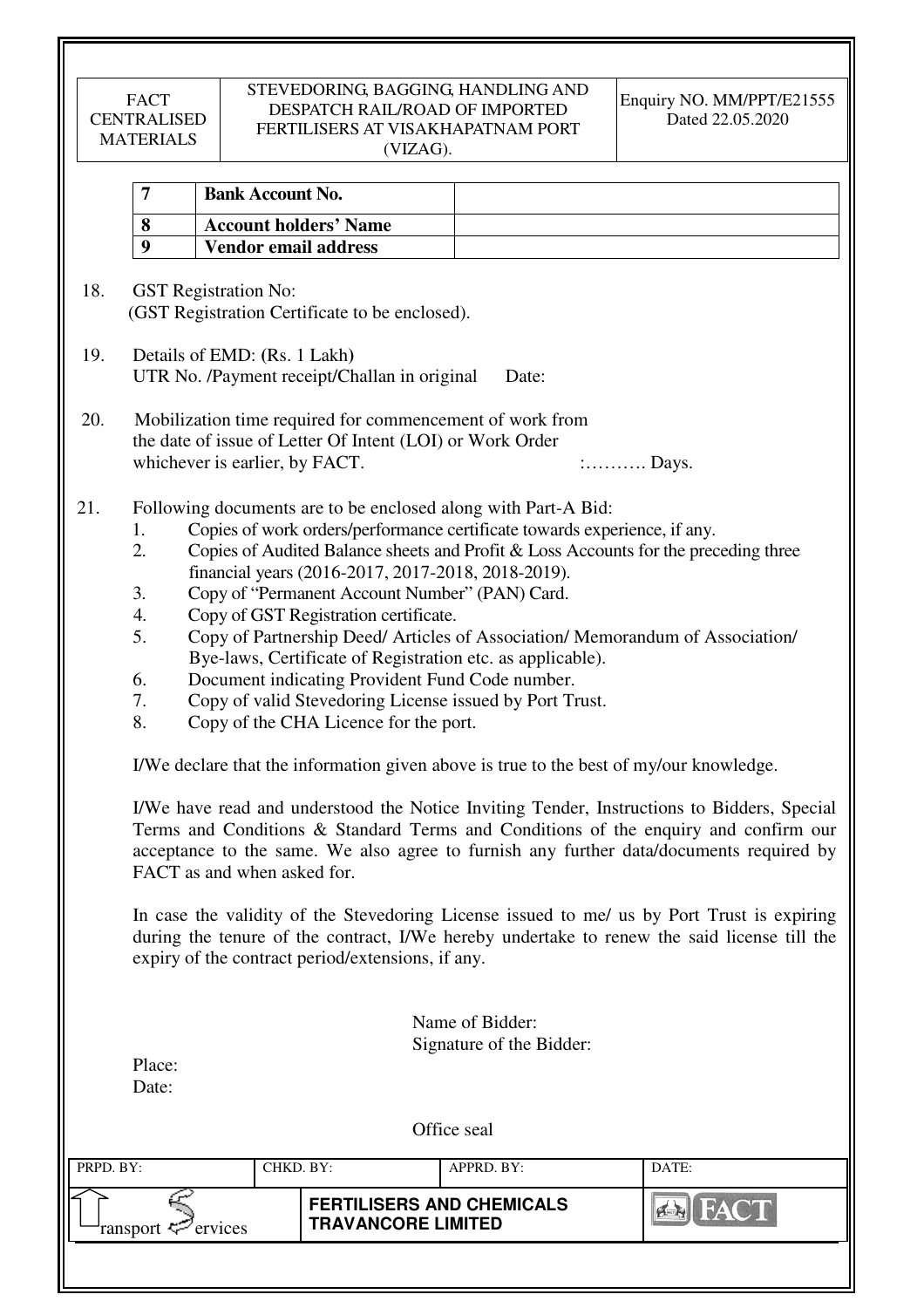| 7 | Bank Account No. | |
|---|---|---|
| 8 | Account holders' Name | |
| 9 | Vendor email address | |

18. GST Registration No:
    (GST Registration Certificate to be enclosed).

19. Details of EMD: (Rs. 1 Lakh)
    UTR No. /Payment receipt/Challan in original    Date:

20. Mobilization time required for commencement of work from the date of issue of Letter Of Intent (LOI) or Work Order whichever is earlier, by FACT.    :………. Days.

21. Following documents are to be enclosed along with Part-A Bid:
    1. Copies of work orders/performance certificate towards experience, if any.
    2. Copies of Audited Balance sheets and Profit & Loss Accounts for the preceding three financial years (2016-2017, 2017-2018, 2018-2019).
    3. Copy of "Permanent Account Number" (PAN) Card.
    4. Copy of GST Registration certificate.
    5. Copy of Partnership Deed/ Articles of Association/ Memorandum of Association/ Bye-laws, Certificate of Registration etc. as applicable).
    6. Document indicating Provident Fund Code number.
    7. Copy of valid Stevedoring License issued by Port Trust.
    8. Copy of the CHA Licence for the port.

I/We declare that the information given above is true to the best of my/our knowledge.

I/We have read and understood the Notice Inviting Tender, Instructions to Bidders, Special Terms and Conditions & Standard Terms and Conditions of the enquiry and confirm our acceptance to the same. We also agree to furnish any further data/documents required by FACT as and when asked for.

In case the validity of the Stevedoring License issued to me/ us by Port Trust is expiring during the tenure of the contract, I/We hereby undertake to renew the said license till the expiry of the contract period/extensions, if any.

Name of Bidder:
Signature of the Bidder:

Place:
Date:

Office seal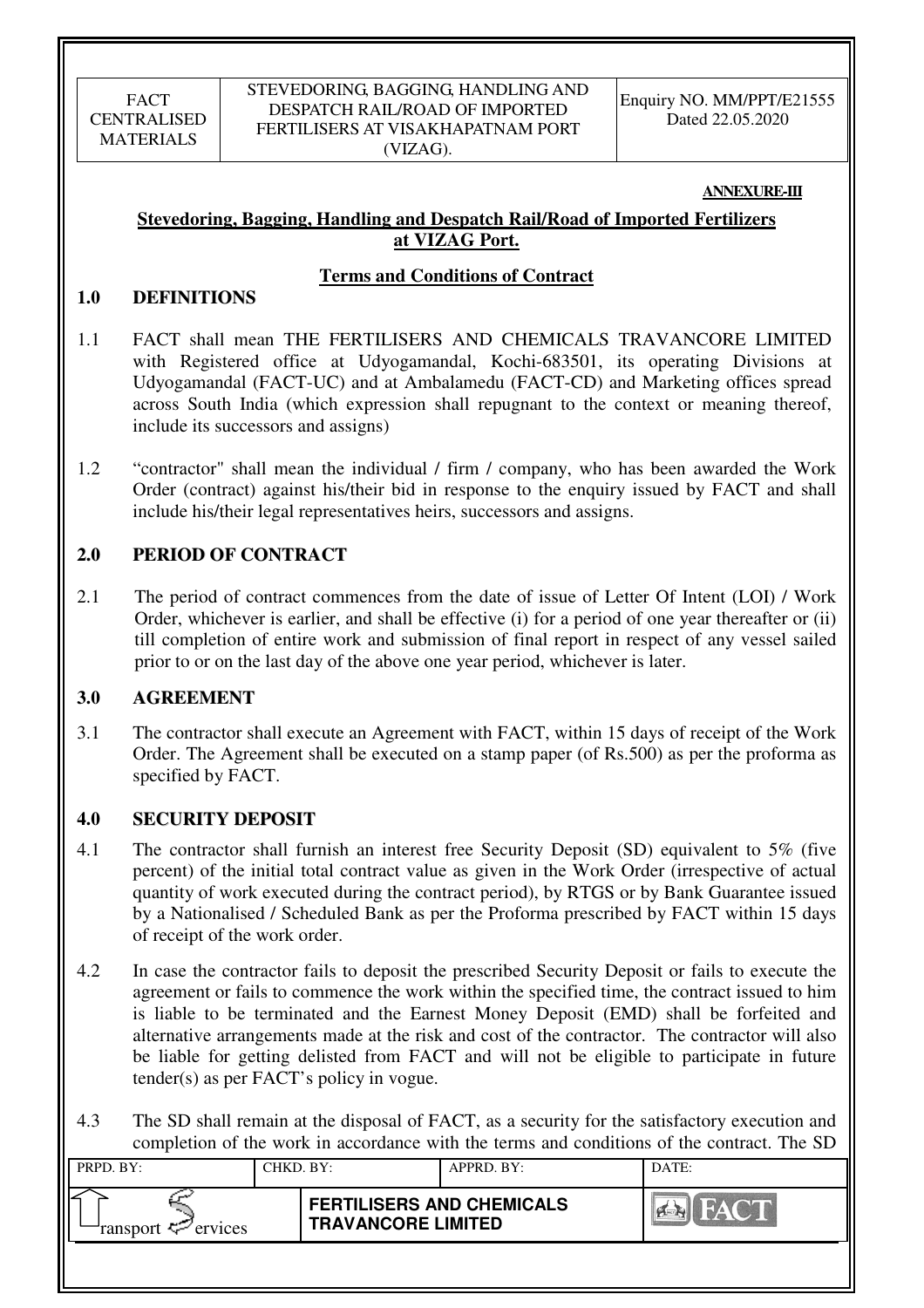**ANNEXURE-III**

## Stevedoring, Bagging, Handling and Despatch Rail/Road of Imported Fertilizers at VIZAG Port.

### Terms and Conditions of Contract

## 1.0 DEFINITIONS

1.1 FACT shall mean THE FERTILISERS AND CHEMICALS TRAVANCORE LIMITED with Registered office at Udyogamandal, Kochi-683501, its operating Divisions at Udyogamandal (FACT-UC) and at Ambalamedu (FACT-CD) and Marketing offices spread across South India (which expression shall repugnant to the context or meaning thereof, include its successors and assigns)

1.2 "contractor" shall mean the individual / firm / company, who has been awarded the Work Order (contract) against his/their bid in response to the enquiry issued by FACT and shall include his/their legal representatives heirs, successors and assigns.

## 2.0 PERIOD OF CONTRACT

2.1 The period of contract commences from the date of issue of Letter Of Intent (LOI) / Work Order, whichever is earlier, and shall be effective (i) for a period of one year thereafter or (ii) till completion of entire work and submission of final report in respect of any vessel sailed prior to or on the last day of the above one year period, whichever is later.

## 3.0 AGREEMENT

3.1 The contractor shall execute an Agreement with FACT, within 15 days of receipt of the Work Order. The Agreement shall be executed on a stamp paper (of Rs.500) as per the proforma as specified by FACT.

## 4.0 SECURITY DEPOSIT

4.1 The contractor shall furnish an interest free Security Deposit (SD) equivalent to 5% (five percent) of the initial total contract value as given in the Work Order (irrespective of actual quantity of work executed during the contract period), by RTGS or by Bank Guarantee issued by a Nationalised / Scheduled Bank as per the Proforma prescribed by FACT within 15 days of receipt of the work order.

4.2 In case the contractor fails to deposit the prescribed Security Deposit or fails to execute the agreement or fails to commence the work within the specified time, the contract issued to him is liable to be terminated and the Earnest Money Deposit (EMD) shall be forfeited and alternative arrangements made at the risk and cost of the contractor. The contractor will also be liable for getting delisted from FACT and will not be eligible to participate in future tender(s) as per FACT's policy in vogue.

4.3 The SD shall remain at the disposal of FACT, as a security for the satisfactory execution and completion of the work in accordance with the terms and conditions of the contract. The SD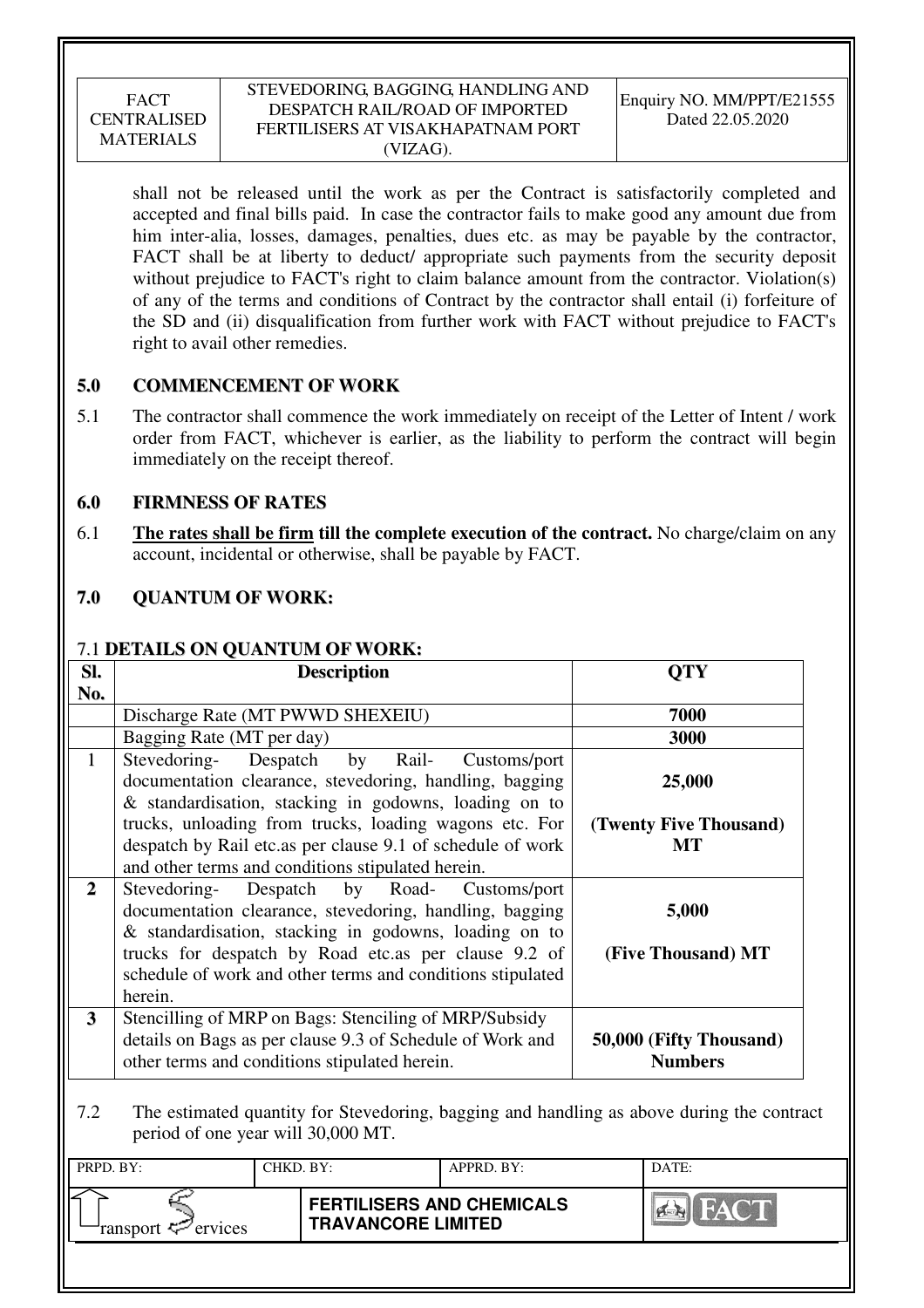shall not be released until the work as per the Contract is satisfactorily completed and accepted and final bills paid. In case the contractor fails to make good any amount due from him inter-alia, losses, damages, penalties, dues etc. as may be payable by the contractor, FACT shall be at liberty to deduct/ appropriate such payments from the security deposit without prejudice to FACT's right to claim balance amount from the contractor. Violation(s) of any of the terms and conditions of Contract by the contractor shall entail (i) forfeiture of the SD and (ii) disqualification from further work with FACT without prejudice to FACT's right to avail other remedies.

## 5.0 COMMENCEMENT OF WORK

5.1 The contractor shall commence the work immediately on receipt of the Letter of Intent / work order from FACT, whichever is earlier, as the liability to perform the contract will begin immediately on the receipt thereof.

## 6.0 FIRMNESS OF RATES

6.1 **The rates shall be firm till the complete execution of the contract.** No charge/claim on any account, incidental or otherwise, shall be payable by FACT.

## 7.0 QUANTUM OF WORK:

### 7.1 DETAILS ON QUANTUM OF WORK:

| Sl. No. | Description | QTY |
|---|---|---|
| | Discharge Rate (MT PWWD SHEXEIU) | **7000** |
| | Bagging Rate (MT per day) | **3000** |
| 1 | Stevedoring- Despatch by Rail- Customs/port documentation clearance, stevedoring, handling, bagging & standardisation, stacking in godowns, loading on to trucks, unloading from trucks, loading wagons etc. For despatch by Rail etc.as per clause 9.1 of schedule of work and other terms and conditions stipulated herein. | **25,000 (Twenty Five Thousand) MT** |
| **2** | Stevedoring- Despatch by Road- Customs/port documentation clearance, stevedoring, handling, bagging & standardisation, stacking in godowns, loading on to trucks for despatch by Road etc.as per clause 9.2 of schedule of work and other terms and conditions stipulated herein. | **5,000 (Five Thousand) MT** |
| **3** | Stencilling of MRP on Bags: Stenciling of MRP/Subsidy details on Bags as per clause 9.3 of Schedule of Work and other terms and conditions stipulated herein. | **50,000 (Fifty Thousand) Numbers** |

7.2 The estimated quantity for Stevedoring, bagging and handling as above during the contract period of one year will 30,000 MT.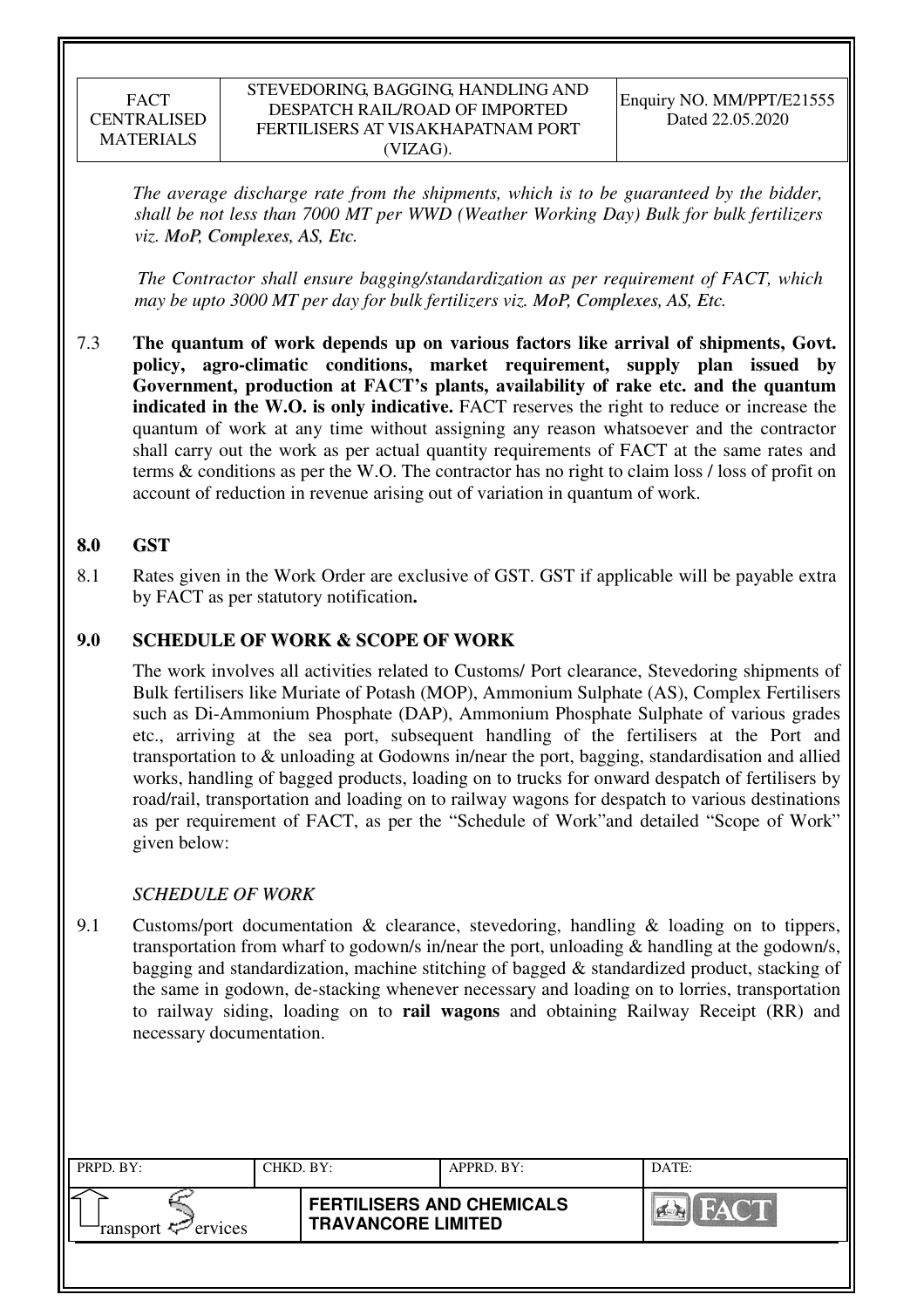*The average discharge rate from the shipments, which is to be guaranteed by the bidder, shall be not less than 7000 MT per WWD (Weather Working Day) Bulk for bulk fertilizers viz. **MoP, Complexes, AS, Etc.***

*The Contractor shall ensure bagging/standardization as per requirement of FACT, which may be upto 3000 MT per day for bulk fertilizers viz. **MoP, Complexes, AS, Etc.***

7.3 **The quantum of work depends up on various factors like arrival of shipments, Govt. policy, agro-climatic conditions, market requirement, supply plan issued by Government, production at FACT's plants, availability of rake etc. and the quantum indicated in the W.O. is only indicative.** FACT reserves the right to reduce or increase the quantum of work at any time without assigning any reason whatsoever and the contractor shall carry out the work as per actual quantity requirements of FACT at the same rates and terms & conditions as per the W.O. The contractor has no right to claim loss / loss of profit on account of reduction in revenue arising out of variation in quantum of work.

## 8.0 GST

8.1 Rates given in the Work Order are exclusive of GST. GST if applicable will be payable extra by FACT as per statutory notification**.**

## 9.0 SCHEDULE OF WORK & SCOPE OF WORK

The work involves all activities related to Customs/ Port clearance, Stevedoring shipments of Bulk fertilisers like Muriate of Potash (MOP), Ammonium Sulphate (AS), Complex Fertilisers such as Di-Ammonium Phosphate (DAP), Ammonium Phosphate Sulphate of various grades etc., arriving at the sea port, subsequent handling of the fertilisers at the Port and transportation to & unloading at Godowns in/near the port, bagging, standardisation and allied works, handling of bagged products, loading on to trucks for onward despatch of fertilisers by road/rail, transportation and loading on to railway wagons for despatch to various destinations as per requirement of FACT, as per the "Schedule of Work"and detailed "Scope of Work" given below:

### *SCHEDULE OF WORK*

9.1 Customs/port documentation & clearance, stevedoring, handling & loading on to tippers, transportation from wharf to godown/s in/near the port, unloading & handling at the godown/s, bagging and standardization, machine stitching of bagged & standardized product, stacking of the same in godown, de-stacking whenever necessary and loading on to lorries, transportation to railway siding, loading on to **rail wagons** and obtaining Railway Receipt (RR) and necessary documentation.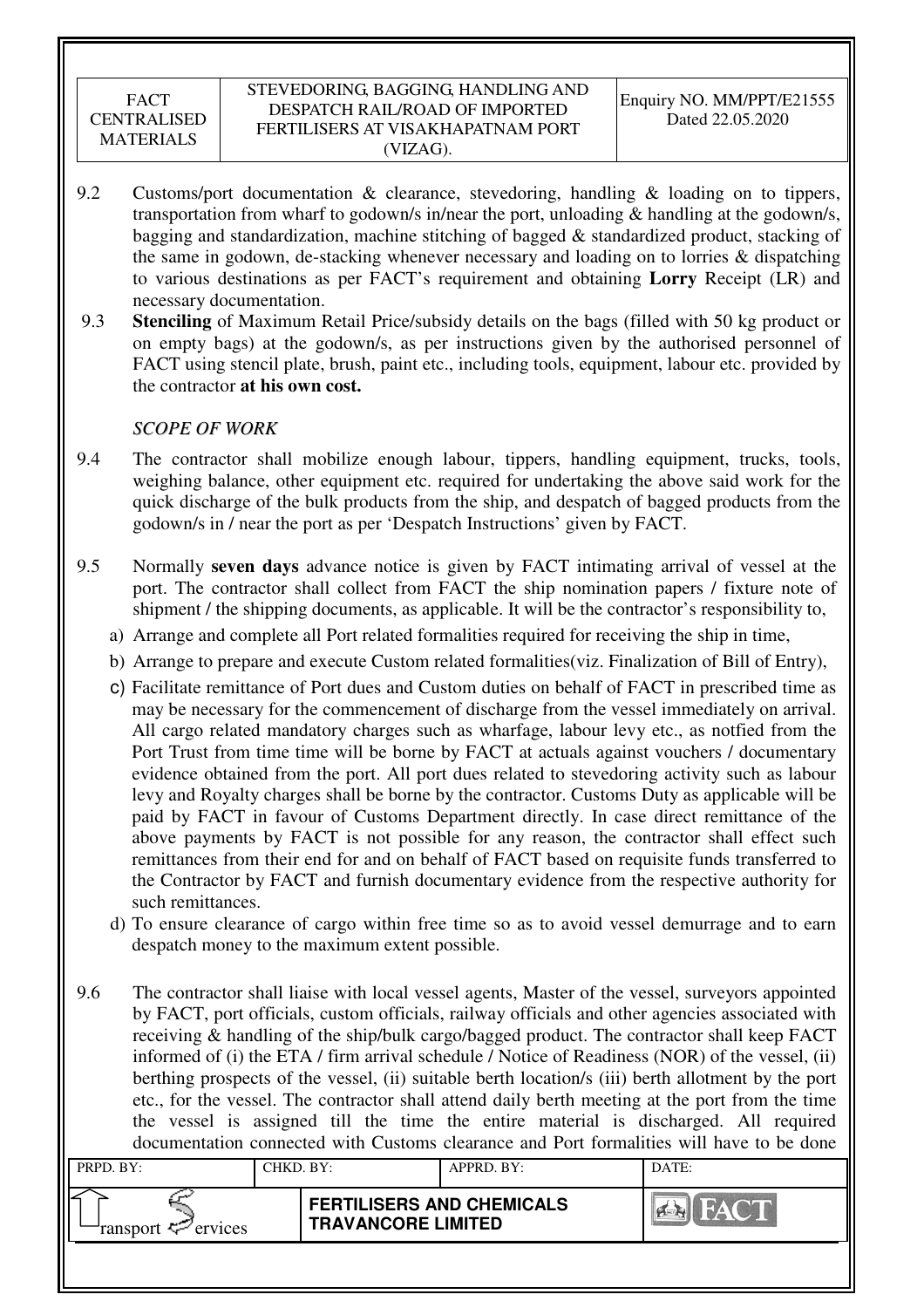9.2 Customs/port documentation & clearance, stevedoring, handling & loading on to tippers, transportation from wharf to godown/s in/near the port, unloading & handling at the godown/s, bagging and standardization, machine stitching of bagged & standardized product, stacking of the same in godown, de-stacking whenever necessary and loading on to lorries & dispatching to various destinations as per FACT's requirement and obtaining **Lorry** Receipt (LR) and necessary documentation.

9.3 **Stenciling** of Maximum Retail Price/subsidy details on the bags (filled with 50 kg product or on empty bags) at the godown/s, as per instructions given by the authorised personnel of FACT using stencil plate, brush, paint etc., including tools, equipment, labour etc. provided by the contractor **at his own cost.**

*SCOPE OF WORK*

9.4 The contractor shall mobilize enough labour, tippers, handling equipment, trucks, tools, weighing balance, other equipment etc. required for undertaking the above said work for the quick discharge of the bulk products from the ship, and despatch of bagged products from the godown/s in / near the port as per 'Despatch Instructions' given by FACT.

9.5 Normally **seven days** advance notice is given by FACT intimating arrival of vessel at the port. The contractor shall collect from FACT the ship nomination papers / fixture note of shipment / the shipping documents, as applicable. It will be the contractor's responsibility to,

a) Arrange and complete all Port related formalities required for receiving the ship in time,
b) Arrange to prepare and execute Custom related formalities(viz. Finalization of Bill of Entry),
c) Facilitate remittance of Port dues and Custom duties on behalf of FACT in prescribed time as may be necessary for the commencement of discharge from the vessel immediately on arrival. All cargo related mandatory charges such as wharfage, labour levy etc., as notfied from the Port Trust from time time will be borne by FACT at actuals against vouchers / documentary evidence obtained from the port. All port dues related to stevedoring activity such as labour levy and Royalty charges shall be borne by the contractor. Customs Duty as applicable will be paid by FACT in favour of Customs Department directly. In case direct remittance of the above payments by FACT is not possible for any reason, the contractor shall effect such remittances from their end for and on behalf of FACT based on requisite funds transferred to the Contractor by FACT and furnish documentary evidence from the respective authority for such remittances.
d) To ensure clearance of cargo within free time so as to avoid vessel demurrage and to earn despatch money to the maximum extent possible.

9.6 The contractor shall liaise with local vessel agents, Master of the vessel, surveyors appointed by FACT, port officials, custom officials, railway officials and other agencies associated with receiving & handling of the ship/bulk cargo/bagged product. The contractor shall keep FACT informed of (i) the ETA / firm arrival schedule / Notice of Readiness (NOR) of the vessel, (ii) berthing prospects of the vessel, (ii) suitable berth location/s (iii) berth allotment by the port etc., for the vessel. The contractor shall attend daily berth meeting at the port from the time the vessel is assigned till the time the entire material is discharged. All required documentation connected with Customs clearance and Port formalities will have to be done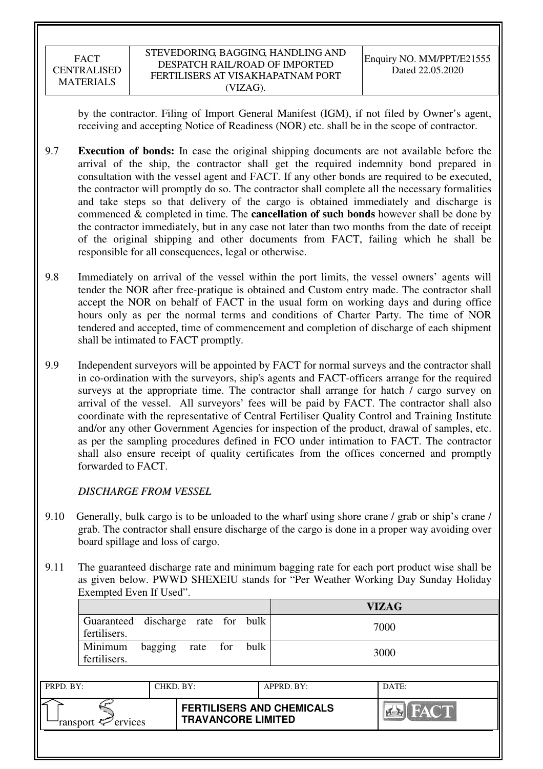by the contractor. Filing of Import General Manifest (IGM), if not filed by Owner's agent, receiving and accepting Notice of Readiness (NOR) etc. shall be in the scope of contractor.

9.7 **Execution of bonds:** In case the original shipping documents are not available before the arrival of the ship, the contractor shall get the required indemnity bond prepared in consultation with the vessel agent and FACT. If any other bonds are required to be executed, the contractor will promptly do so. The contractor shall complete all the necessary formalities and take steps so that delivery of the cargo is obtained immediately and discharge is commenced & completed in time. The **cancellation of such bonds** however shall be done by the contractor immediately, but in any case not later than two months from the date of receipt of the original shipping and other documents from FACT, failing which he shall be responsible for all consequences, legal or otherwise.

9.8 Immediately on arrival of the vessel within the port limits, the vessel owners' agents will tender the NOR after free-pratique is obtained and Custom entry made. The contractor shall accept the NOR on behalf of FACT in the usual form on working days and during office hours only as per the normal terms and conditions of Charter Party. The time of NOR tendered and accepted, time of commencement and completion of discharge of each shipment shall be intimated to FACT promptly.

9.9 Independent surveyors will be appointed by FACT for normal surveys and the contractor shall in co-ordination with the surveyors, ship's agents and FACT-officers arrange for the required surveys at the appropriate time. The contractor shall arrange for hatch / cargo survey on arrival of the vessel. All surveyors' fees will be paid by FACT. The contractor shall also coordinate with the representative of Central Fertiliser Quality Control and Training Institute and/or any other Government Agencies for inspection of the product, drawal of samples, etc. as per the sampling procedures defined in FCO under intimation to FACT. The contractor shall also ensure receipt of quality certificates from the offices concerned and promptly forwarded to FACT.

*DISCHARGE FROM VESSEL*

9.10 Generally, bulk cargo is to be unloaded to the wharf using shore crane / grab or ship's crane / grab. The contractor shall ensure discharge of the cargo is done in a proper way avoiding over board spillage and loss of cargo.

9.11 The guaranteed discharge rate and minimum bagging rate for each port product wise shall be as given below. PWWD SHEXEIU stands for "Per Weather Working Day Sunday Holiday Exempted Even If Used".

| | VIZAG |
|---|---|
| Guaranteed discharge rate for bulk fertilisers. | 7000 |
| Minimum bagging rate for bulk fertilisers. | 3000 |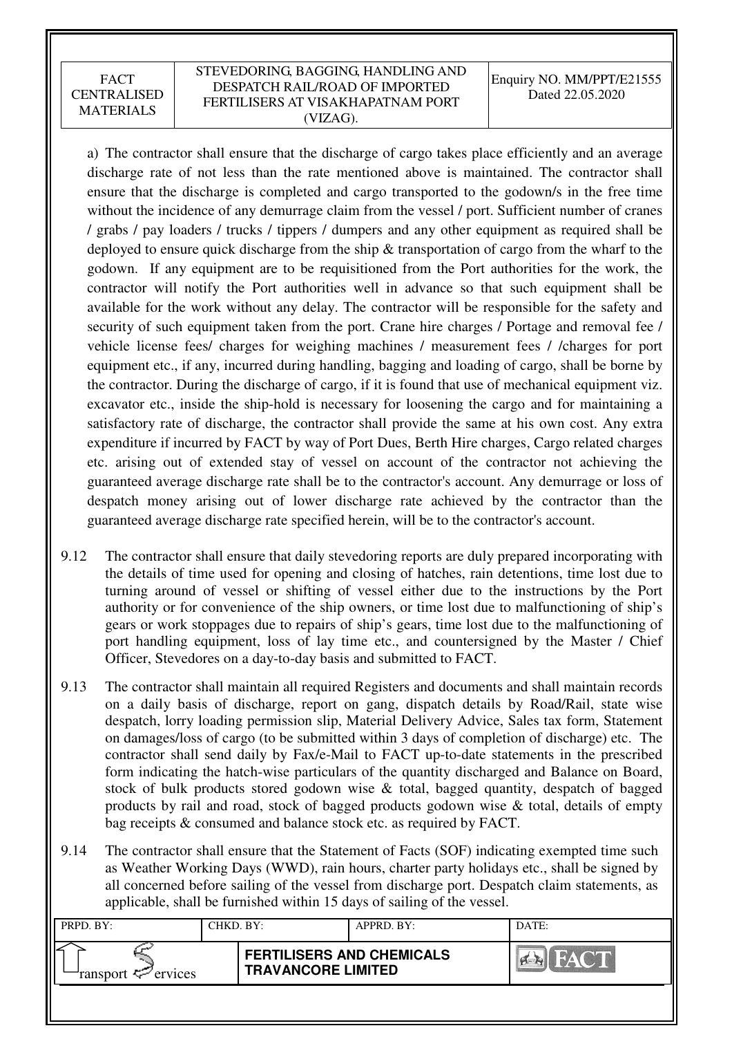a) The contractor shall ensure that the discharge of cargo takes place efficiently and an average discharge rate of not less than the rate mentioned above is maintained. The contractor shall ensure that the discharge is completed and cargo transported to the godown/s in the free time without the incidence of any demurrage claim from the vessel / port. Sufficient number of cranes / grabs / pay loaders / trucks / tippers / dumpers and any other equipment as required shall be deployed to ensure quick discharge from the ship & transportation of cargo from the wharf to the godown. If any equipment are to be requisitioned from the Port authorities for the work, the contractor will notify the Port authorities well in advance so that such equipment shall be available for the work without any delay. The contractor will be responsible for the safety and security of such equipment taken from the port. Crane hire charges / Portage and removal fee / vehicle license fees/ charges for weighing machines / measurement fees / /charges for port equipment etc., if any, incurred during handling, bagging and loading of cargo, shall be borne by the contractor. During the discharge of cargo, if it is found that use of mechanical equipment viz. excavator etc., inside the ship-hold is necessary for loosening the cargo and for maintaining a satisfactory rate of discharge, the contractor shall provide the same at his own cost. Any extra expenditure if incurred by FACT by way of Port Dues, Berth Hire charges, Cargo related charges etc. arising out of extended stay of vessel on account of the contractor not achieving the guaranteed average discharge rate shall be to the contractor's account. Any demurrage or loss of despatch money arising out of lower discharge rate achieved by the contractor than the guaranteed average discharge rate specified herein, will be to the contractor's account.

9.12 The contractor shall ensure that daily stevedoring reports are duly prepared incorporating with the details of time used for opening and closing of hatches, rain detentions, time lost due to turning around of vessel or shifting of vessel either due to the instructions by the Port authority or for convenience of the ship owners, or time lost due to malfunctioning of ship's gears or work stoppages due to repairs of ship's gears, time lost due to the malfunctioning of port handling equipment, loss of lay time etc., and countersigned by the Master / Chief Officer, Stevedores on a day-to-day basis and submitted to FACT.

9.13 The contractor shall maintain all required Registers and documents and shall maintain records on a daily basis of discharge, report on gang, dispatch details by Road/Rail, state wise despatch, lorry loading permission slip, Material Delivery Advice, Sales tax form, Statement on damages/loss of cargo (to be submitted within 3 days of completion of discharge) etc. The contractor shall send daily by Fax/e-Mail to FACT up-to-date statements in the prescribed form indicating the hatch-wise particulars of the quantity discharged and Balance on Board, stock of bulk products stored godown wise & total, bagged quantity, despatch of bagged products by rail and road, stock of bagged products godown wise & total, details of empty bag receipts & consumed and balance stock etc. as required by FACT.

9.14 The contractor shall ensure that the Statement of Facts (SOF) indicating exempted time such as Weather Working Days (WWD), rain hours, charter party holidays etc., shall be signed by all concerned before sailing of the vessel from discharge port. Despatch claim statements, as applicable, shall be furnished within 15 days of sailing of the vessel.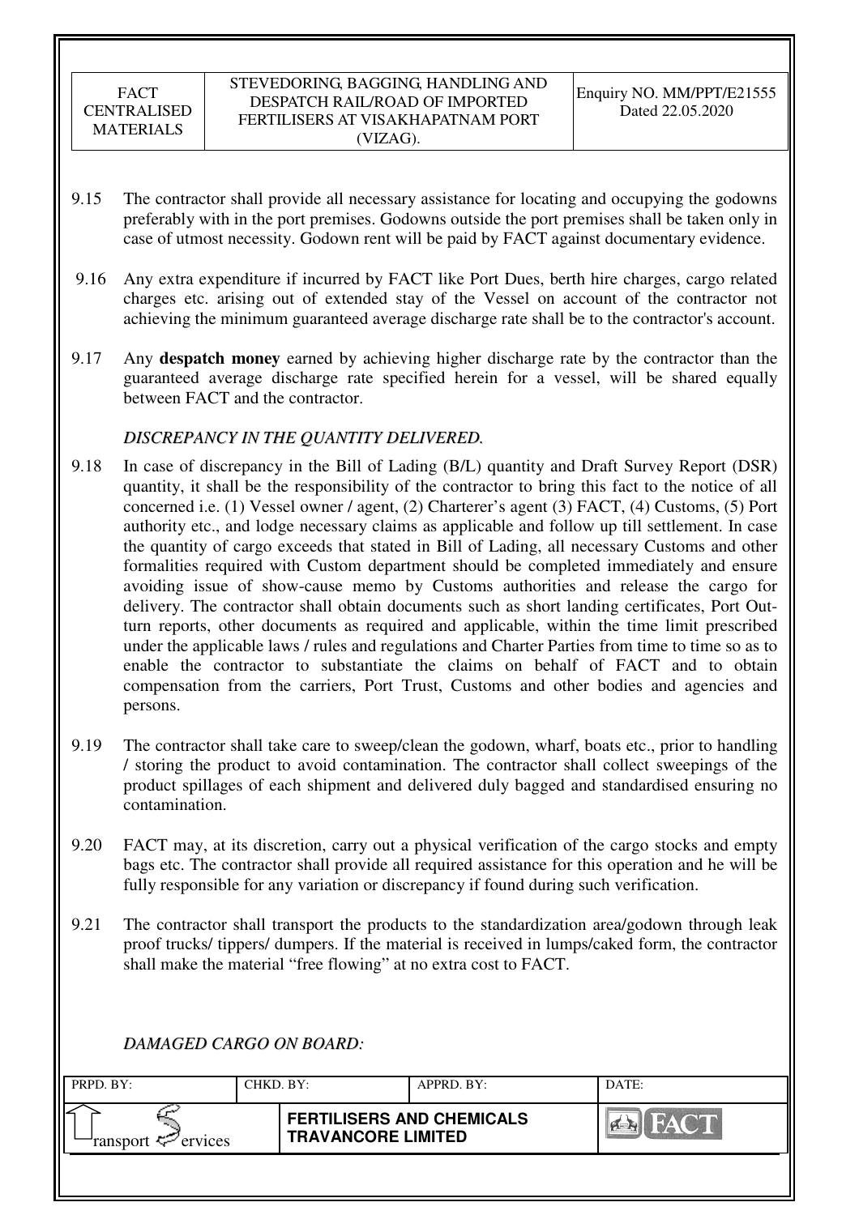9.15 The contractor shall provide all necessary assistance for locating and occupying the godowns preferably with in the port premises. Godowns outside the port premises shall be taken only in case of utmost necessity. Godown rent will be paid by FACT against documentary evidence.

9.16 Any extra expenditure if incurred by FACT like Port Dues, berth hire charges, cargo related charges etc. arising out of extended stay of the Vessel on account of the contractor not achieving the minimum guaranteed average discharge rate shall be to the contractor's account.

9.17 Any **despatch money** earned by achieving higher discharge rate by the contractor than the guaranteed average discharge rate specified herein for a vessel, will be shared equally between FACT and the contractor.

*DISCREPANCY IN THE QUANTITY DELIVERED.*

9.18 In case of discrepancy in the Bill of Lading (B/L) quantity and Draft Survey Report (DSR) quantity, it shall be the responsibility of the contractor to bring this fact to the notice of all concerned i.e. (1) Vessel owner / agent, (2) Charterer's agent (3) FACT, (4) Customs, (5) Port authority etc., and lodge necessary claims as applicable and follow up till settlement. In case the quantity of cargo exceeds that stated in Bill of Lading, all necessary Customs and other formalities required with Custom department should be completed immediately and ensure avoiding issue of show-cause memo by Customs authorities and release the cargo for delivery. The contractor shall obtain documents such as short landing certificates, Port Out-turn reports, other documents as required and applicable, within the time limit prescribed under the applicable laws / rules and regulations and Charter Parties from time to time so as to enable the contractor to substantiate the claims on behalf of FACT and to obtain compensation from the carriers, Port Trust, Customs and other bodies and agencies and persons.

9.19 The contractor shall take care to sweep/clean the godown, wharf, boats etc., prior to handling / storing the product to avoid contamination. The contractor shall collect sweepings of the product spillages of each shipment and delivered duly bagged and standardised ensuring no contamination.

9.20 FACT may, at its discretion, carry out a physical verification of the cargo stocks and empty bags etc. The contractor shall provide all required assistance for this operation and he will be fully responsible for any variation or discrepancy if found during such verification.

9.21 The contractor shall transport the products to the standardization area/godown through leak proof trucks/ tippers/ dumpers. If the material is received in lumps/caked form, the contractor shall make the material "free flowing" at no extra cost to FACT.

*DAMAGED CARGO ON BOARD:*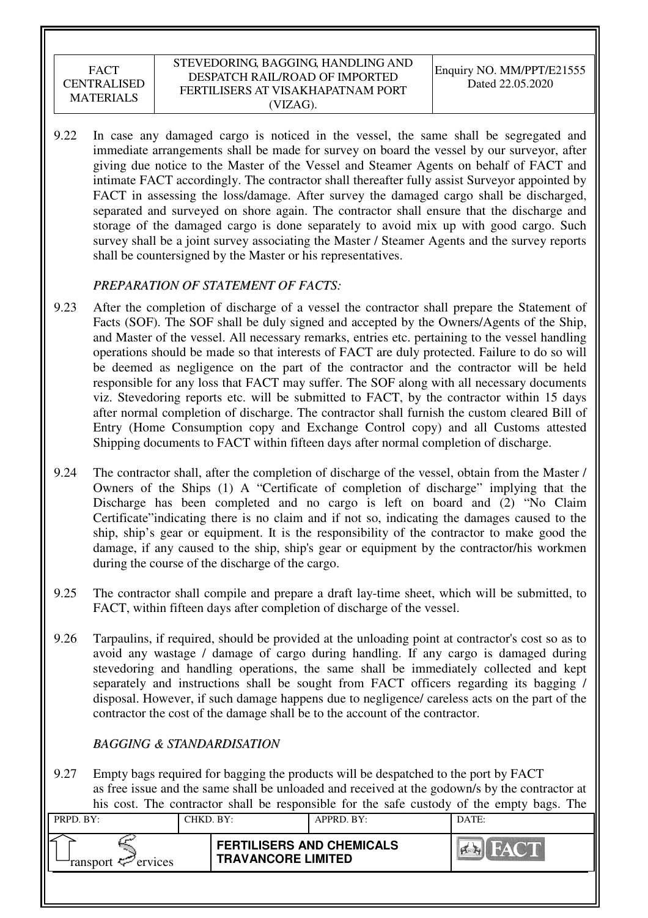9.22 In case any damaged cargo is noticed in the vessel, the same shall be segregated and immediate arrangements shall be made for survey on board the vessel by our surveyor, after giving due notice to the Master of the Vessel and Steamer Agents on behalf of FACT and intimate FACT accordingly. The contractor shall thereafter fully assist Surveyor appointed by FACT in assessing the loss/damage. After survey the damaged cargo shall be discharged, separated and surveyed on shore again. The contractor shall ensure that the discharge and storage of the damaged cargo is done separately to avoid mix up with good cargo. Such survey shall be a joint survey associating the Master / Steamer Agents and the survey reports shall be countersigned by the Master or his representatives.

*PREPARATION OF STATEMENT OF FACTS:*

9.23 After the completion of discharge of a vessel the contractor shall prepare the Statement of Facts (SOF). The SOF shall be duly signed and accepted by the Owners/Agents of the Ship, and Master of the vessel. All necessary remarks, entries etc. pertaining to the vessel handling operations should be made so that interests of FACT are duly protected. Failure to do so will be deemed as negligence on the part of the contractor and the contractor will be held responsible for any loss that FACT may suffer. The SOF along with all necessary documents viz. Stevedoring reports etc. will be submitted to FACT, by the contractor within 15 days after normal completion of discharge. The contractor shall furnish the custom cleared Bill of Entry (Home Consumption copy and Exchange Control copy) and all Customs attested Shipping documents to FACT within fifteen days after normal completion of discharge.

9.24 The contractor shall, after the completion of discharge of the vessel, obtain from the Master / Owners of the Ships (1) A "Certificate of completion of discharge" implying that the Discharge has been completed and no cargo is left on board and (2) "No Claim Certificate"indicating there is no claim and if not so, indicating the damages caused to the ship, ship's gear or equipment. It is the responsibility of the contractor to make good the damage, if any caused to the ship, ship's gear or equipment by the contractor/his workmen during the course of the discharge of the cargo.

9.25 The contractor shall compile and prepare a draft lay-time sheet, which will be submitted, to FACT, within fifteen days after completion of discharge of the vessel.

9.26 Tarpaulins, if required, should be provided at the unloading point at contractor's cost so as to avoid any wastage / damage of cargo during handling. If any cargo is damaged during stevedoring and handling operations, the same shall be immediately collected and kept separately and instructions shall be sought from FACT officers regarding its bagging / disposal. However, if such damage happens due to negligence/ careless acts on the part of the contractor the cost of the damage shall be to the account of the contractor.

*BAGGING & STANDARDISATION*

9.27 Empty bags required for bagging the products will be despatched to the port by FACT as free issue and the same shall be unloaded and received at the godown/s by the contractor at his cost. The contractor shall be responsible for the safe custody of the empty bags. The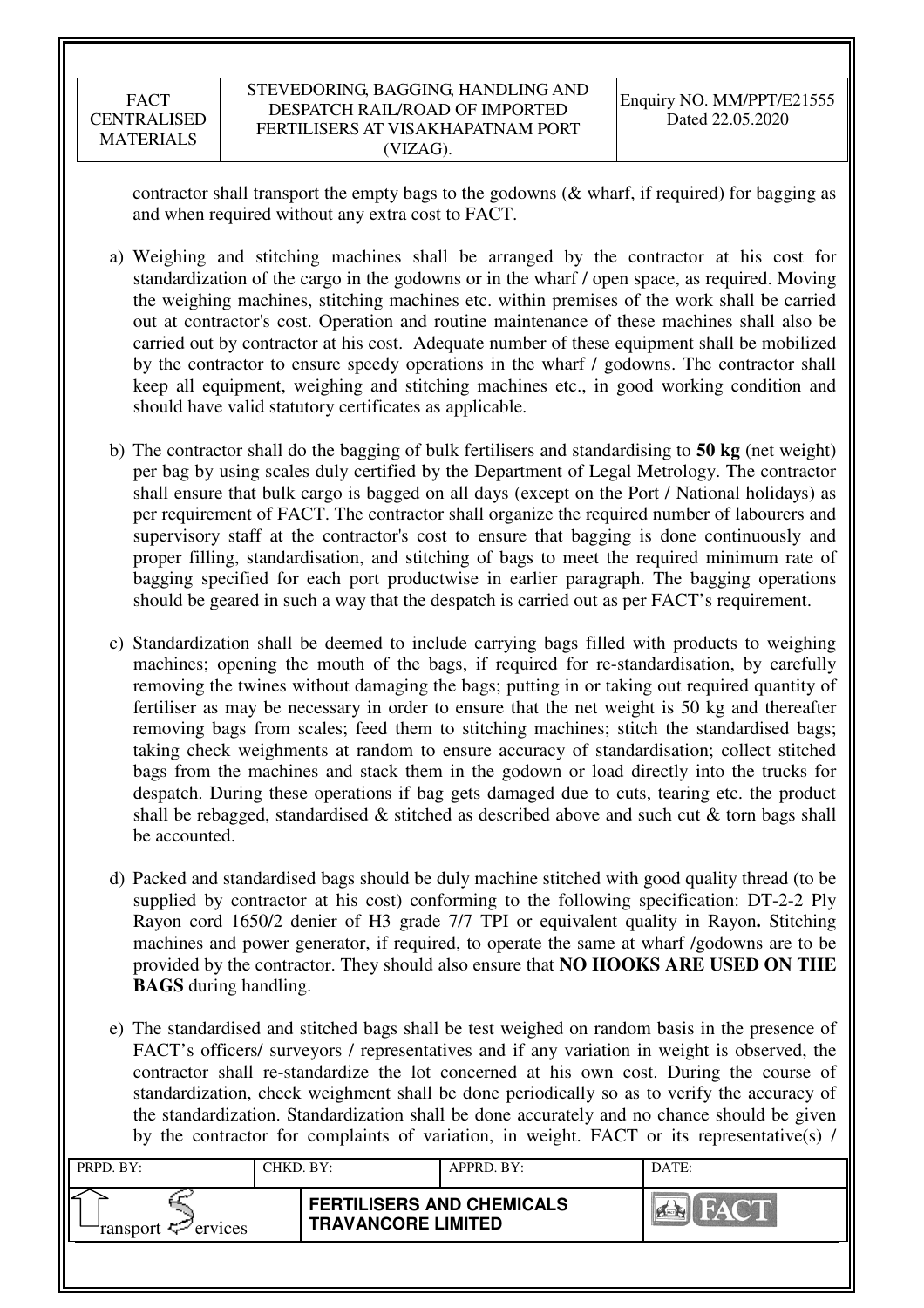contractor shall transport the empty bags to the godowns (& wharf, if required) for bagging as and when required without any extra cost to FACT.

a) Weighing and stitching machines shall be arranged by the contractor at his cost for standardization of the cargo in the godowns or in the wharf / open space, as required. Moving the weighing machines, stitching machines etc. within premises of the work shall be carried out at contractor's cost. Operation and routine maintenance of these machines shall also be carried out by contractor at his cost. Adequate number of these equipment shall be mobilized by the contractor to ensure speedy operations in the wharf / godowns. The contractor shall keep all equipment, weighing and stitching machines etc., in good working condition and should have valid statutory certificates as applicable.

b) The contractor shall do the bagging of bulk fertilisers and standardising to **50 kg** (net weight) per bag by using scales duly certified by the Department of Legal Metrology. The contractor shall ensure that bulk cargo is bagged on all days (except on the Port / National holidays) as per requirement of FACT. The contractor shall organize the required number of labourers and supervisory staff at the contractor's cost to ensure that bagging is done continuously and proper filling, standardisation, and stitching of bags to meet the required minimum rate of bagging specified for each port productwise in earlier paragraph. The bagging operations should be geared in such a way that the despatch is carried out as per FACT's requirement.

c) Standardization shall be deemed to include carrying bags filled with products to weighing machines; opening the mouth of the bags, if required for re-standardisation, by carefully removing the twines without damaging the bags; putting in or taking out required quantity of fertiliser as may be necessary in order to ensure that the net weight is 50 kg and thereafter removing bags from scales; feed them to stitching machines; stitch the standardised bags; taking check weighments at random to ensure accuracy of standardisation; collect stitched bags from the machines and stack them in the godown or load directly into the trucks for despatch. During these operations if bag gets damaged due to cuts, tearing etc. the product shall be rebagged, standardised & stitched as described above and such cut & torn bags shall be accounted.

d) Packed and standardised bags should be duly machine stitched with good quality thread (to be supplied by contractor at his cost) conforming to the following specification: DT-2-2 Ply Rayon cord 1650/2 denier of H3 grade 7/7 TPI or equivalent quality in Rayon**.** Stitching machines and power generator, if required, to operate the same at wharf /godowns are to be provided by the contractor. They should also ensure that **NO HOOKS ARE USED ON THE BAGS** during handling.

e) The standardised and stitched bags shall be test weighed on random basis in the presence of FACT's officers/ surveyors / representatives and if any variation in weight is observed, the contractor shall re-standardize the lot concerned at his own cost. During the course of standardization, check weighment shall be done periodically so as to verify the accuracy of the standardization. Standardization shall be done accurately and no chance should be given by the contractor for complaints of variation, in weight. FACT or its representative(s) /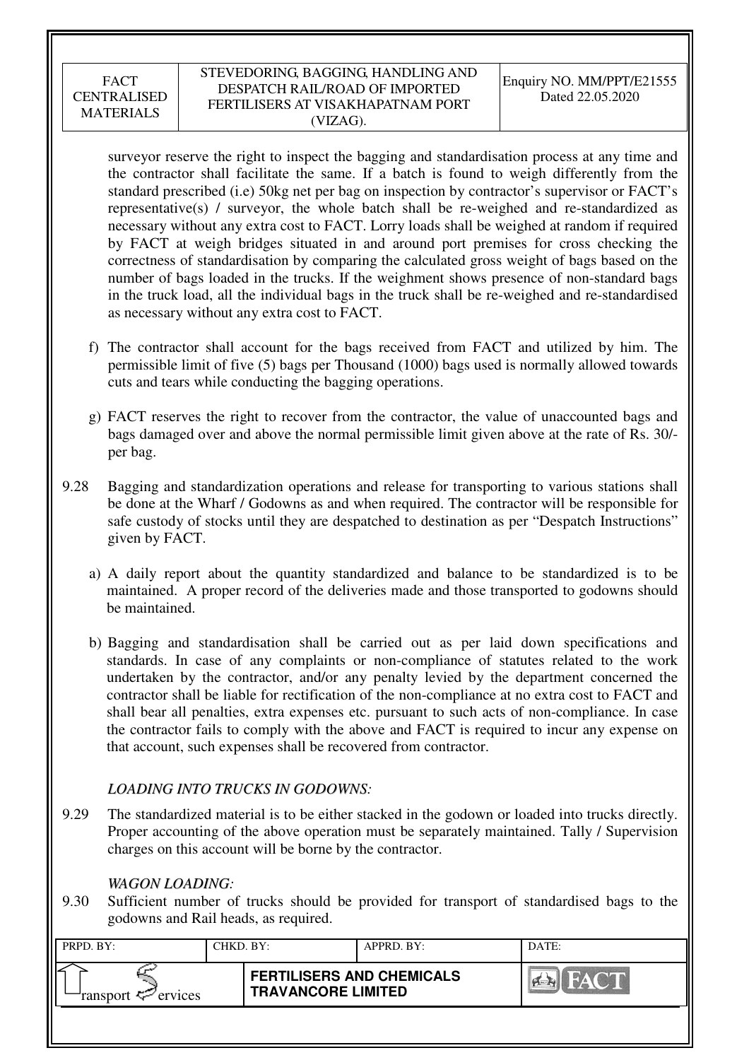surveyor reserve the right to inspect the bagging and standardisation process at any time and the contractor shall facilitate the same. If a batch is found to weigh differently from the standard prescribed (i.e) 50kg net per bag on inspection by contractor's supervisor or FACT's representative(s) / surveyor, the whole batch shall be re-weighed and re-standardized as necessary without any extra cost to FACT. Lorry loads shall be weighed at random if required by FACT at weigh bridges situated in and around port premises for cross checking the correctness of standardisation by comparing the calculated gross weight of bags based on the number of bags loaded in the trucks. If the weighment shows presence of non-standard bags in the truck load, all the individual bags in the truck shall be re-weighed and re-standardised as necessary without any extra cost to FACT.

f) The contractor shall account for the bags received from FACT and utilized by him. The permissible limit of five (5) bags per Thousand (1000) bags used is normally allowed towards cuts and tears while conducting the bagging operations.

g) FACT reserves the right to recover from the contractor, the value of unaccounted bags and bags damaged over and above the normal permissible limit given above at the rate of Rs. 30/- per bag.

9.28 Bagging and standardization operations and release for transporting to various stations shall be done at the Wharf / Godowns as and when required. The contractor will be responsible for safe custody of stocks until they are despatched to destination as per "Despatch Instructions" given by FACT.

a) A daily report about the quantity standardized and balance to be standardized is to be maintained. A proper record of the deliveries made and those transported to godowns should be maintained.

b) Bagging and standardisation shall be carried out as per laid down specifications and standards. In case of any complaints or non-compliance of statutes related to the work undertaken by the contractor, and/or any penalty levied by the department concerned the contractor shall be liable for rectification of the non-compliance at no extra cost to FACT and shall bear all penalties, extra expenses etc. pursuant to such acts of non-compliance. In case the contractor fails to comply with the above and FACT is required to incur any expense on that account, such expenses shall be recovered from contractor.

*LOADING INTO TRUCKS IN GODOWNS:*

9.29 The standardized material is to be either stacked in the godown or loaded into trucks directly. Proper accounting of the above operation must be separately maintained. Tally / Supervision charges on this account will be borne by the contractor.

*WAGON LOADING:*

9.30 Sufficient number of trucks should be provided for transport of standardised bags to the godowns and Rail heads, as required.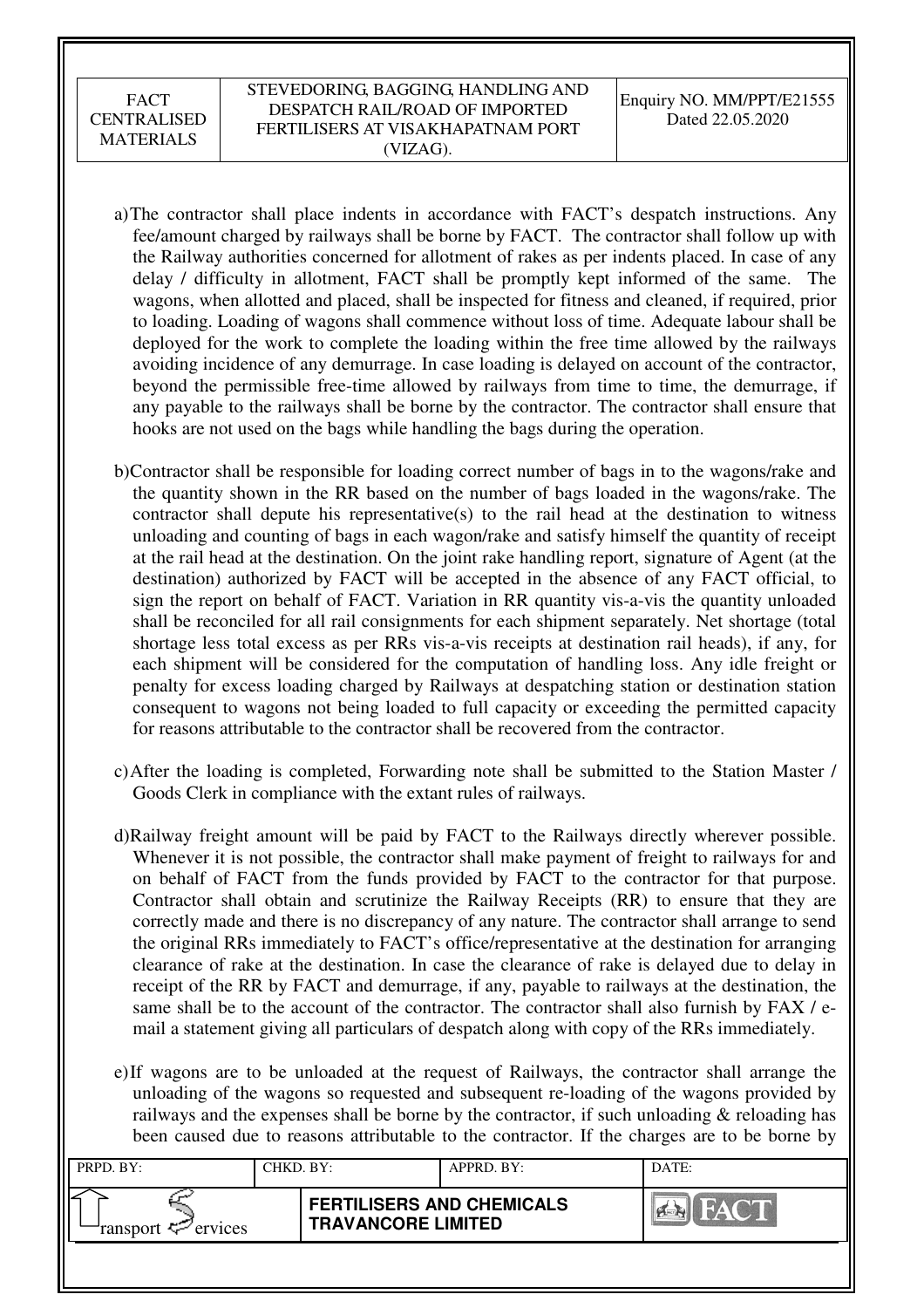a) The contractor shall place indents in accordance with FACT's despatch instructions. Any fee/amount charged by railways shall be borne by FACT. The contractor shall follow up with the Railway authorities concerned for allotment of rakes as per indents placed. In case of any delay / difficulty in allotment, FACT shall be promptly kept informed of the same. The wagons, when allotted and placed, shall be inspected for fitness and cleaned, if required, prior to loading. Loading of wagons shall commence without loss of time. Adequate labour shall be deployed for the work to complete the loading within the free time allowed by the railways avoiding incidence of any demurrage. In case loading is delayed on account of the contractor, beyond the permissible free-time allowed by railways from time to time, the demurrage, if any payable to the railways shall be borne by the contractor. The contractor shall ensure that hooks are not used on the bags while handling the bags during the operation.

b) Contractor shall be responsible for loading correct number of bags in to the wagons/rake and the quantity shown in the RR based on the number of bags loaded in the wagons/rake. The contractor shall depute his representative(s) to the rail head at the destination to witness unloading and counting of bags in each wagon/rake and satisfy himself the quantity of receipt at the rail head at the destination. On the joint rake handling report, signature of Agent (at the destination) authorized by FACT will be accepted in the absence of any FACT official, to sign the report on behalf of FACT. Variation in RR quantity vis-a-vis the quantity unloaded shall be reconciled for all rail consignments for each shipment separately. Net shortage (total shortage less total excess as per RRs vis-a-vis receipts at destination rail heads), if any, for each shipment will be considered for the computation of handling loss. Any idle freight or penalty for excess loading charged by Railways at despatching station or destination station consequent to wagons not being loaded to full capacity or exceeding the permitted capacity for reasons attributable to the contractor shall be recovered from the contractor.

c) After the loading is completed, Forwarding note shall be submitted to the Station Master / Goods Clerk in compliance with the extant rules of railways.

d) Railway freight amount will be paid by FACT to the Railways directly wherever possible. Whenever it is not possible, the contractor shall make payment of freight to railways for and on behalf of FACT from the funds provided by FACT to the contractor for that purpose. Contractor shall obtain and scrutinize the Railway Receipts (RR) to ensure that they are correctly made and there is no discrepancy of any nature. The contractor shall arrange to send the original RRs immediately to FACT's office/representative at the destination for arranging clearance of rake at the destination. In case the clearance of rake is delayed due to delay in receipt of the RR by FACT and demurrage, if any, payable to railways at the destination, the same shall be to the account of the contractor. The contractor shall also furnish by FAX / e-mail a statement giving all particulars of despatch along with copy of the RRs immediately.

e) If wagons are to be unloaded at the request of Railways, the contractor shall arrange the unloading of the wagons so requested and subsequent re-loading of the wagons provided by railways and the expenses shall be borne by the contractor, if such unloading & reloading has been caused due to reasons attributable to the contractor. If the charges are to be borne by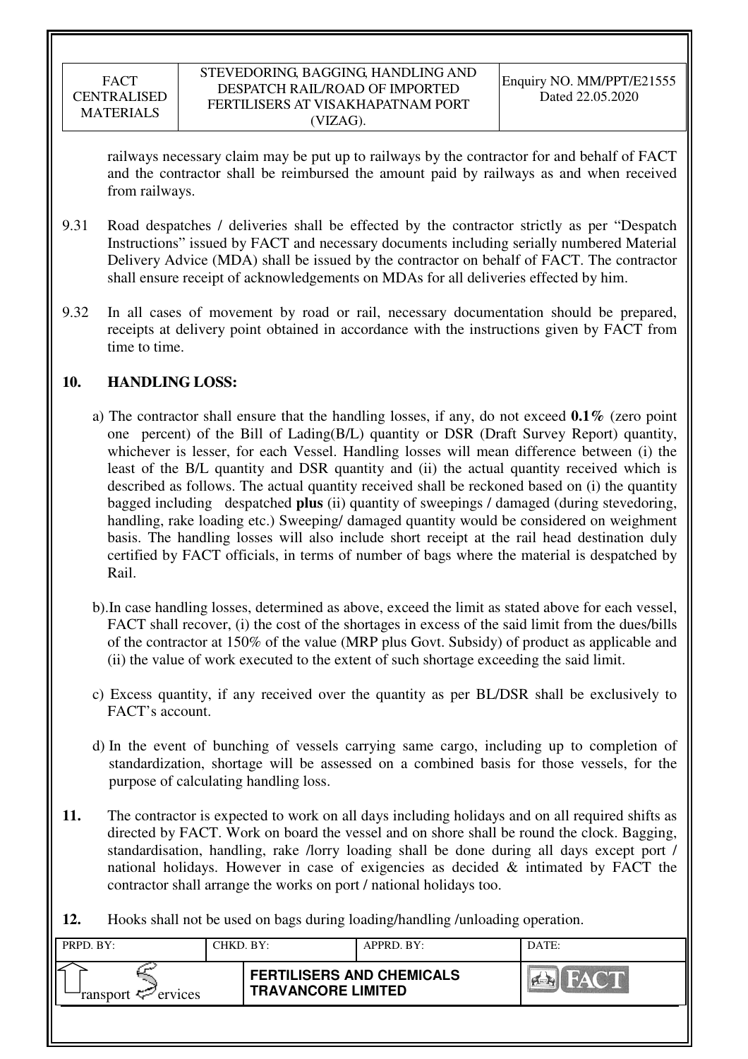railways necessary claim may be put up to railways by the contractor for and behalf of FACT and the contractor shall be reimbursed the amount paid by railways as and when received from railways.

9.31 Road despatches / deliveries shall be effected by the contractor strictly as per "Despatch Instructions" issued by FACT and necessary documents including serially numbered Material Delivery Advice (MDA) shall be issued by the contractor on behalf of FACT. The contractor shall ensure receipt of acknowledgements on MDAs for all deliveries effected by him.

9.32 In all cases of movement by road or rail, necessary documentation should be prepared, receipts at delivery point obtained in accordance with the instructions given by FACT from time to time.

## 10. HANDLING LOSS:

a) The contractor shall ensure that the handling losses, if any, do not exceed **0.1%** (zero point one percent) of the Bill of Lading(B/L) quantity or DSR (Draft Survey Report) quantity, whichever is lesser, for each Vessel. Handling losses will mean difference between (i) the least of the B/L quantity and DSR quantity and (ii) the actual quantity received which is described as follows. The actual quantity received shall be reckoned based on (i) the quantity bagged including despatched **plus** (ii) quantity of sweepings / damaged (during stevedoring, handling, rake loading etc.) Sweeping/ damaged quantity would be considered on weighment basis. The handling losses will also include short receipt at the rail head destination duly certified by FACT officials, in terms of number of bags where the material is despatched by Rail.

b). In case handling losses, determined as above, exceed the limit as stated above for each vessel, FACT shall recover, (i) the cost of the shortages in excess of the said limit from the dues/bills of the contractor at 150% of the value (MRP plus Govt. Subsidy) of product as applicable and (ii) the value of work executed to the extent of such shortage exceeding the said limit.

c) Excess quantity, if any received over the quantity as per BL/DSR shall be exclusively to FACT's account.

d) In the event of bunching of vessels carrying same cargo, including up to completion of standardization, shortage will be assessed on a combined basis for those vessels, for the purpose of calculating handling loss.

**11.** The contractor is expected to work on all days including holidays and on all required shifts as directed by FACT. Work on board the vessel and on shore shall be round the clock. Bagging, standardisation, handling, rake /lorry loading shall be done during all days except port / national holidays. However in case of exigencies as decided & intimated by FACT the contractor shall arrange the works on port / national holidays too.

**12.** Hooks shall not be used on bags during loading/handling /unloading operation.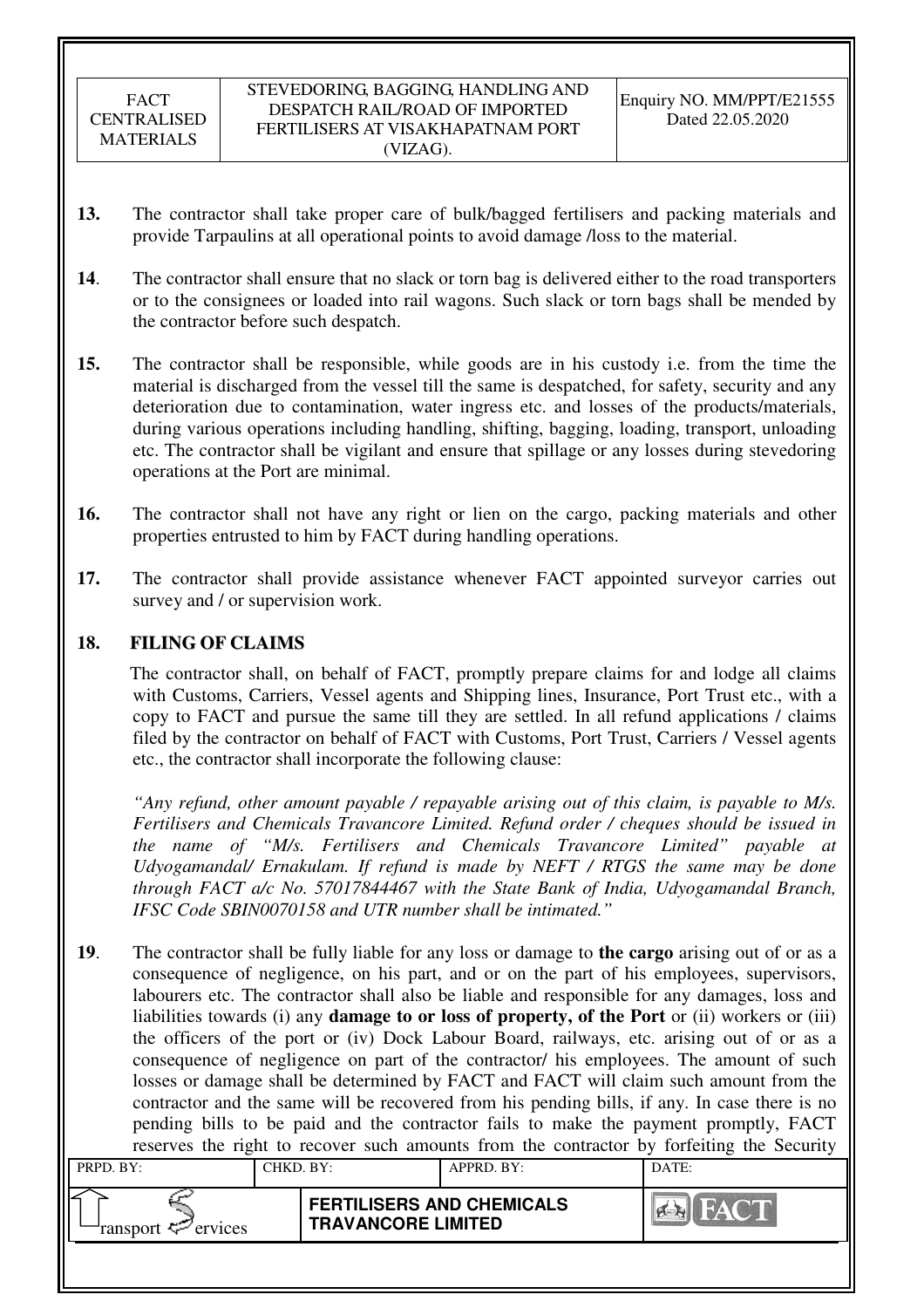**13.** The contractor shall take proper care of bulk/bagged fertilisers and packing materials and provide Tarpaulins at all operational points to avoid damage /loss to the material.

**14**. The contractor shall ensure that no slack or torn bag is delivered either to the road transporters or to the consignees or loaded into rail wagons. Such slack or torn bags shall be mended by the contractor before such despatch.

**15.** The contractor shall be responsible, while goods are in his custody i.e. from the time the material is discharged from the vessel till the same is despatched, for safety, security and any deterioration due to contamination, water ingress etc. and losses of the products/materials, during various operations including handling, shifting, bagging, loading, transport, unloading etc. The contractor shall be vigilant and ensure that spillage or any losses during stevedoring operations at the Port are minimal.

**16.** The contractor shall not have any right or lien on the cargo, packing materials and other properties entrusted to him by FACT during handling operations.

**17.** The contractor shall provide assistance whenever FACT appointed surveyor carries out survey and / or supervision work.

## 18. FILING OF CLAIMS

The contractor shall, on behalf of FACT, promptly prepare claims for and lodge all claims with Customs, Carriers, Vessel agents and Shipping lines, Insurance, Port Trust etc., with a copy to FACT and pursue the same till they are settled. In all refund applications / claims filed by the contractor on behalf of FACT with Customs, Port Trust, Carriers / Vessel agents etc., the contractor shall incorporate the following clause:

*"Any refund, other amount payable / repayable arising out of this claim, is payable to M/s. Fertilisers and Chemicals Travancore Limited. Refund order / cheques should be issued in the name of "M/s. Fertilisers and Chemicals Travancore Limited" payable at Udyogamandal/ Ernakulam. If refund is made by NEFT / RTGS the same may be done through FACT a/c No. 57017844467 with the State Bank of India, Udyogamandal Branch, IFSC Code SBIN0070158 and UTR number shall be intimated."*

**19**. The contractor shall be fully liable for any loss or damage to **the cargo** arising out of or as a consequence of negligence, on his part, and or on the part of his employees, supervisors, labourers etc. The contractor shall also be liable and responsible for any damages, loss and liabilities towards (i) any **damage to or loss of property, of the Port** or (ii) workers or (iii) the officers of the port or (iv) Dock Labour Board, railways, etc. arising out of or as a consequence of negligence on part of the contractor/ his employees. The amount of such losses or damage shall be determined by FACT and FACT will claim such amount from the contractor and the same will be recovered from his pending bills, if any. In case there is no pending bills to be paid and the contractor fails to make the payment promptly, FACT reserves the right to recover such amounts from the contractor by forfeiting the Security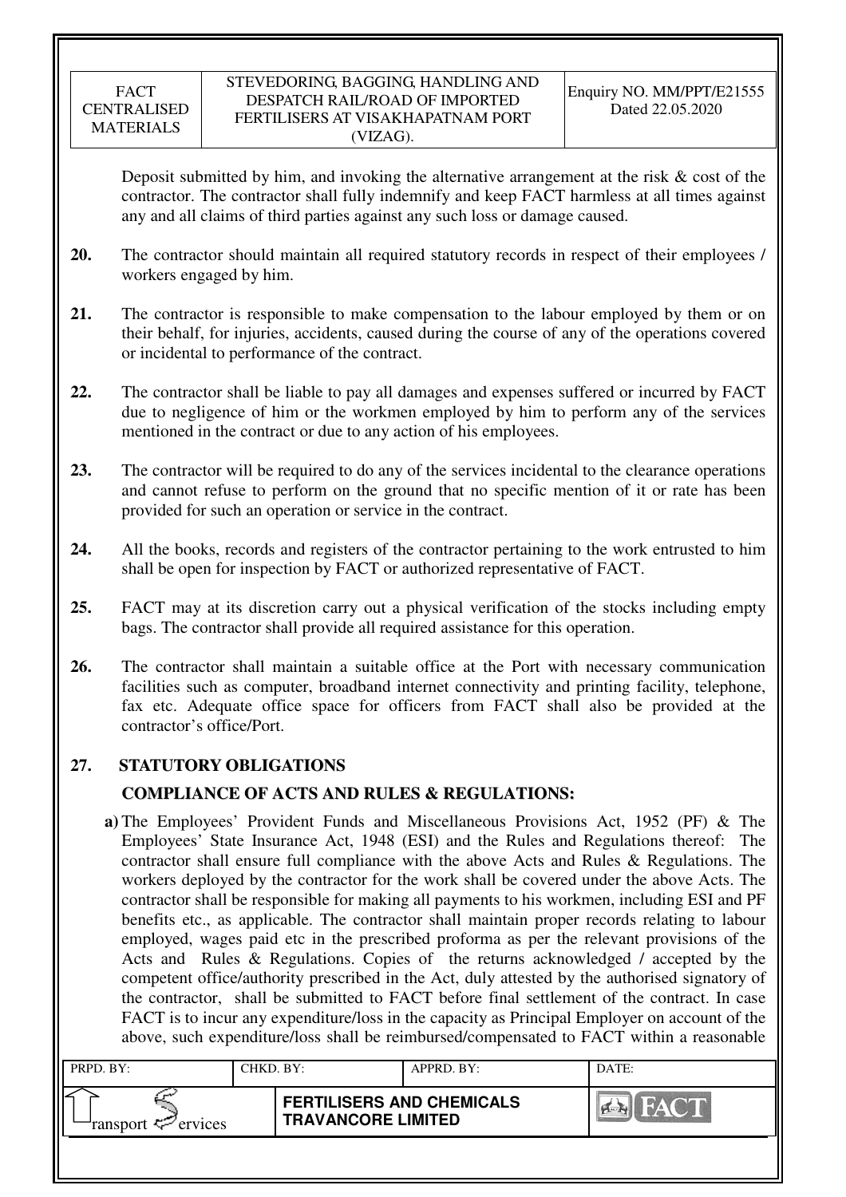Deposit submitted by him, and invoking the alternative arrangement at the risk & cost of the contractor. The contractor shall fully indemnify and keep FACT harmless at all times against any and all claims of third parties against any such loss or damage caused.

**20.** The contractor should maintain all required statutory records in respect of their employees / workers engaged by him.

**21.** The contractor is responsible to make compensation to the labour employed by them or on their behalf, for injuries, accidents, caused during the course of any of the operations covered or incidental to performance of the contract.

**22.** The contractor shall be liable to pay all damages and expenses suffered or incurred by FACT due to negligence of him or the workmen employed by him to perform any of the services mentioned in the contract or due to any action of his employees.

**23.** The contractor will be required to do any of the services incidental to the clearance operations and cannot refuse to perform on the ground that no specific mention of it or rate has been provided for such an operation or service in the contract.

**24.** All the books, records and registers of the contractor pertaining to the work entrusted to him shall be open for inspection by FACT or authorized representative of FACT.

**25.** FACT may at its discretion carry out a physical verification of the stocks including empty bags. The contractor shall provide all required assistance for this operation.

**26.** The contractor shall maintain a suitable office at the Port with necessary communication facilities such as computer, broadband internet connectivity and printing facility, telephone, fax etc. Adequate office space for officers from FACT shall also be provided at the contractor's office/Port.

**27. STATUTORY OBLIGATIONS**

**COMPLIANCE OF ACTS AND RULES & REGULATIONS:**

**a)** The Employees' Provident Funds and Miscellaneous Provisions Act, 1952 (PF) & The Employees' State Insurance Act, 1948 (ESI) and the Rules and Regulations thereof: The contractor shall ensure full compliance with the above Acts and Rules & Regulations. The workers deployed by the contractor for the work shall be covered under the above Acts. The contractor shall be responsible for making all payments to his workmen, including ESI and PF benefits etc., as applicable. The contractor shall maintain proper records relating to labour employed, wages paid etc in the prescribed proforma as per the relevant provisions of the Acts and Rules & Regulations. Copies of the returns acknowledged / accepted by the competent office/authority prescribed in the Act, duly attested by the authorised signatory of the contractor, shall be submitted to FACT before final settlement of the contract. In case FACT is to incur any expenditure/loss in the capacity as Principal Employer on account of the above, such expenditure/loss shall be reimbursed/compensated to FACT within a reasonable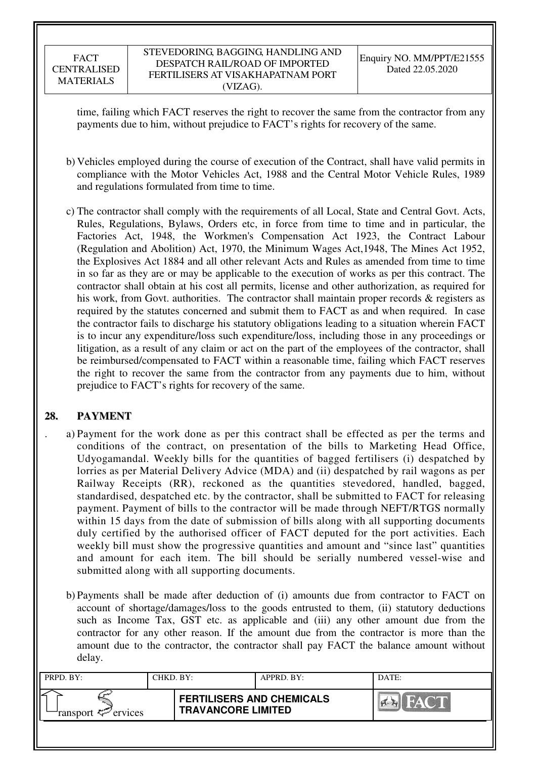time, failing which FACT reserves the right to recover the same from the contractor from any payments due to him, without prejudice to FACT's rights for recovery of the same.

b) Vehicles employed during the course of execution of the Contract, shall have valid permits in compliance with the Motor Vehicles Act, 1988 and the Central Motor Vehicle Rules, 1989 and regulations formulated from time to time.

c) The contractor shall comply with the requirements of all Local, State and Central Govt. Acts, Rules, Regulations, Bylaws, Orders etc, in force from time to time and in particular, the Factories Act, 1948, the Workmen's Compensation Act 1923, the Contract Labour (Regulation and Abolition) Act, 1970, the Minimum Wages Act,1948, The Mines Act 1952, the Explosives Act 1884 and all other relevant Acts and Rules as amended from time to time in so far as they are or may be applicable to the execution of works as per this contract. The contractor shall obtain at his cost all permits, license and other authorization, as required for his work, from Govt. authorities. The contractor shall maintain proper records & registers as required by the statutes concerned and submit them to FACT as and when required. In case the contractor fails to discharge his statutory obligations leading to a situation wherein FACT is to incur any expenditure/loss such expenditure/loss, including those in any proceedings or litigation, as a result of any claim or act on the part of the employees of the contractor, shall be reimbursed/compensated to FACT within a reasonable time, failing which FACT reserves the right to recover the same from the contractor from any payments due to him, without prejudice to FACT's rights for recovery of the same.

## 28. PAYMENT

a) Payment for the work done as per this contract shall be effected as per the terms and conditions of the contract, on presentation of the bills to Marketing Head Office, Udyogamandal. Weekly bills for the quantities of bagged fertilisers (i) despatched by lorries as per Material Delivery Advice (MDA) and (ii) despatched by rail wagons as per Railway Receipts (RR), reckoned as the quantities stevedored, handled, bagged, standardised, despatched etc. by the contractor, shall be submitted to FACT for releasing payment. Payment of bills to the contractor will be made through NEFT/RTGS normally within 15 days from the date of submission of bills along with all supporting documents duly certified by the authorised officer of FACT deputed for the port activities. Each weekly bill must show the progressive quantities and amount and "since last" quantities and amount for each item. The bill should be serially numbered vessel-wise and submitted along with all supporting documents.

b) Payments shall be made after deduction of (i) amounts due from contractor to FACT on account of shortage/damages/loss to the goods entrusted to them, (ii) statutory deductions such as Income Tax, GST etc. as applicable and (iii) any other amount due from the contractor for any other reason. If the amount due from the contractor is more than the amount due to the contractor, the contractor shall pay FACT the balance amount without delay.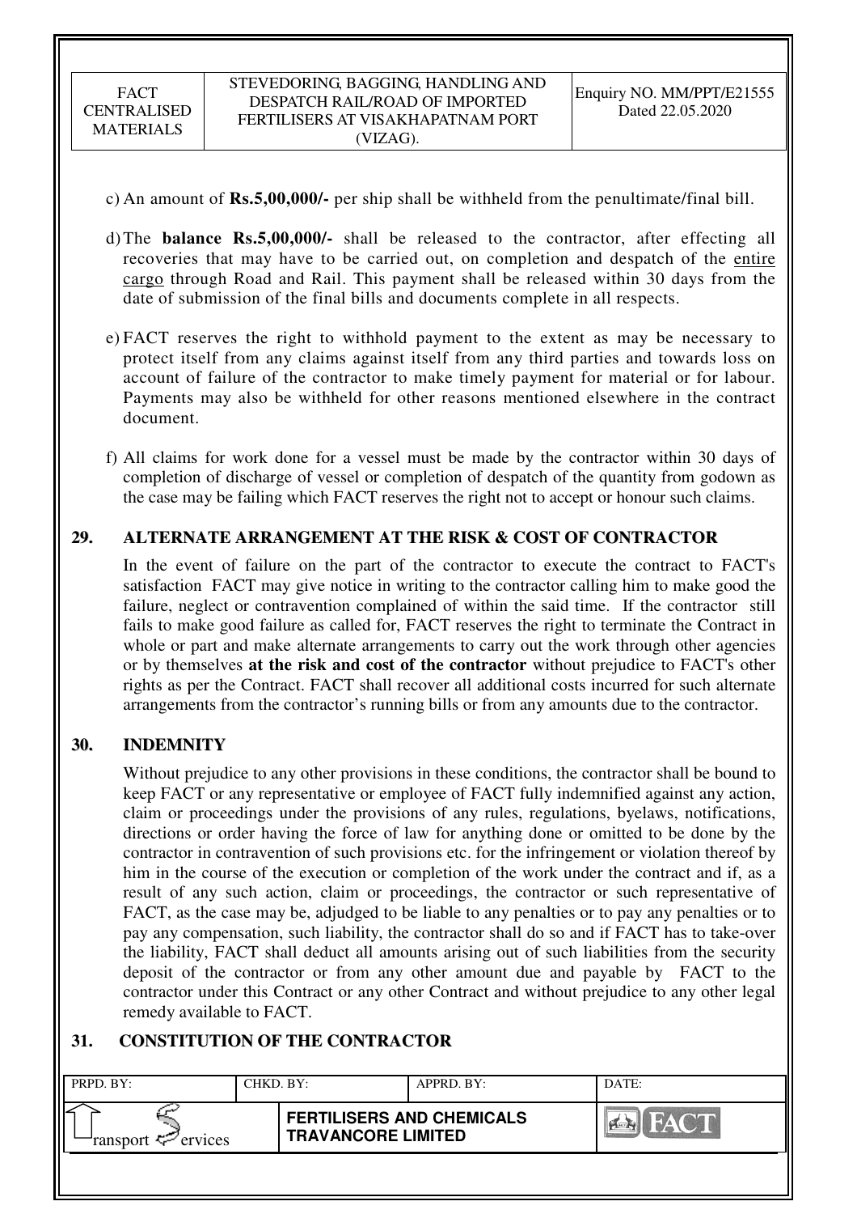c) An amount of **Rs.5,00,000/-** per ship shall be withheld from the penultimate/final bill.

d) The **balance Rs.5,00,000/-** shall be released to the contractor, after effecting all recoveries that may have to be carried out, on completion and despatch of the entire cargo through Road and Rail. This payment shall be released within 30 days from the date of submission of the final bills and documents complete in all respects.

e) FACT reserves the right to withhold payment to the extent as may be necessary to protect itself from any claims against itself from any third parties and towards loss on account of failure of the contractor to make timely payment for material or for labour. Payments may also be withheld for other reasons mentioned elsewhere in the contract document.

f) All claims for work done for a vessel must be made by the contractor within 30 days of completion of discharge of vessel or completion of despatch of the quantity from godown as the case may be failing which FACT reserves the right not to accept or honour such claims.

## 29. ALTERNATE ARRANGEMENT AT THE RISK & COST OF CONTRACTOR

In the event of failure on the part of the contractor to execute the contract to FACT's satisfaction FACT may give notice in writing to the contractor calling him to make good the failure, neglect or contravention complained of within the said time. If the contractor still fails to make good failure as called for, FACT reserves the right to terminate the Contract in whole or part and make alternate arrangements to carry out the work through other agencies or by themselves **at the risk and cost of the contractor** without prejudice to FACT's other rights as per the Contract. FACT shall recover all additional costs incurred for such alternate arrangements from the contractor's running bills or from any amounts due to the contractor.

## 30. INDEMNITY

Without prejudice to any other provisions in these conditions, the contractor shall be bound to keep FACT or any representative or employee of FACT fully indemnified against any action, claim or proceedings under the provisions of any rules, regulations, byelaws, notifications, directions or order having the force of law for anything done or omitted to be done by the contractor in contravention of such provisions etc. for the infringement or violation thereof by him in the course of the execution or completion of the work under the contract and if, as a result of any such action, claim or proceedings, the contractor or such representative of FACT, as the case may be, adjudged to be liable to any penalties or to pay any penalties or to pay any compensation, such liability, the contractor shall do so and if FACT has to take-over the liability, FACT shall deduct all amounts arising out of such liabilities from the security deposit of the contractor or from any other amount due and payable by FACT to the contractor under this Contract or any other Contract and without prejudice to any other legal remedy available to FACT.

## 31. CONSTITUTION OF THE CONTRACTOR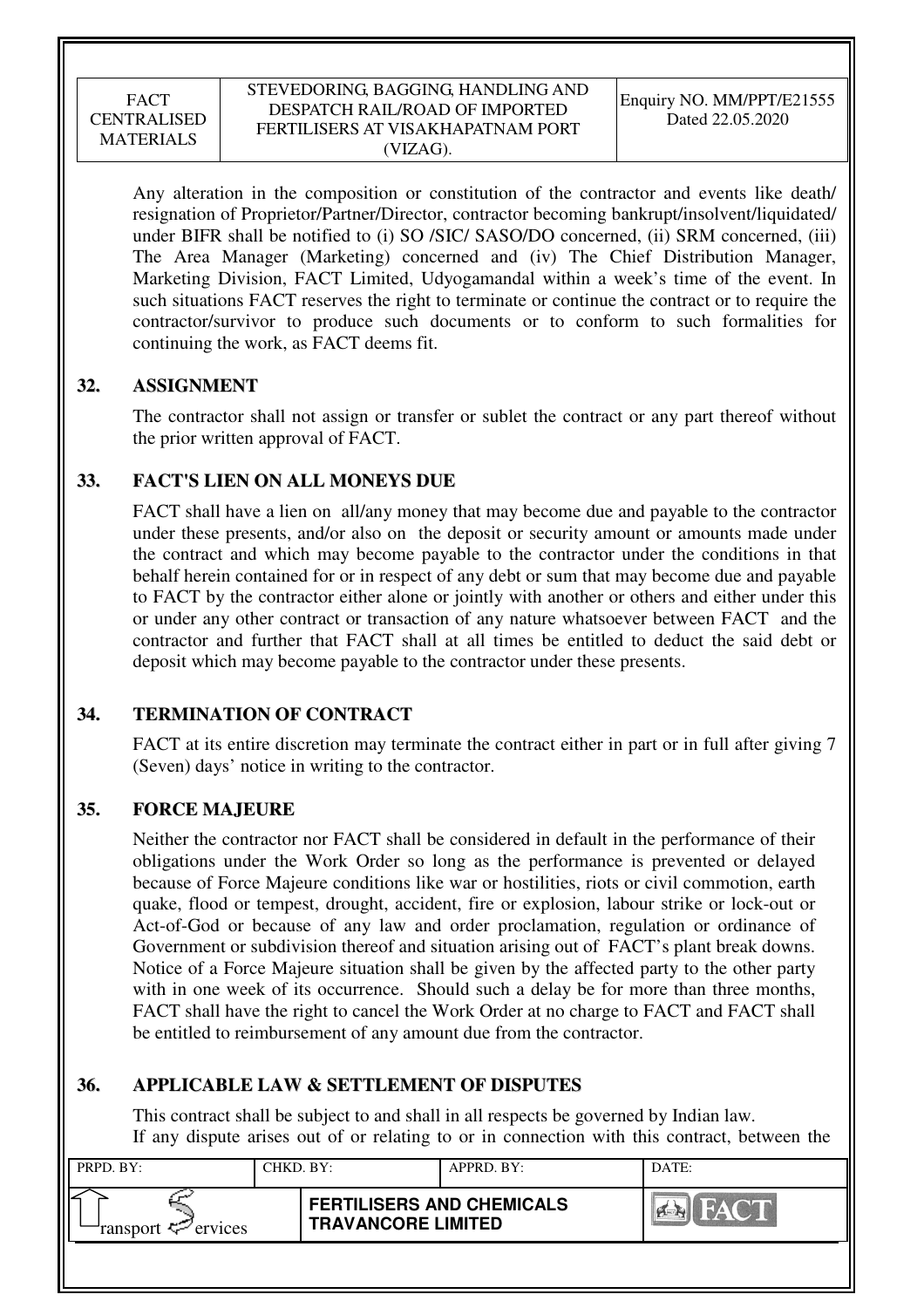Any alteration in the composition or constitution of the contractor and events like death/ resignation of Proprietor/Partner/Director, contractor becoming bankrupt/insolvent/liquidated/ under BIFR shall be notified to (i) SO /SIC/ SASO/DO concerned, (ii) SRM concerned, (iii) The Area Manager (Marketing) concerned and (iv) The Chief Distribution Manager, Marketing Division, FACT Limited, Udyogamandal within a week's time of the event. In such situations FACT reserves the right to terminate or continue the contract or to require the contractor/survivor to produce such documents or to conform to such formalities for continuing the work, as FACT deems fit.

## 32. ASSIGNMENT

The contractor shall not assign or transfer or sublet the contract or any part thereof without the prior written approval of FACT.

## 33. FACT'S LIEN ON ALL MONEYS DUE

FACT shall have a lien on all/any money that may become due and payable to the contractor under these presents, and/or also on the deposit or security amount or amounts made under the contract and which may become payable to the contractor under the conditions in that behalf herein contained for or in respect of any debt or sum that may become due and payable to FACT by the contractor either alone or jointly with another or others and either under this or under any other contract or transaction of any nature whatsoever between FACT and the contractor and further that FACT shall at all times be entitled to deduct the said debt or deposit which may become payable to the contractor under these presents.

## 34. TERMINATION OF CONTRACT

FACT at its entire discretion may terminate the contract either in part or in full after giving 7 (Seven) days' notice in writing to the contractor.

## 35. FORCE MAJEURE

Neither the contractor nor FACT shall be considered in default in the performance of their obligations under the Work Order so long as the performance is prevented or delayed because of Force Majeure conditions like war or hostilities, riots or civil commotion, earth quake, flood or tempest, drought, accident, fire or explosion, labour strike or lock-out or Act-of-God or because of any law and order proclamation, regulation or ordinance of Government or subdivision thereof and situation arising out of FACT's plant break downs. Notice of a Force Majeure situation shall be given by the affected party to the other party with in one week of its occurrence. Should such a delay be for more than three months, FACT shall have the right to cancel the Work Order at no charge to FACT and FACT shall be entitled to reimbursement of any amount due from the contractor.

## 36. APPLICABLE LAW & SETTLEMENT OF DISPUTES

This contract shall be subject to and shall in all respects be governed by Indian law.
If any dispute arises out of or relating to or in connection with this contract, between the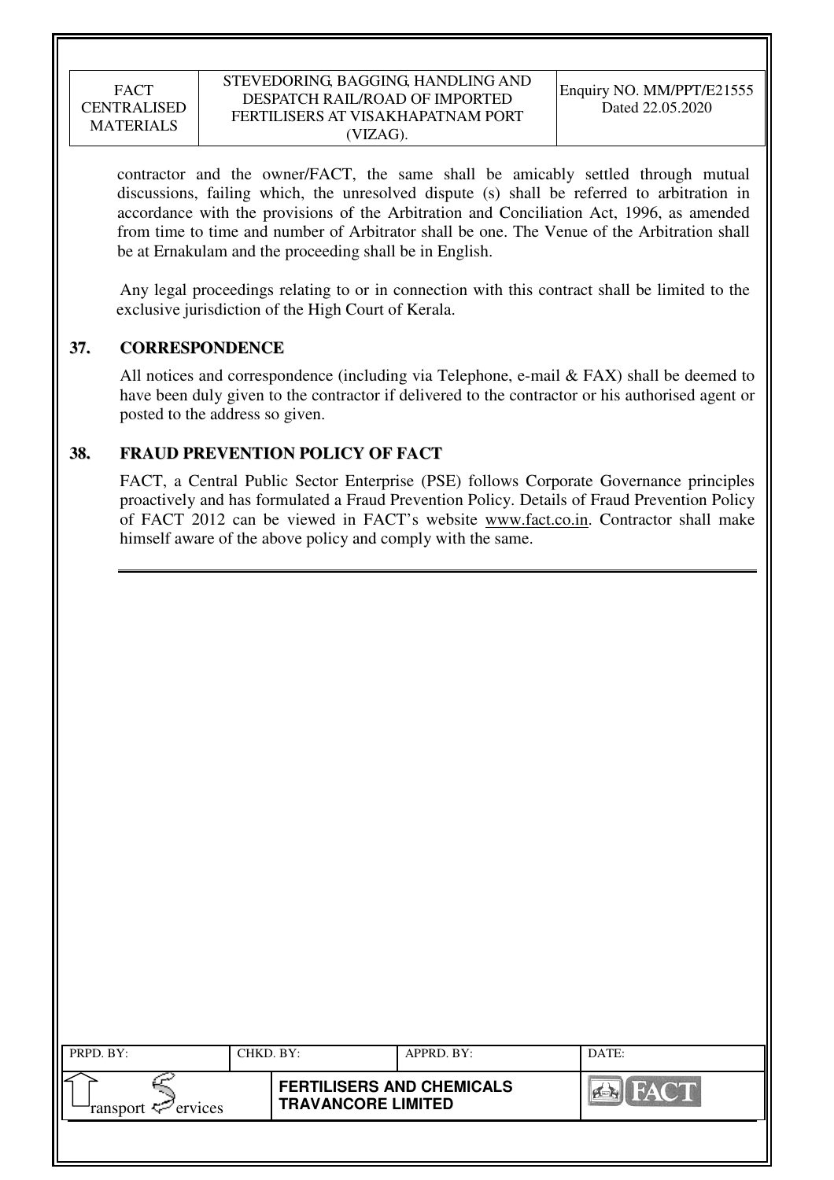contractor and the owner/FACT, the same shall be amicably settled through mutual discussions, failing which, the unresolved dispute (s) shall be referred to arbitration in accordance with the provisions of the Arbitration and Conciliation Act, 1996, as amended from time to time and number of Arbitrator shall be one. The Venue of the Arbitration shall be at Ernakulam and the proceeding shall be in English.

Any legal proceedings relating to or in connection with this contract shall be limited to the exclusive jurisdiction of the High Court of Kerala.

## 37. CORRESPONDENCE

All notices and correspondence (including via Telephone, e-mail & FAX) shall be deemed to have been duly given to the contractor if delivered to the contractor or his authorised agent or posted to the address so given.

## 38. FRAUD PREVENTION POLICY OF FACT

FACT, a Central Public Sector Enterprise (PSE) follows Corporate Governance principles proactively and has formulated a Fraud Prevention Policy. Details of Fraud Prevention Policy of FACT 2012 can be viewed in FACT's website www.fact.co.in. Contractor shall make himself aware of the above policy and comply with the same.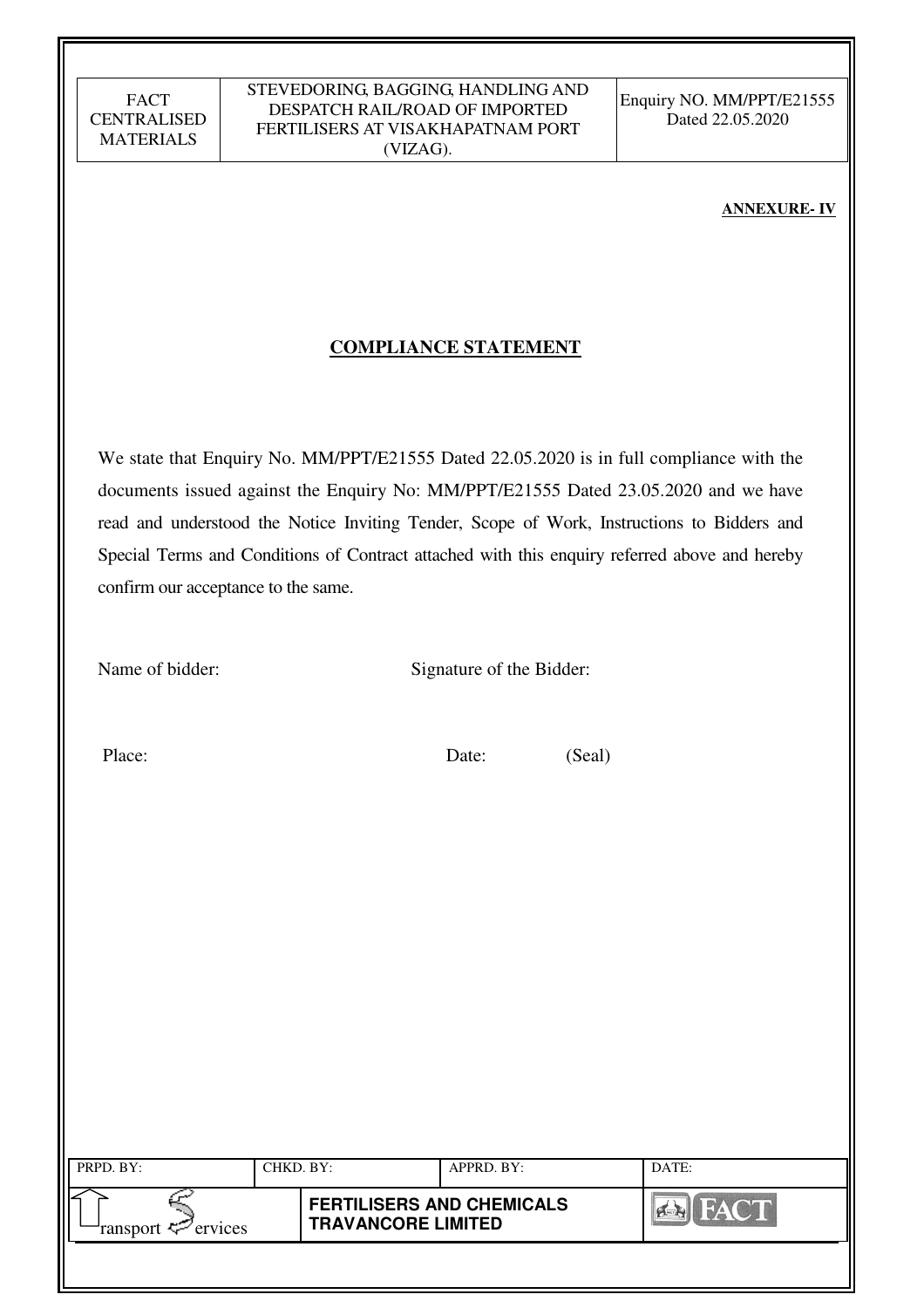**ANNEXURE- IV**

## COMPLIANCE STATEMENT

We state that Enquiry No. MM/PPT/E21555 Dated 22.05.2020 is in full compliance with the documents issued against the Enquiry No: MM/PPT/E21555 Dated 23.05.2020 and we have read and understood the Notice Inviting Tender, Scope of Work, Instructions to Bidders and Special Terms and Conditions of Contract attached with this enquiry referred above and hereby confirm our acceptance to the same.

Name of bidder: Signature of the Bidder:

Place: Date: (Seal)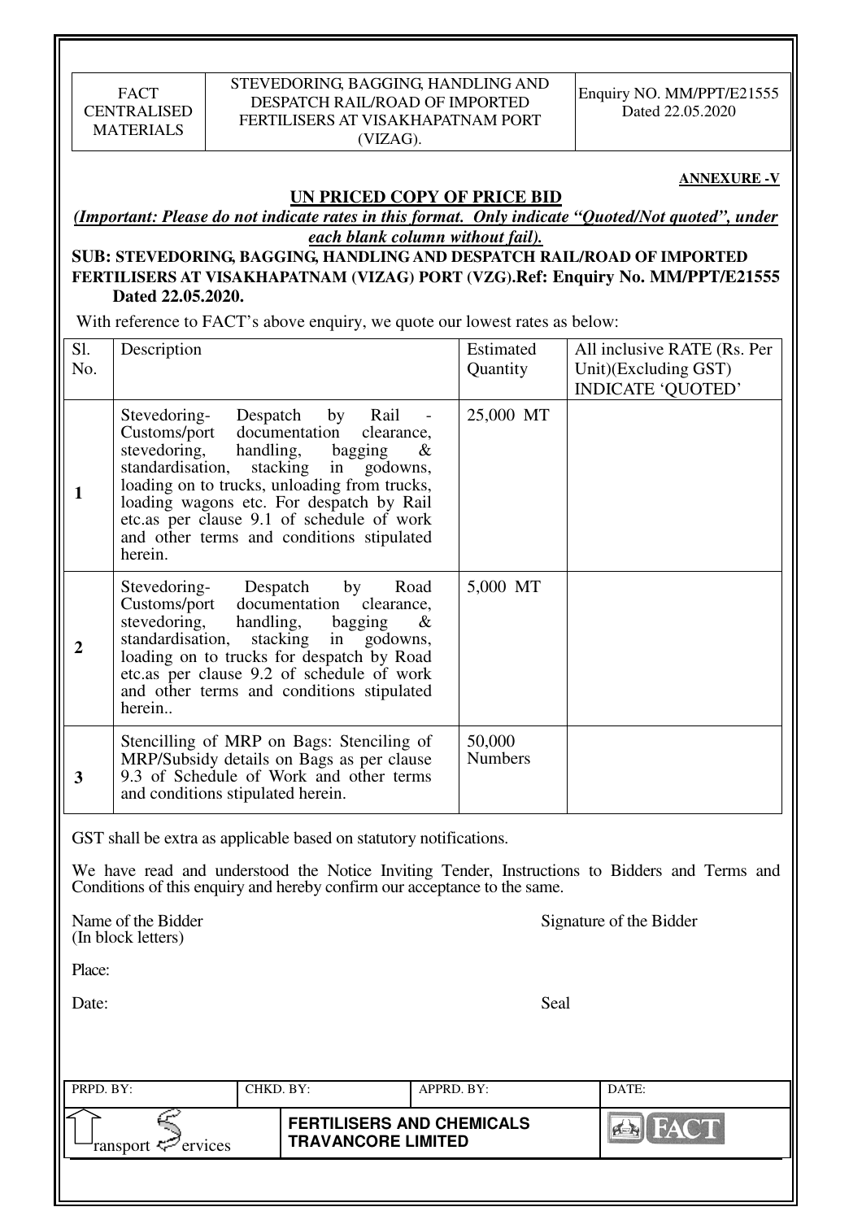**ANNEXURE -V**

## UN PRICED COPY OF PRICE BID

***(Important: Please do not indicate rates in this format. Only indicate "Quoted/Not quoted", under each blank column without fail).***

**SUB: STEVEDORING, BAGGING, HANDLING AND DESPATCH RAIL/ROAD OF IMPORTED FERTILISERS AT VISAKHAPATNAM (VIZAG) PORT (VZG).Ref: Enquiry No. MM/PPT/E21555 Dated 22.05.2020.**

With reference to FACT's above enquiry, we quote our lowest rates as below:

| Sl. No. | Description | Estimated Quantity | All inclusive RATE (Rs. Per Unit)(Excluding GST) INDICATE 'QUOTED' |
|---|---|---|---|
| 1 | Stevedoring- Despatch by Rail - Customs/port documentation clearance, stevedoring, handling, bagging & standardisation, stacking in godowns, loading on to trucks, unloading from trucks, loading wagons etc. For despatch by Rail etc.as per clause 9.1 of schedule of work and other terms and conditions stipulated herein. | 25,000 MT | |
| 2 | Stevedoring- Despatch by Road Customs/port documentation clearance, stevedoring, handling, bagging & standardisation, stacking in godowns, loading on to trucks for despatch by Road etc.as per clause 9.2 of schedule of work and other terms and conditions stipulated herein.. | 5,000 MT | |
| 3 | Stencilling of MRP on Bags: Stenciling of MRP/Subsidy details on Bags as per clause 9.3 of Schedule of Work and other terms and conditions stipulated herein. | 50,000 Numbers | |

GST shall be extra as applicable based on statutory notifications.

We have read and understood the Notice Inviting Tender, Instructions to Bidders and Terms and Conditions of this enquiry and hereby confirm our acceptance to the same.

Name of the Bidder (In block letters)

Signature of the Bidder

Place:

Date:

Seal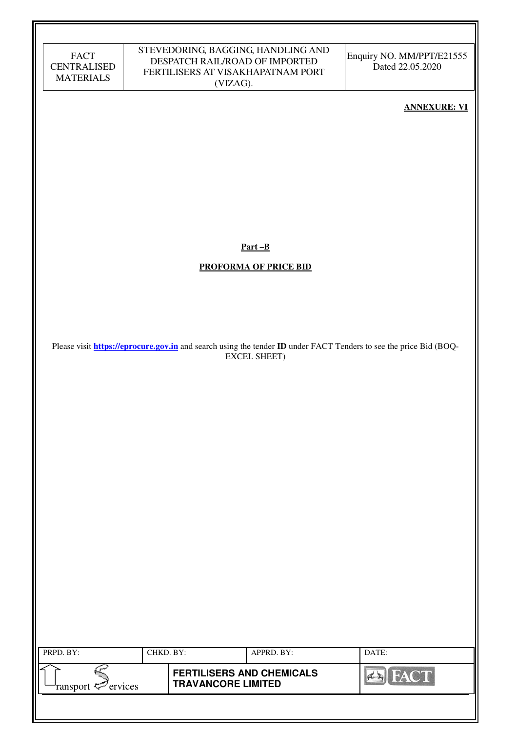**ANNEXURE: VI**

**Part –B**

**PROFORMA OF PRICE BID**

Please visit **https://eprocure.gov.in** and search using the tender **ID** under FACT Tenders to see the price Bid (BOQ-EXCEL SHEET)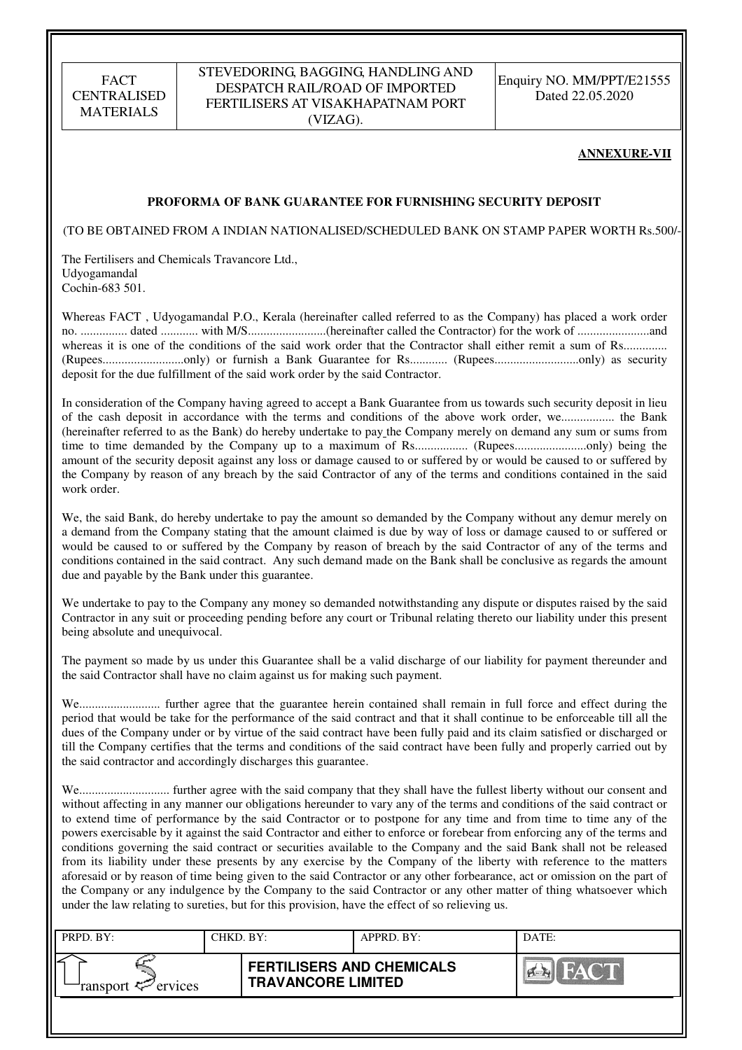**ANNEXURE-VII**

**PROFORMA OF BANK GUARANTEE FOR FURNISHING SECURITY DEPOSIT**

(TO BE OBTAINED FROM A INDIAN NATIONALISED/SCHEDULED BANK ON STAMP PAPER WORTH Rs.500/-

The Fertilisers and Chemicals Travancore Ltd.,
Udyogamandal
Cochin-683 501.

Whereas FACT , Udyogamandal P.O., Kerala (hereinafter called referred to as the Company) has placed a work order no. ............... dated ............ with M/S.........................(hereinafter called the Contractor) for the work of .......................and whereas it is one of the conditions of the said work order that the Contractor shall either remit a sum of Rs............. (Rupees..........................only) or furnish a Bank Guarantee for Rs............ (Rupees...........................only) as security deposit for the due fulfillment of the said work order by the said Contractor.

In consideration of the Company having agreed to accept a Bank Guarantee from us towards such security deposit in lieu of the cash deposit in accordance with the terms and conditions of the above work order, we................. the Bank (hereinafter referred to as the Bank) do hereby undertake to pay the Company merely on demand any sum or sums from time to time demanded by the Company up to a maximum of Rs................. (Rupees.......................only) being the amount of the security deposit against any loss or damage caused to or suffered by or would be caused to or suffered by the Company by reason of any breach by the said Contractor of any of the terms and conditions contained in the said work order.

We, the said Bank, do hereby undertake to pay the amount so demanded by the Company without any demur merely on a demand from the Company stating that the amount claimed is due by way of loss or damage caused to or suffered or would be caused to or suffered by the Company by reason of breach by the said Contractor of any of the terms and conditions contained in the said contract. Any such demand made on the Bank shall be conclusive as regards the amount due and payable by the Bank under this guarantee.

We undertake to pay to the Company any money so demanded notwithstanding any dispute or disputes raised by the said Contractor in any suit or proceeding pending before any court or Tribunal relating thereto our liability under this present being absolute and unequivocal.

The payment so made by us under this Guarantee shall be a valid discharge of our liability for payment thereunder and the said Contractor shall have no claim against us for making such payment.

We.......................... further agree that the guarantee herein contained shall remain in full force and effect during the period that would be take for the performance of the said contract and that it shall continue to be enforceable till all the dues of the Company under or by virtue of the said contract have been fully paid and its claim satisfied or discharged or till the Company certifies that the terms and conditions of the said contract have been fully and properly carried out by the said contractor and accordingly discharges this guarantee.

We............................ further agree with the said company that they shall have the fullest liberty without our consent and without affecting in any manner our obligations hereunder to vary any of the terms and conditions of the said contract or to extend time of performance by the said Contractor or to postpone for any time and from time to time any of the powers exercisable by it against the said Contractor and either to enforce or forebear from enforcing any of the terms and conditions governing the said contract or securities available to the Company and the said Bank shall not be released from its liability under these presents by any exercise by the Company of the liberty with reference to the matters aforesaid or by reason of time being given to the said Contractor or any other forbearance, act or omission on the part of the Company or any indulgence by the Company to the said Contractor or any other matter of thing whatsoever which under the law relating to sureties, but for this provision, have the effect of so relieving us.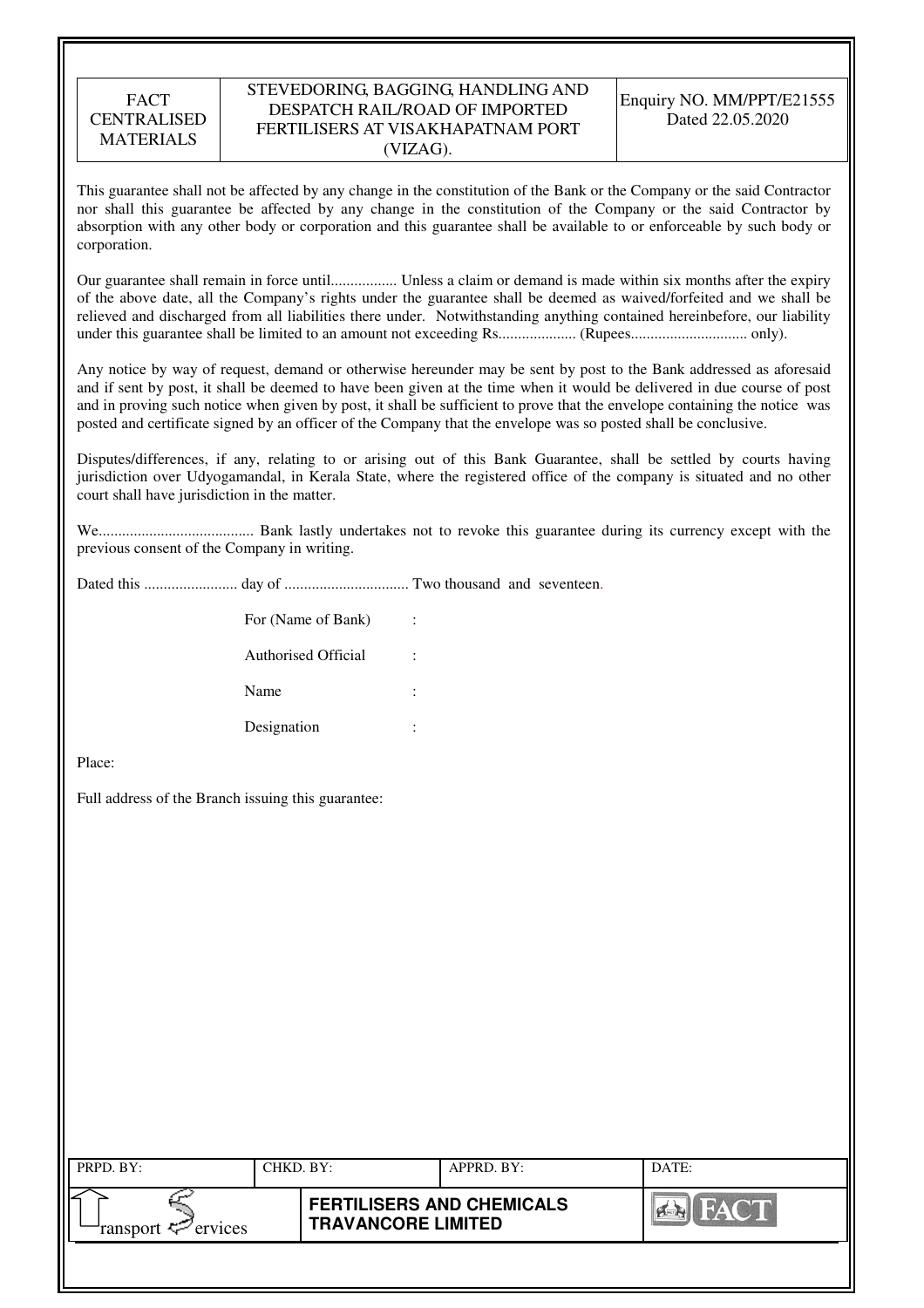This guarantee shall not be affected by any change in the constitution of the Bank or the Company or the said Contractor nor shall this guarantee be affected by any change in the constitution of the Company or the said Contractor by absorption with any other body or corporation and this guarantee shall be available to or enforceable by such body or corporation.

Our guarantee shall remain in force until................. Unless a claim or demand is made within six months after the expiry of the above date, all the Company's rights under the guarantee shall be deemed as waived/forfeited and we shall be relieved and discharged from all liabilities there under. Notwithstanding anything contained hereinbefore, our liability under this guarantee shall be limited to an amount not exceeding Rs.................... (Rupees.............................. only).

Any notice by way of request, demand or otherwise hereunder may be sent by post to the Bank addressed as aforesaid and if sent by post, it shall be deemed to have been given at the time when it would be delivered in due course of post and in proving such notice when given by post, it shall be sufficient to prove that the envelope containing the notice was posted and certificate signed by an officer of the Company that the envelope was so posted shall be conclusive.

Disputes/differences, if any, relating to or arising out of this Bank Guarantee, shall be settled by courts having jurisdiction over Udyogamandal, in Kerala State, where the registered office of the company is situated and no other court shall have jurisdiction in the matter.

We........................................ Bank lastly undertakes not to revoke this guarantee during its currency except with the previous consent of the Company in writing.

Dated this ........................ day of ................................ Two thousand and seventeen.

For (Name of Bank) :

Authorised Official :

Name :

Designation :

Place:

Full address of the Branch issuing this guarantee: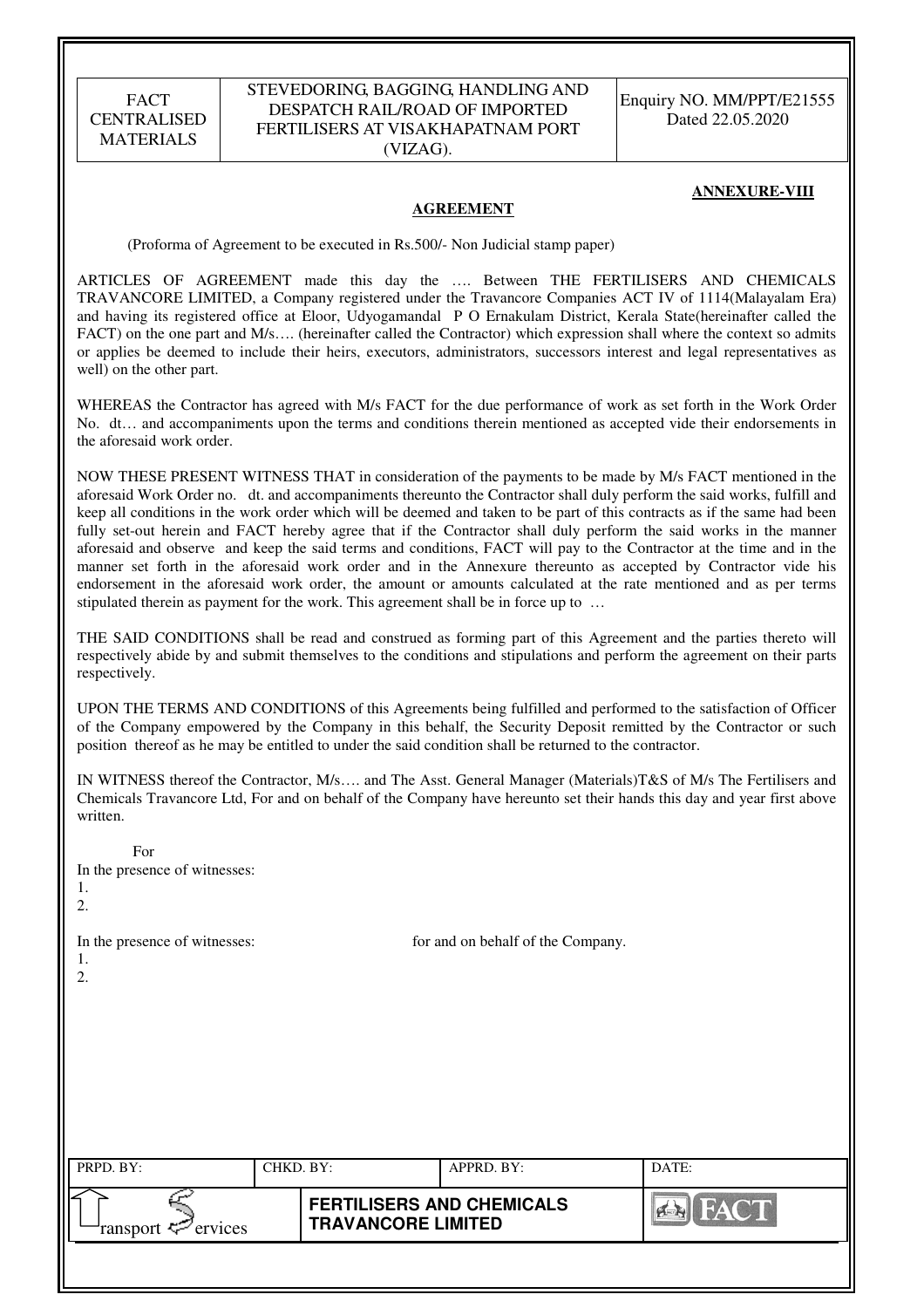**ANNEXURE-VIII**

**AGREEMENT**

(Proforma of Agreement to be executed in Rs.500/- Non Judicial stamp paper)

ARTICLES OF AGREEMENT made this day the …. Between THE FERTILISERS AND CHEMICALS TRAVANCORE LIMITED, a Company registered under the Travancore Companies ACT IV of 1114(Malayalam Era) and having its registered office at Eloor, Udyogamandal P O Ernakulam District, Kerala State(hereinafter called the FACT) on the one part and M/s…. (hereinafter called the Contractor) which expression shall where the context so admits or applies be deemed to include their heirs, executors, administrators, successors interest and legal representatives as well) on the other part.

WHEREAS the Contractor has agreed with M/s FACT for the due performance of work as set forth in the Work Order No. dt… and accompaniments upon the terms and conditions therein mentioned as accepted vide their endorsements in the aforesaid work order.

NOW THESE PRESENT WITNESS THAT in consideration of the payments to be made by M/s FACT mentioned in the aforesaid Work Order no. dt. and accompaniments thereunto the Contractor shall duly perform the said works, fulfill and keep all conditions in the work order which will be deemed and taken to be part of this contracts as if the same had been fully set-out herein and FACT hereby agree that if the Contractor shall duly perform the said works in the manner aforesaid and observe and keep the said terms and conditions, FACT will pay to the Contractor at the time and in the manner set forth in the aforesaid work order and in the Annexure thereunto as accepted by Contractor vide his endorsement in the aforesaid work order, the amount or amounts calculated at the rate mentioned and as per terms stipulated therein as payment for the work. This agreement shall be in force up to …

THE SAID CONDITIONS shall be read and construed as forming part of this Agreement and the parties thereto will respectively abide by and submit themselves to the conditions and stipulations and perform the agreement on their parts respectively.

UPON THE TERMS AND CONDITIONS of this Agreements being fulfilled and performed to the satisfaction of Officer of the Company empowered by the Company in this behalf, the Security Deposit remitted by the Contractor or such position thereof as he may be entitled to under the said condition shall be returned to the contractor.

IN WITNESS thereof the Contractor, M/s…. and The Asst. General Manager (Materials)T&S of M/s The Fertilisers and Chemicals Travancore Ltd, For and on behalf of the Company have hereunto set their hands this day and year first above written.

For

In the presence of witnesses:

1.
2.

In the presence of witnesses: for and on behalf of the Company.

1.
2.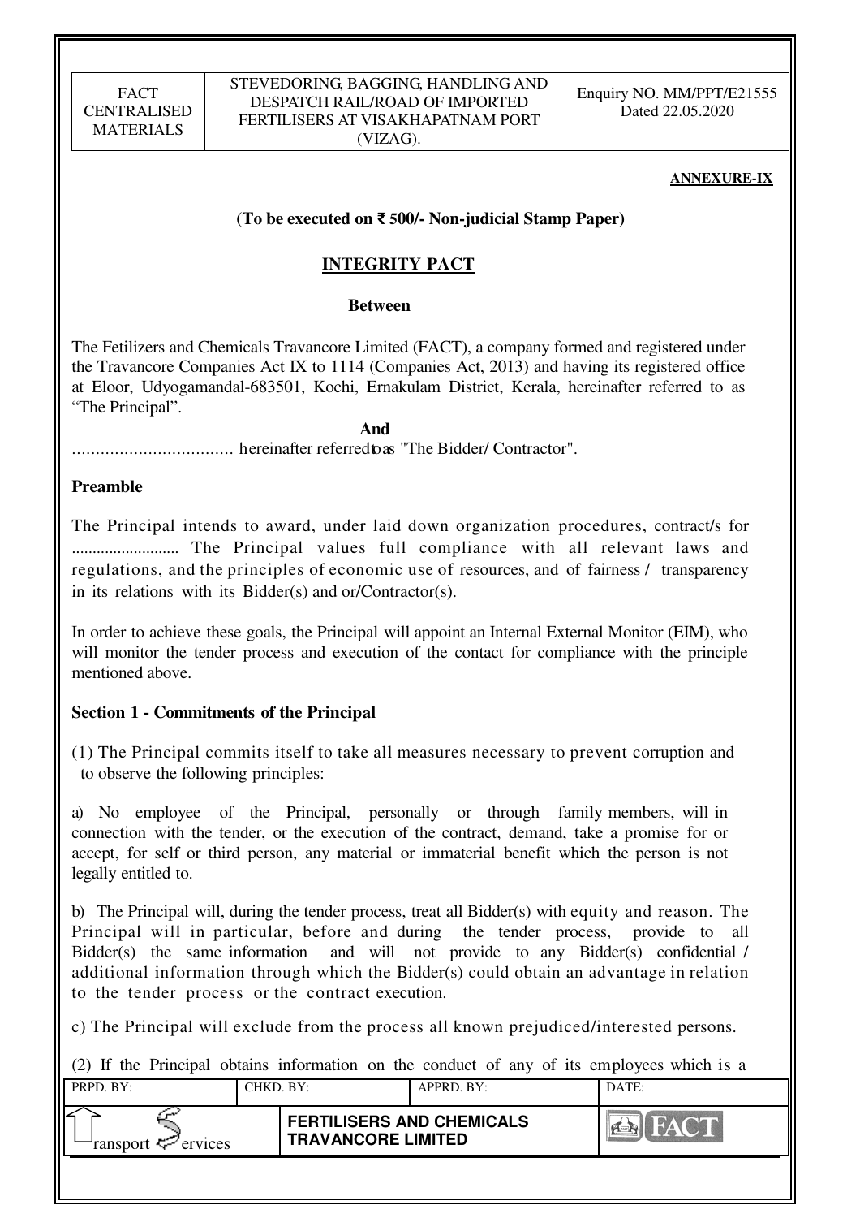**ANNEXURE-IX**

**(To be executed on ₹ 500/- Non-judicial Stamp Paper)**

## INTEGRITY PACT

**Between**

The Fetilizers and Chemicals Travancore Limited (FACT), a company formed and registered under the Travancore Companies Act IX to 1114 (Companies Act, 2013) and having its registered office at Eloor, Udyogamandal-683501, Kochi, Ernakulam District, Kerala, hereinafter referred to as "The Principal".

**And**

.................................. hereinafter referred to as "The Bidder/ Contractor".

### Preamble

The Principal intends to award, under laid down organization procedures, contract/s for ......................... The Principal values full compliance with all relevant laws and regulations, and the principles of economic use of resources, and of fairness / transparency in its relations with its Bidder(s) and or/Contractor(s).

In order to achieve these goals, the Principal will appoint an Internal External Monitor (EIM), who will monitor the tender process and execution of the contact for compliance with the principle mentioned above.

### Section 1 - Commitments of the Principal

(1) The Principal commits itself to take all measures necessary to prevent corruption and to observe the following principles:

a) No employee of the Principal, personally or through family members, will in connection with the tender, or the execution of the contract, demand, take a promise for or accept, for self or third person, any material or immaterial benefit which the person is not legally entitled to.

b) The Principal will, during the tender process, treat all Bidder(s) with equity and reason. The Principal will in particular, before and during the tender process, provide to all Bidder(s) the same information and will not provide to any Bidder(s) confidential / additional information through which the Bidder(s) could obtain an advantage in relation to the tender process or the contract execution.

c) The Principal will exclude from the process all known prejudiced/interested persons.

(2) If the Principal obtains information on the conduct of any of its employees which is a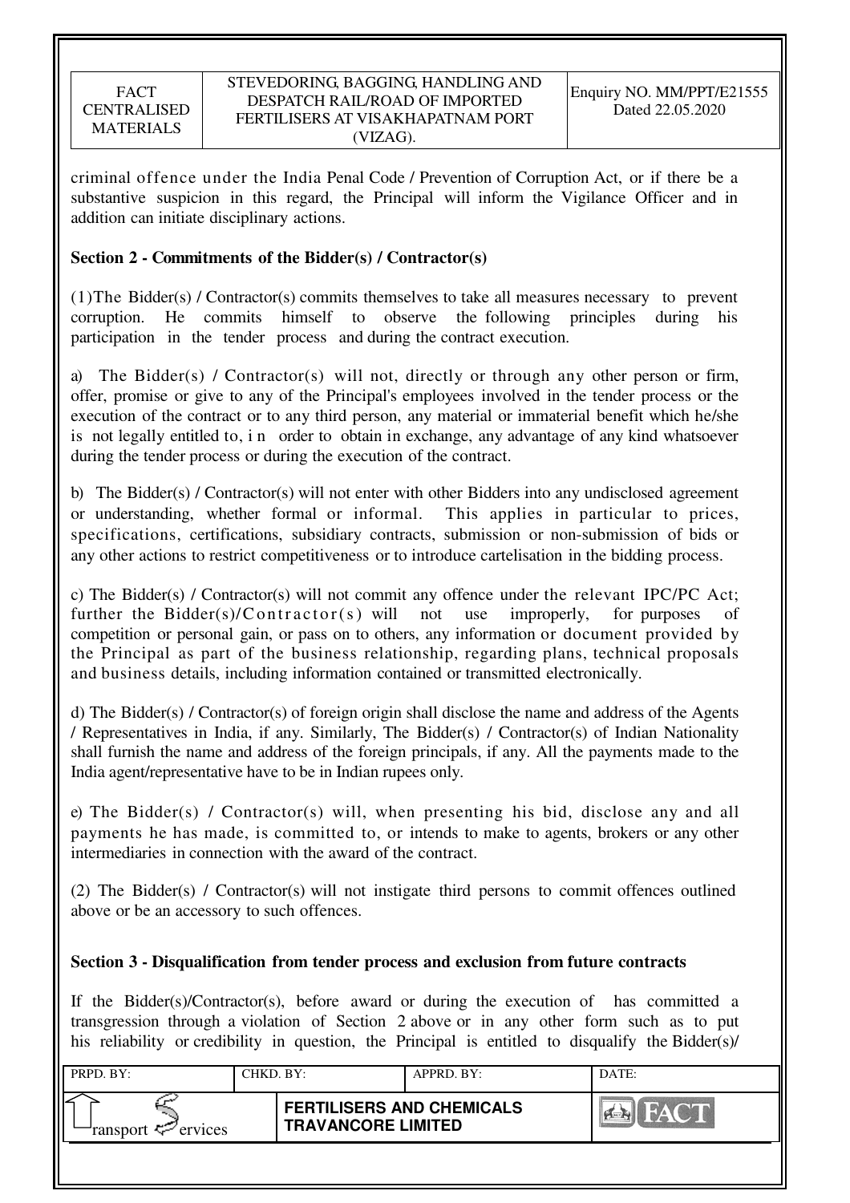criminal offence under the India Penal Code / Prevention of Corruption Act, or if there be a substantive suspicion in this regard, the Principal will inform the Vigilance Officer and in addition can initiate disciplinary actions.

**Section 2 - Commitments of the Bidder(s) / Contractor(s)**

(1)The Bidder(s) / Contractor(s) commits themselves to take all measures necessary to prevent corruption. He commits himself to observe the following principles during his participation in the tender process and during the contract execution.

a) The Bidder(s) / Contractor(s) will not, directly or through any other person or firm, offer, promise or give to any of the Principal's employees involved in the tender process or the execution of the contract or to any third person, any material or immaterial benefit which he/she is not legally entitled to, i n order to obtain in exchange, any advantage of any kind whatsoever during the tender process or during the execution of the contract.

b) The Bidder(s) / Contractor(s) will not enter with other Bidders into any undisclosed agreement or understanding, whether formal or informal. This applies in particular to prices, specifications, certifications, subsidiary contracts, submission or non-submission of bids or any other actions to restrict competitiveness or to introduce cartelisation in the bidding process.

c) The Bidder(s) / Contractor(s) will not commit any offence under the relevant IPC/PC Act; further the Bidder(s)/Contractor(s) will not use improperly, for purposes of competition or personal gain, or pass on to others, any information or document provided by the Principal as part of the business relationship, regarding plans, technical proposals and business details, including information contained or transmitted electronically.

d) The Bidder(s) / Contractor(s) of foreign origin shall disclose the name and address of the Agents / Representatives in India, if any. Similarly, The Bidder(s) / Contractor(s) of Indian Nationality shall furnish the name and address of the foreign principals, if any. All the payments made to the India agent/representative have to be in Indian rupees only.

e) The Bidder(s) / Contractor(s) will, when presenting his bid, disclose any and all payments he has made, is committed to, or intends to make to agents, brokers or any other intermediaries in connection with the award of the contract.

(2) The Bidder(s) / Contractor(s) will not instigate third persons to commit offences outlined above or be an accessory to such offences.

**Section 3 - Disqualification from tender process and exclusion from future contracts**

If the Bidder(s)/Contractor(s), before award or during the execution of has committed a transgression through a violation of Section 2 above or in any other form such as to put his reliability or credibility in question, the Principal is entitled to disqualify the Bidder(s)/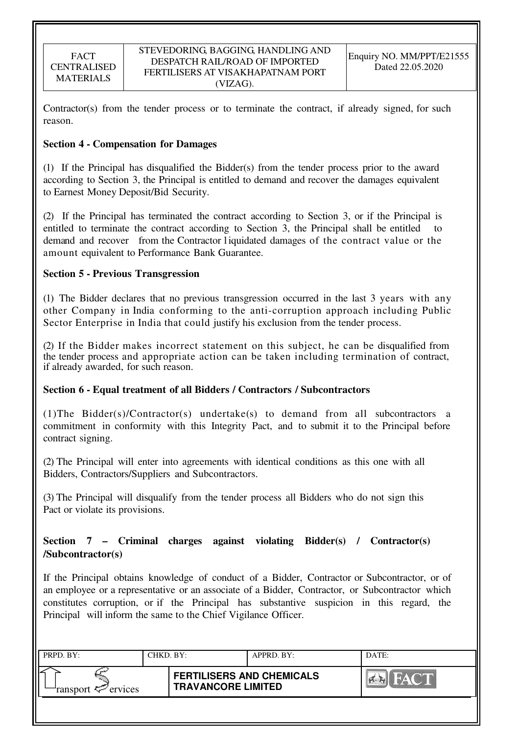Contractor(s) from the tender process or to terminate the contract, if already signed, for such reason.

**Section 4 - Compensation for Damages**

(1) If the Principal has disqualified the Bidder(s) from the tender process prior to the award according to Section 3, the Principal is entitled to demand and recover the damages equivalent to Earnest Money Deposit/Bid Security.

(2) If the Principal has terminated the contract according to Section 3, or if the Principal is entitled to terminate the contract according to Section 3, the Principal shall be entitled to demand and recover from the Contractor liquidated damages of the contract value or the amount equivalent to Performance Bank Guarantee.

**Section 5 - Previous Transgression**

(1) The Bidder declares that no previous transgression occurred in the last 3 years with any other Company in India conforming to the anti-corruption approach including Public Sector Enterprise in India that could justify his exclusion from the tender process.

(2) If the Bidder makes incorrect statement on this subject, he can be disqualified from the tender process and appropriate action can be taken including termination of contract, if already awarded, for such reason.

**Section 6 - Equal treatment of all Bidders / Contractors / Subcontractors**

(1)The Bidder(s)/Contractor(s) undertake(s) to demand from all subcontractors a commitment in conformity with this Integrity Pact, and to submit it to the Principal before contract signing.

(2) The Principal will enter into agreements with identical conditions as this one with all Bidders, Contractors/Suppliers and Subcontractors.

(3) The Principal will disqualify from the tender process all Bidders who do not sign this Pact or violate its provisions.

**Section 7 – Criminal charges against violating Bidder(s) / Contractor(s) /Subcontractor(s)**

If the Principal obtains knowledge of conduct of a Bidder, Contractor or Subcontractor, or of an employee or a representative or an associate of a Bidder, Contractor, or Subcontractor which constitutes corruption, or if the Principal has substantive suspicion in this regard, the Principal will inform the same to the Chief Vigilance Officer.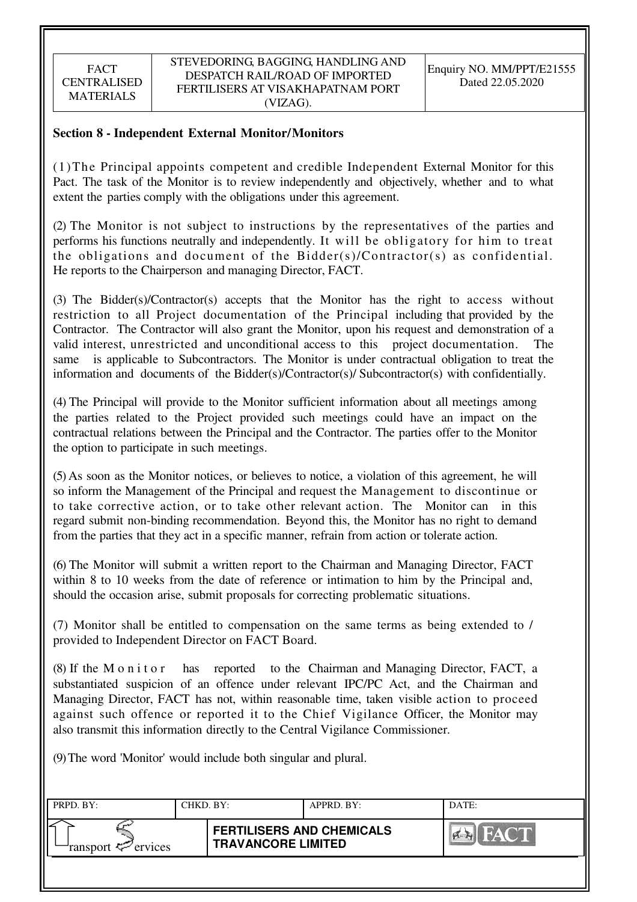## Section 8 - Independent External Monitor/Monitors

(1) The Principal appoints competent and credible Independent External Monitor for this Pact. The task of the Monitor is to review independently and objectively, whether and to what extent the parties comply with the obligations under this agreement.

(2) The Monitor is not subject to instructions by the representatives of the parties and performs his functions neutrally and independently. It will be obligatory for him to treat the obligations and document of the Bidder(s)/Contractor(s) as confidential. He reports to the Chairperson and managing Director, FACT.

(3) The Bidder(s)/Contractor(s) accepts that the Monitor has the right to access without restriction to all Project documentation of the Principal including that provided by the Contractor. The Contractor will also grant the Monitor, upon his request and demonstration of a valid interest, unrestricted and unconditional access to this project documentation. The same is applicable to Subcontractors. The Monitor is under contractual obligation to treat the information and documents of the Bidder(s)/Contractor(s)/ Subcontractor(s) with confidentially.

(4) The Principal will provide to the Monitor sufficient information about all meetings among the parties related to the Project provided such meetings could have an impact on the contractual relations between the Principal and the Contractor. The parties offer to the Monitor the option to participate in such meetings.

(5) As soon as the Monitor notices, or believes to notice, a violation of this agreement, he will so inform the Management of the Principal and request the Management to discontinue or to take corrective action, or to take other relevant action. The Monitor can in this regard submit non-binding recommendation. Beyond this, the Monitor has no right to demand from the parties that they act in a specific manner, refrain from action or tolerate action.

(6) The Monitor will submit a written report to the Chairman and Managing Director, FACT within 8 to 10 weeks from the date of reference or intimation to him by the Principal and, should the occasion arise, submit proposals for correcting problematic situations.

(7) Monitor shall be entitled to compensation on the same terms as being extended to / provided to Independent Director on FACT Board.

(8) If the Monitor has reported to the Chairman and Managing Director, FACT, a substantiated suspicion of an offence under relevant IPC/PC Act, and the Chairman and Managing Director, FACT has not, within reasonable time, taken visible action to proceed against such offence or reported it to the Chief Vigilance Officer, the Monitor may also transmit this information directly to the Central Vigilance Commissioner.

(9) The word 'Monitor' would include both singular and plural.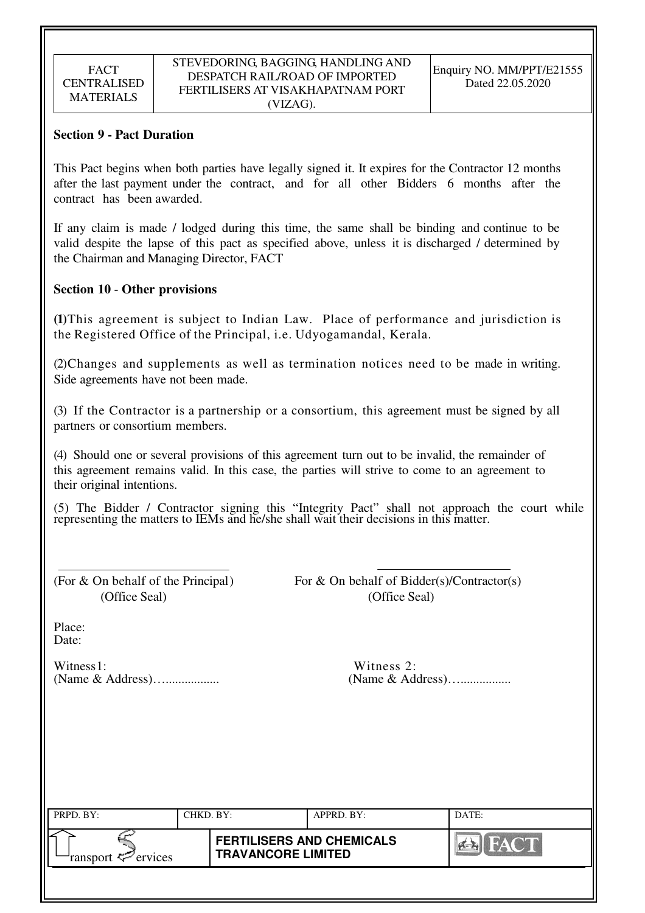**Section 9 - Pact Duration**

This Pact begins when both parties have legally signed it. It expires for the Contractor 12 months after the last payment under the contract, and for all other Bidders 6 months after the contract has been awarded.

If any claim is made / lodged during this time, the same shall be binding and continue to be valid despite the lapse of this pact as specified above, unless it is discharged / determined by the Chairman and Managing Director, FACT

**Section 10 - Other provisions**

**(1)**This agreement is subject to Indian Law. Place of performance and jurisdiction is the Registered Office of the Principal, i.e. Udyogamandal, Kerala.

(2)Changes and supplements as well as termination notices need to be made in writing. Side agreements have not been made.

(3) If the Contractor is a partnership or a consortium, this agreement must be signed by all partners or consortium members.

(4) Should one or several provisions of this agreement turn out to be invalid, the remainder of this agreement remains valid. In this case, the parties will strive to come to an agreement to their original intentions.

(5) The Bidder / Contractor signing this "Integrity Pact" shall not approach the court while representing the matters to IEMs and he/she shall wait their decisions in this matter.

\_\_\_\_\_\_\_\_\_\_\_\_\_\_\_\_\_\_\_\_\_\_\_\_\_\_\_ \_\_\_\_\_\_\_\_\_\_\_\_\_\_\_\_\_\_\_\_\_\_\_

(For & On behalf of the Principal) For & On behalf of Bidder(s)/Contractor(s)

(Office Seal) (Office Seal)

Place:
Date:

Witness1: Witness 2:
(Name & Address)….................. (Name & Address)….................